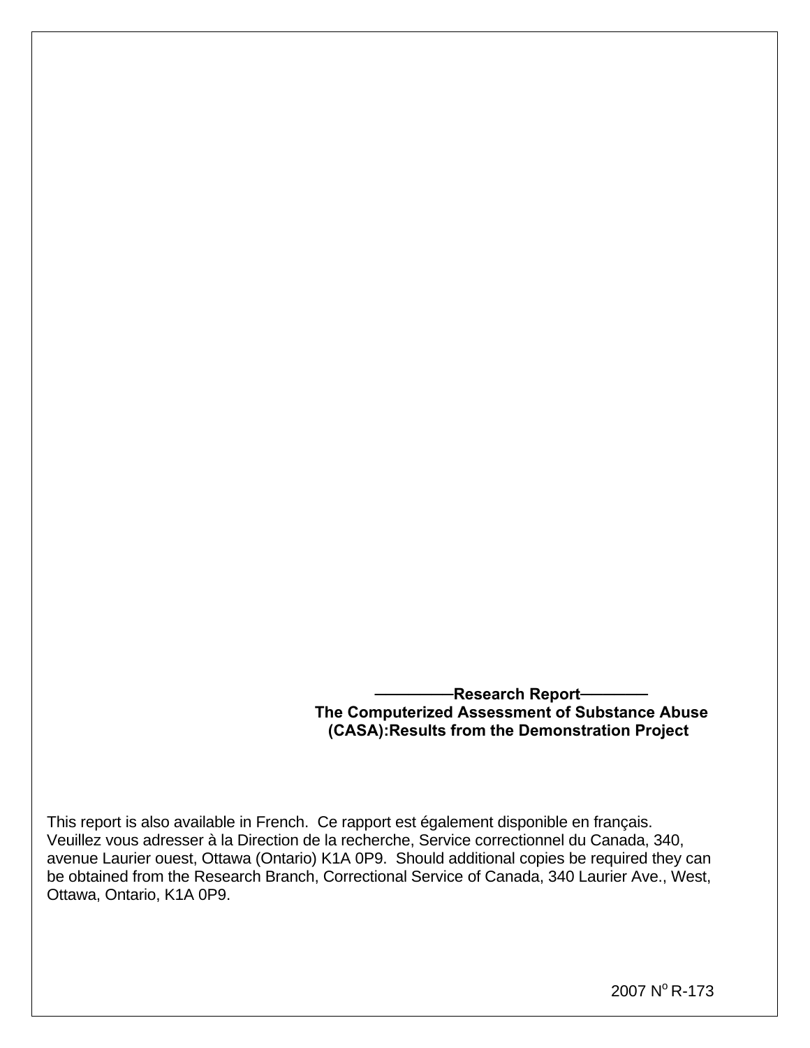**———Research Report———**

**The Computerized Assessment of Substance Abuse (CASA):Results from the Demonstration Project**

This report is also available in French. Ce rapport est également disponible en français. Veuillez vous adresser à la Direction de la recherche, Service correctionnel du Canada, 340, avenue Laurier ouest, Ottawa (Ontario) K1A 0P9. Should additional copies be required they can be obtained from the Research Branch, Correctional Service of Canada, 340 Laurier Ave., West, Ottawa, Ontario, K1A 0P9.

2007 N° R-173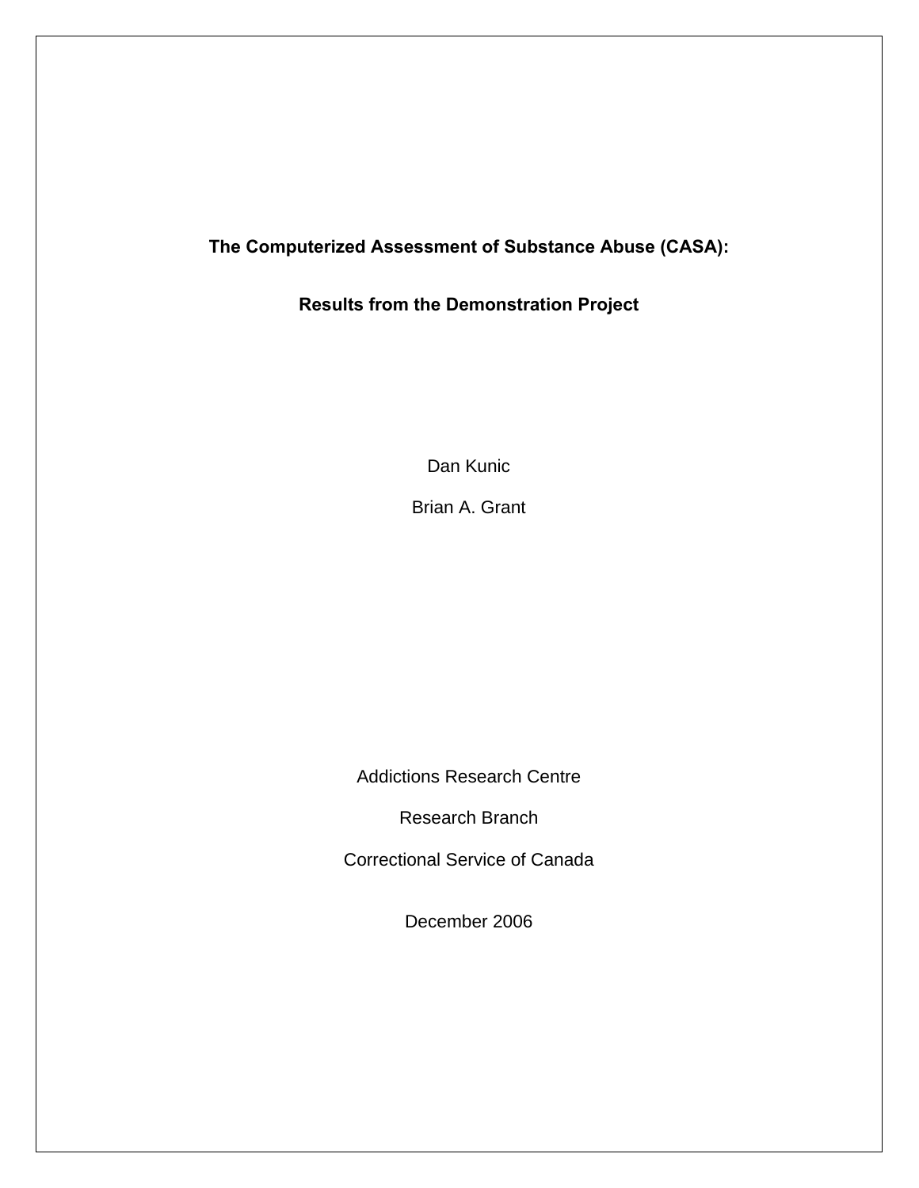**The Computerized Assessment of Substance Abuse (CASA):**

**Results from the Demonstration Project**

Dan Kunic

Brian A. Grant

Addictions Research Centre

Research Branch

Correctional Service of Canada

December 2006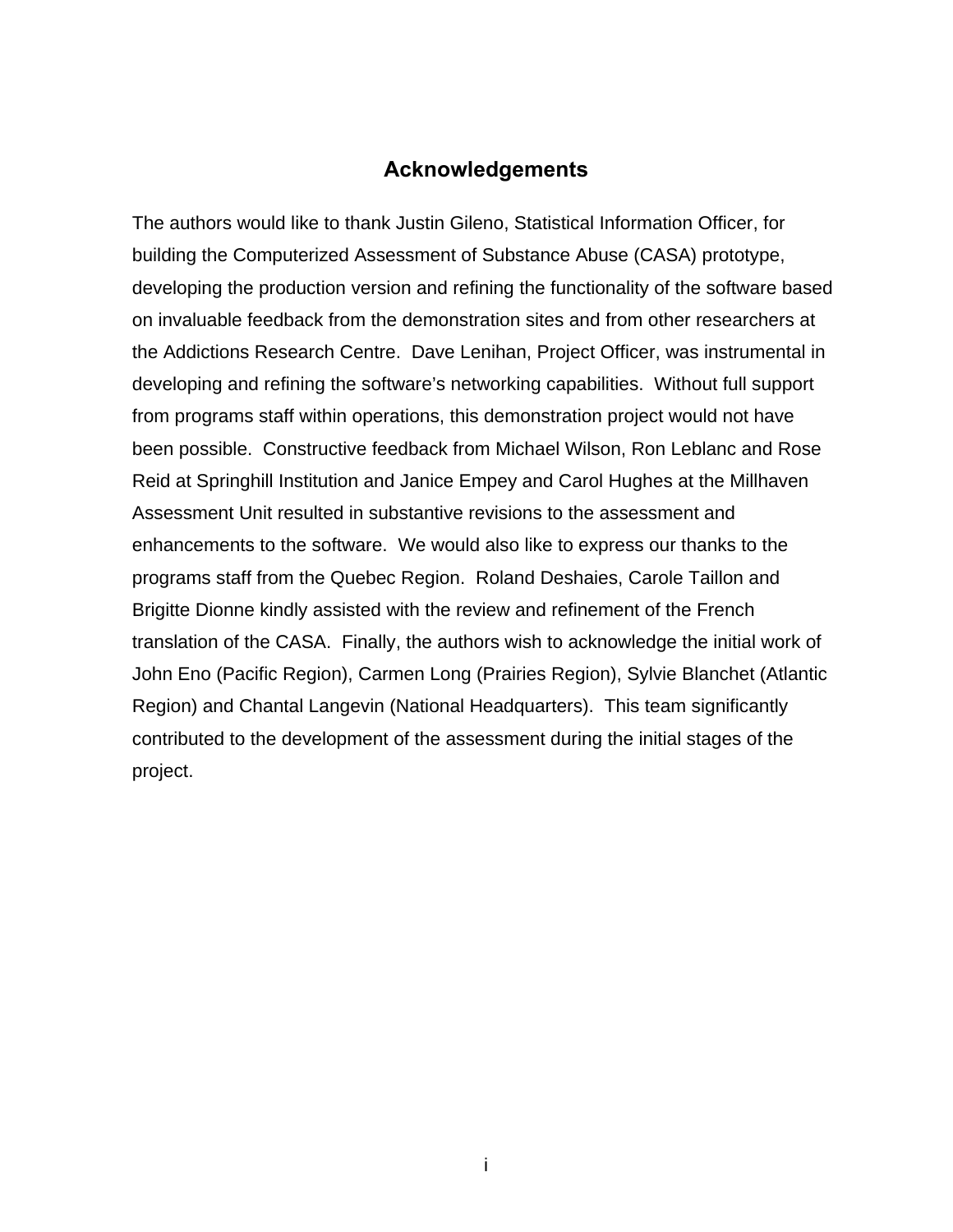## Acknowledgements

The authors would like to thank Justin Gileno, Statistical Information Officer, for building the Computerized Assessment of Substance Abuse (CASA) prototype, developing the production version and refining the functionality of the software based on invaluable feedback from the demonstration sites and from other researchers at the Addictions Research Centre. Dave Lenihan, Project Officer, was instrumental in developing and refining the software's networking capabilities. Without full support from programs staff within operations, this demonstration project would not have been possible. Constructive feedback from Michael Wilson, Ron Leblanc and Rose Reid at Springhill Institution and Janice Empey and Carol Hughes at the Millhaven Assessment Unit resulted in substantive revisions to the assessment and enhancements to the software. We would also like to express our thanks to the programs staff from the Quebec Region. Roland Deshaies, Carole Taillon and Brigitte Dionne kindly assisted with the review and refinement of the French translation of the CASA. Finally, the authors wish to acknowledge the initial work of John Eno (Pacific Region), Carmen Long (Prairies Region), Sylvie Blanchet (Atlantic Region) and Chantal Langevin (National Headquarters). This team significantly contributed to the development of the assessment during the initial stages of the project.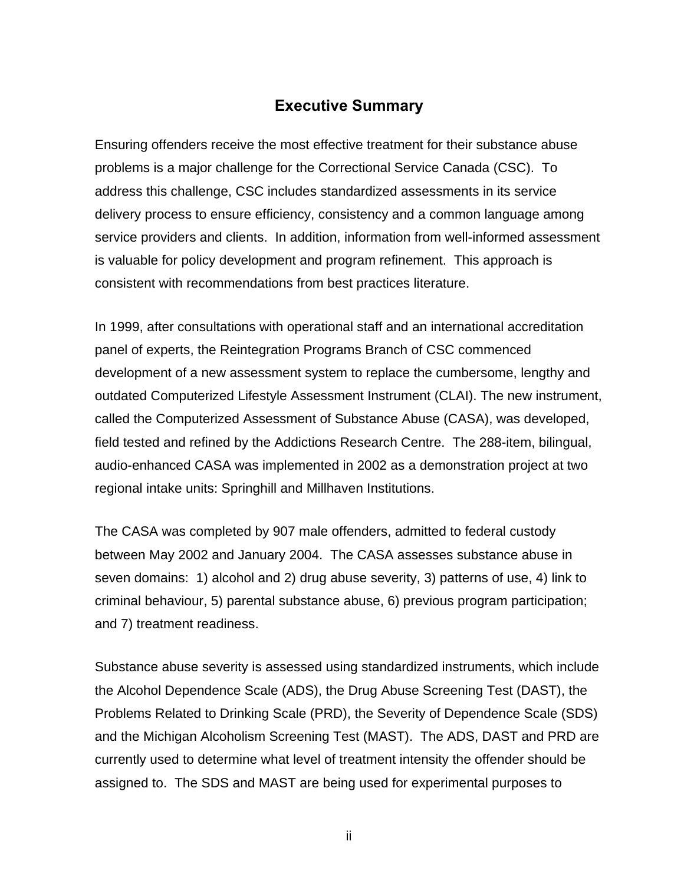## Executive Summary

Ensuring offenders receive the most effective treatment for their substance abuse problems is a major challenge for the Correctional Service Canada (CSC). To address this challenge, CSC includes standardized assessments in its service delivery process to ensure efficiency, consistency and a common language among service providers and clients. In addition, information from well-informed assessment is valuable for policy development and program refinement. This approach is consistent with recommendations from best practices literature.

In 1999, after consultations with operational staff and an international accreditation panel of experts, the Reintegration Programs Branch of CSC commenced development of a new assessment system to replace the cumbersome, lengthy and outdated Computerized Lifestyle Assessment Instrument (CLAI). The new instrument, called the Computerized Assessment of Substance Abuse (CASA), was developed, field tested and refined by the Addictions Research Centre. The 288-item, bilingual, audio-enhanced CASA was implemented in 2002 as a demonstration project at two regional intake units: Springhill and Millhaven Institutions.

The CASA was completed by 907 male offenders, admitted to federal custody between May 2002 and January 2004. The CASA assesses substance abuse in seven domains: 1) alcohol and 2) drug abuse severity, 3) patterns of use, 4) link to criminal behaviour, 5) parental substance abuse, 6) previous program participation; and 7) treatment readiness.

Substance abuse severity is assessed using standardized instruments, which include the Alcohol Dependence Scale (ADS), the Drug Abuse Screening Test (DAST), the Problems Related to Drinking Scale (PRD), the Severity of Dependence Scale (SDS) and the Michigan Alcoholism Screening Test (MAST). The ADS, DAST and PRD are currently used to determine what level of treatment intensity the offender should be assigned to. The SDS and MAST are being used for experimental purposes to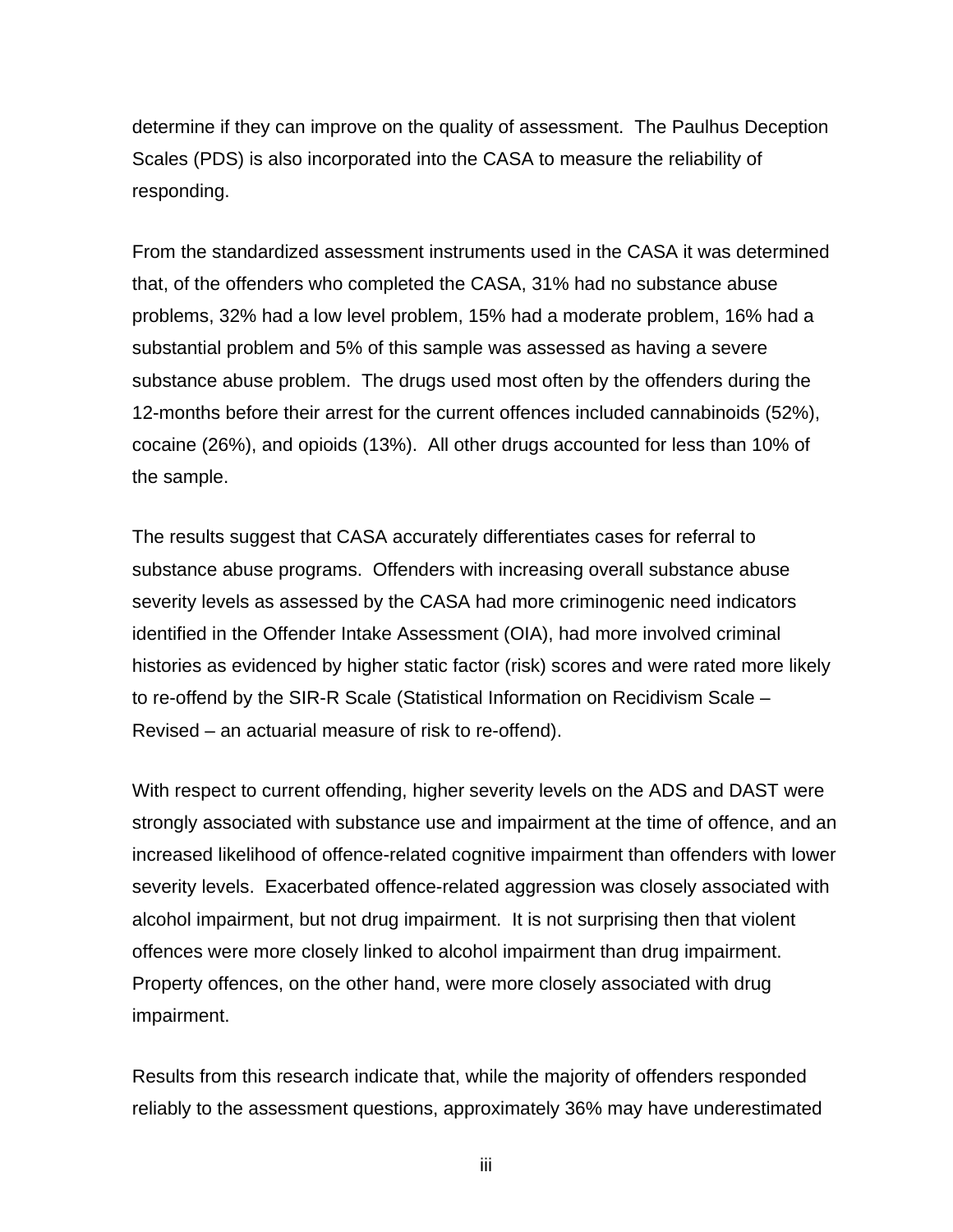determine if they can improve on the quality of assessment. The Paulhus Deception Scales (PDS) is also incorporated into the CASA to measure the reliability of responding.

From the standardized assessment instruments used in the CASA it was determined that, of the offenders who completed the CASA, 31% had no substance abuse problems, 32% had a low level problem, 15% had a moderate problem, 16% had a substantial problem and 5% of this sample was assessed as having a severe substance abuse problem. The drugs used most often by the offenders during the 12-months before their arrest for the current offences included cannabinoids (52%), cocaine (26%), and opioids (13%). All other drugs accounted for less than 10% of the sample.

The results suggest that CASA accurately differentiates cases for referral to substance abuse programs. Offenders with increasing overall substance abuse severity levels as assessed by the CASA had more criminogenic need indicators identified in the Offender Intake Assessment (OIA), had more involved criminal histories as evidenced by higher static factor (risk) scores and were rated more likely to re-offend by the SIR-R Scale (Statistical Information on Recidivism Scale – Revised – an actuarial measure of risk to re-offend).

With respect to current offending, higher severity levels on the ADS and DAST were strongly associated with substance use and impairment at the time of offence, and an increased likelihood of offence-related cognitive impairment than offenders with lower severity levels. Exacerbated offence-related aggression was closely associated with alcohol impairment, but not drug impairment. It is not surprising then that violent offences were more closely linked to alcohol impairment than drug impairment. Property offences, on the other hand, were more closely associated with drug impairment.

Results from this research indicate that, while the majority of offenders responded reliably to the assessment questions, approximately 36% may have underestimated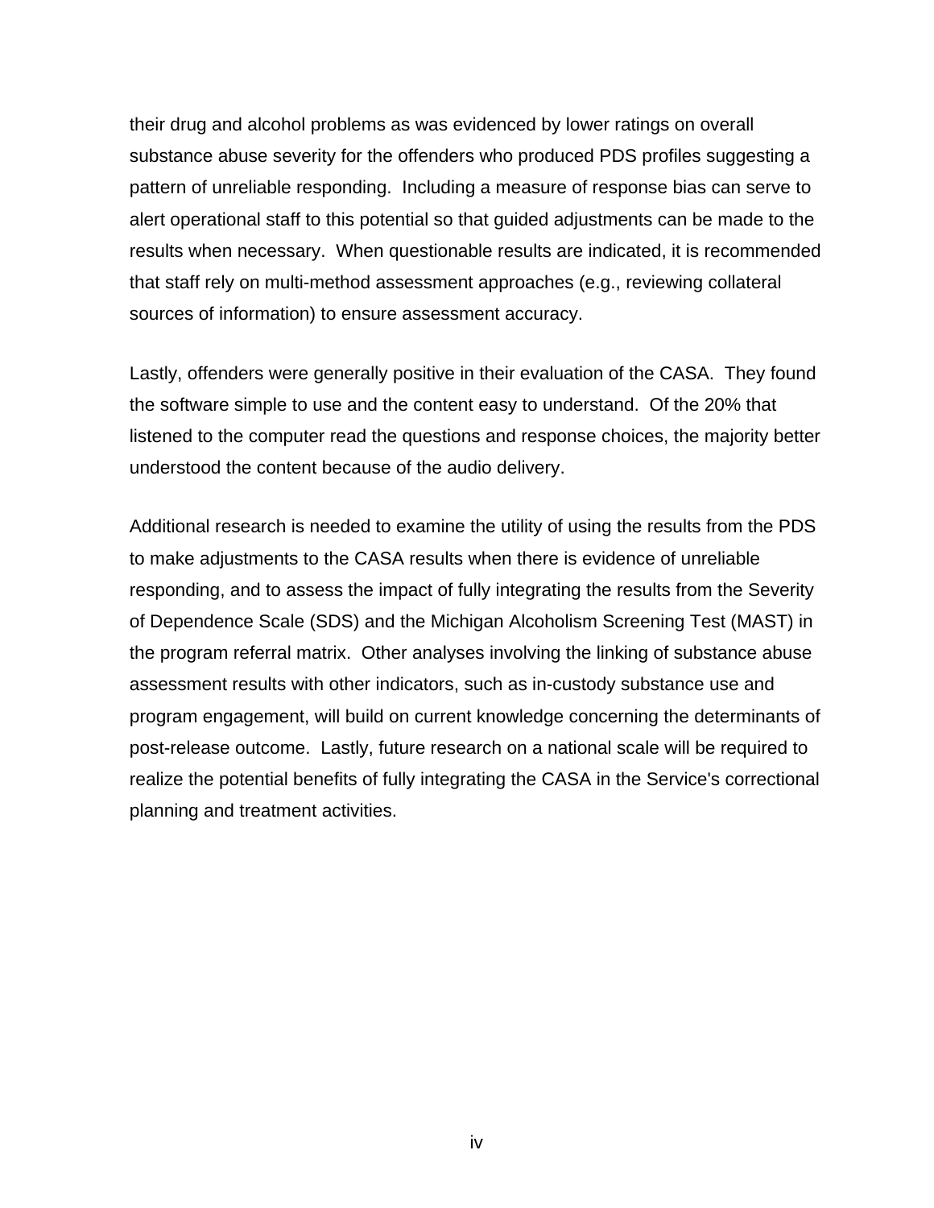their drug and alcohol problems as was evidenced by lower ratings on overall substance abuse severity for the offenders who produced PDS profiles suggesting a pattern of unreliable responding. Including a measure of response bias can serve to alert operational staff to this potential so that guided adjustments can be made to the results when necessary. When questionable results are indicated, it is recommended that staff rely on multi-method assessment approaches (e.g., reviewing collateral sources of information) to ensure assessment accuracy.

Lastly, offenders were generally positive in their evaluation of the CASA. They found the software simple to use and the content easy to understand. Of the 20% that listened to the computer read the questions and response choices, the majority better understood the content because of the audio delivery.

Additional research is needed to examine the utility of using the results from the PDS to make adjustments to the CASA results when there is evidence of unreliable responding, and to assess the impact of fully integrating the results from the Severity of Dependence Scale (SDS) and the Michigan Alcoholism Screening Test (MAST) in the program referral matrix. Other analyses involving the linking of substance abuse assessment results with other indicators, such as in-custody substance use and program engagement, will build on current knowledge concerning the determinants of post-release outcome. Lastly, future research on a national scale will be required to realize the potential benefits of fully integrating the CASA in the Service's correctional planning and treatment activities.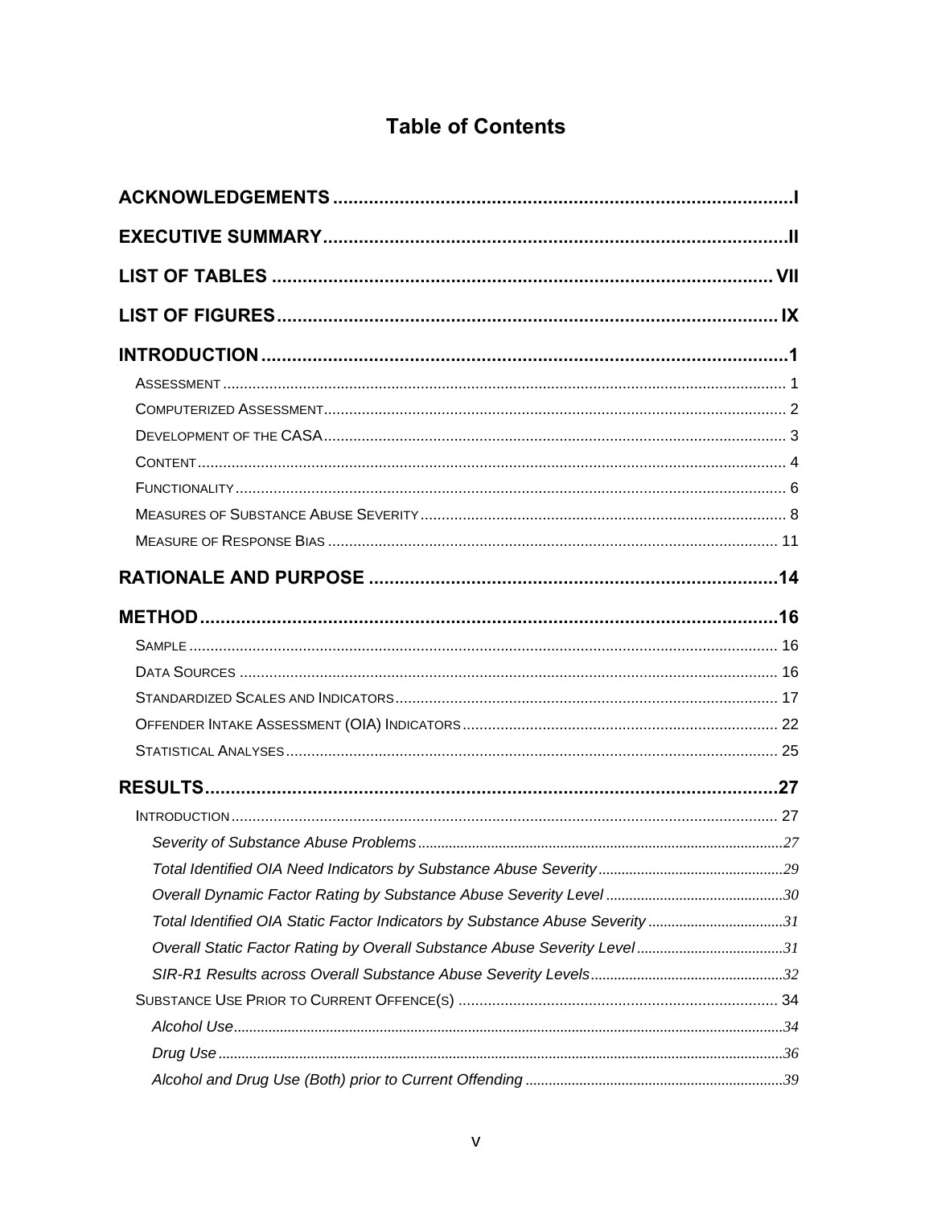# Table of Contents

**ACKNOWLEDGEMENTS** .......... I

**EXECUTIVE SUMMARY** .......... II

**LIST OF TABLES** .......... VII

**LIST OF FIGURES** .......... IX

**INTRODUCTION** .......... 1

- Assessment .......... 1
- Computerized Assessment .......... 2
- Development of the CASA .......... 3
- Content .......... 4
- Functionality .......... 6
- Measures of Substance Abuse Severity .......... 8
- Measure of Response Bias .......... 11

**RATIONALE AND PURPOSE** .......... 14

**METHOD** .......... 16

- Sample .......... 16
- Data Sources .......... 16
- Standardized Scales and Indicators .......... 17
- Offender Intake Assessment (OIA) Indicators .......... 22
- Statistical Analyses .......... 25

**RESULTS** .......... 27

- Introduction .......... 27
  - *Severity of Substance Abuse Problems* .......... 27
  - *Total Identified OIA Need Indicators by Substance Abuse Severity* .......... 29
  - *Overall Dynamic Factor Rating by Substance Abuse Severity Level* .......... 30
  - *Total Identified OIA Static Factor Indicators by Substance Abuse Severity* .......... 31
  - *Overall Static Factor Rating by Overall Substance Abuse Severity Level* .......... 31
  - *SIR-R1 Results across Overall Substance Abuse Severity Levels* .......... 32
- Substance Use Prior to Current Offence(s) .......... 34
  - *Alcohol Use* .......... 34
  - *Drug Use* .......... 36
  - *Alcohol and Drug Use (Both) prior to Current Offending* .......... 39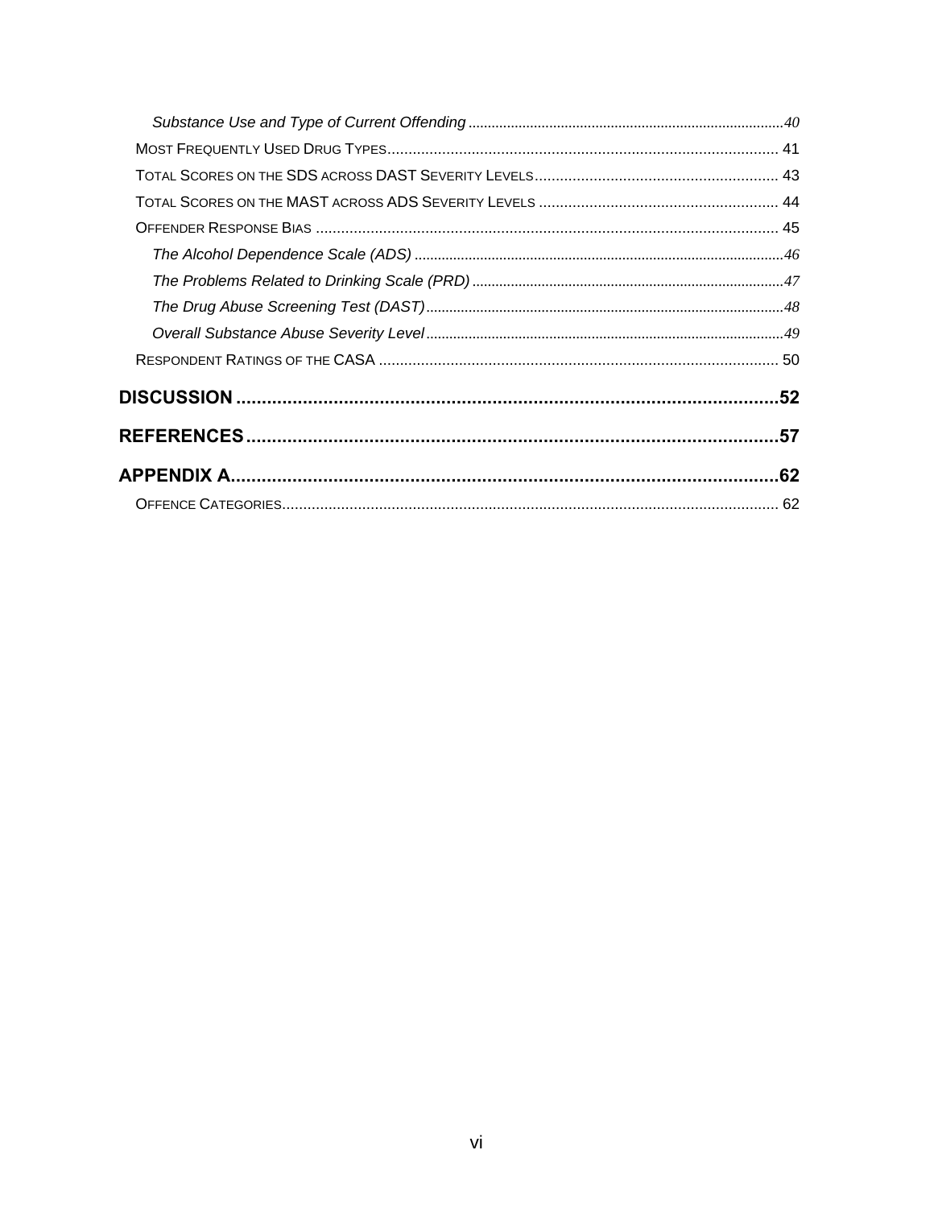*Substance Use and Type of Current Offending* ........................................................................................40

MOST FREQUENTLY USED DRUG TYPES ........................................................................................ 41

TOTAL SCORES ON THE SDS ACROSS DAST SEVERITY LEVELS ........................................................ 43

TOTAL SCORES ON THE MAST ACROSS ADS SEVERITY LEVELS ........................................................ 44

OFFENDER RESPONSE BIAS ........................................................................................................ 45

*The Alcohol Dependence Scale (ADS)* ........................................................................................46

*The Problems Related to Drinking Scale (PRD)* ........................................................................................47

*The Drug Abuse Screening Test (DAST)* ........................................................................................48

*Overall Substance Abuse Severity Level* ........................................................................................49

RESPONDENT RATINGS OF THE CASA ........................................................................................ 50

**DISCUSSION ........................................................................................52**

**REFERENCES ........................................................................................57**

**APPENDIX A........................................................................................62**

OFFENCE CATEGORIES........................................................................................................ 62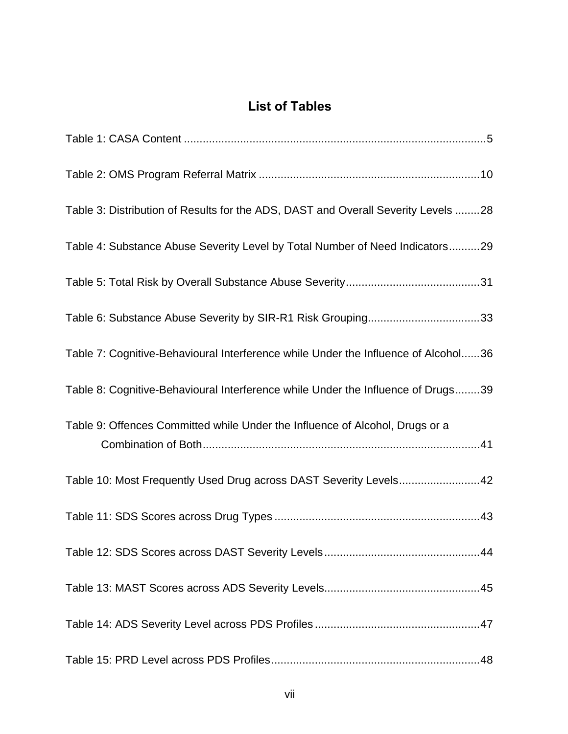## List of Tables

Table 1: CASA Content ....................................................................................................5

Table 2: OMS Program Referral Matrix ......................................................................10

Table 3: Distribution of Results for the ADS, DAST and Overall Severity Levels ........28

Table 4: Substance Abuse Severity Level by Total Number of Need Indicators..........29

Table 5: Total Risk by Overall Substance Abuse Severity...........................................31

Table 6: Substance Abuse Severity by SIR-R1 Risk Grouping....................................33

Table 7: Cognitive-Behavioural Interference while Under the Influence of Alcohol......36

Table 8: Cognitive-Behavioural Interference while Under the Influence of Drugs........39

Table 9: Offences Committed while Under the Influence of Alcohol, Drugs or a Combination of Both.........................................................................................41

Table 10: Most Frequently Used Drug across DAST Severity Levels..........................42

Table 11: SDS Scores across Drug Types ..................................................................43

Table 12: SDS Scores across DAST Severity Levels..................................................44

Table 13: MAST Scores across ADS Severity Levels..................................................45

Table 14: ADS Severity Level across PDS Profiles .....................................................47

Table 15: PRD Level across PDS Profiles...................................................................48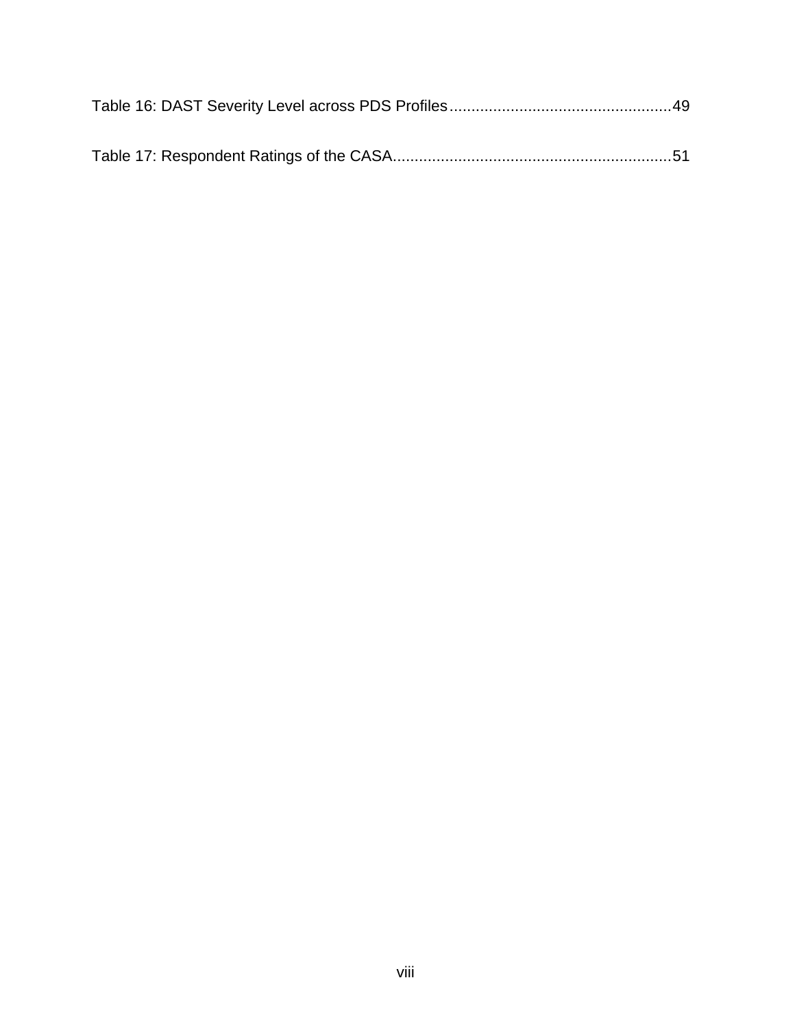Table 16: DAST Severity Level across PDS Profiles..................................................49

Table 17: Respondent Ratings of the CASA...............................................................51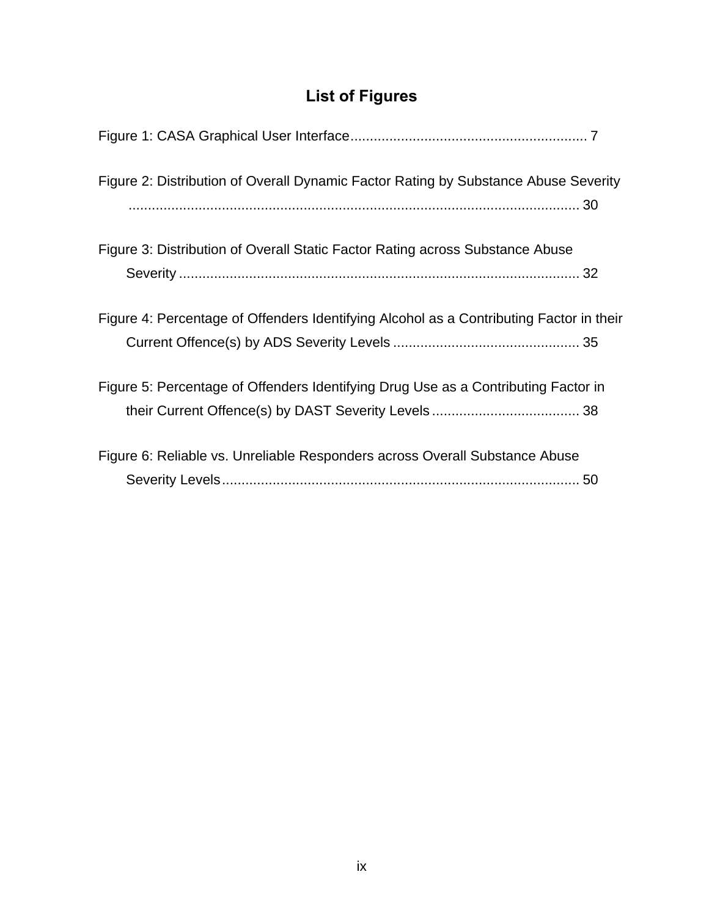# List of Figures

Figure 1: CASA Graphical User Interface ............................................................ 7

Figure 2: Distribution of Overall Dynamic Factor Rating by Substance Abuse Severity .................................................................................................................... 30

Figure 3: Distribution of Overall Static Factor Rating across Substance Abuse Severity ...................................................................................................... 32

Figure 4: Percentage of Offenders Identifying Alcohol as a Contributing Factor in their Current Offence(s) by ADS Severity Levels ............................................... 35

Figure 5: Percentage of Offenders Identifying Drug Use as a Contributing Factor in their Current Offence(s) by DAST Severity Levels ..................................... 38

Figure 6: Reliable vs. Unreliable Responders across Overall Substance Abuse Severity Levels ........................................................................................... 50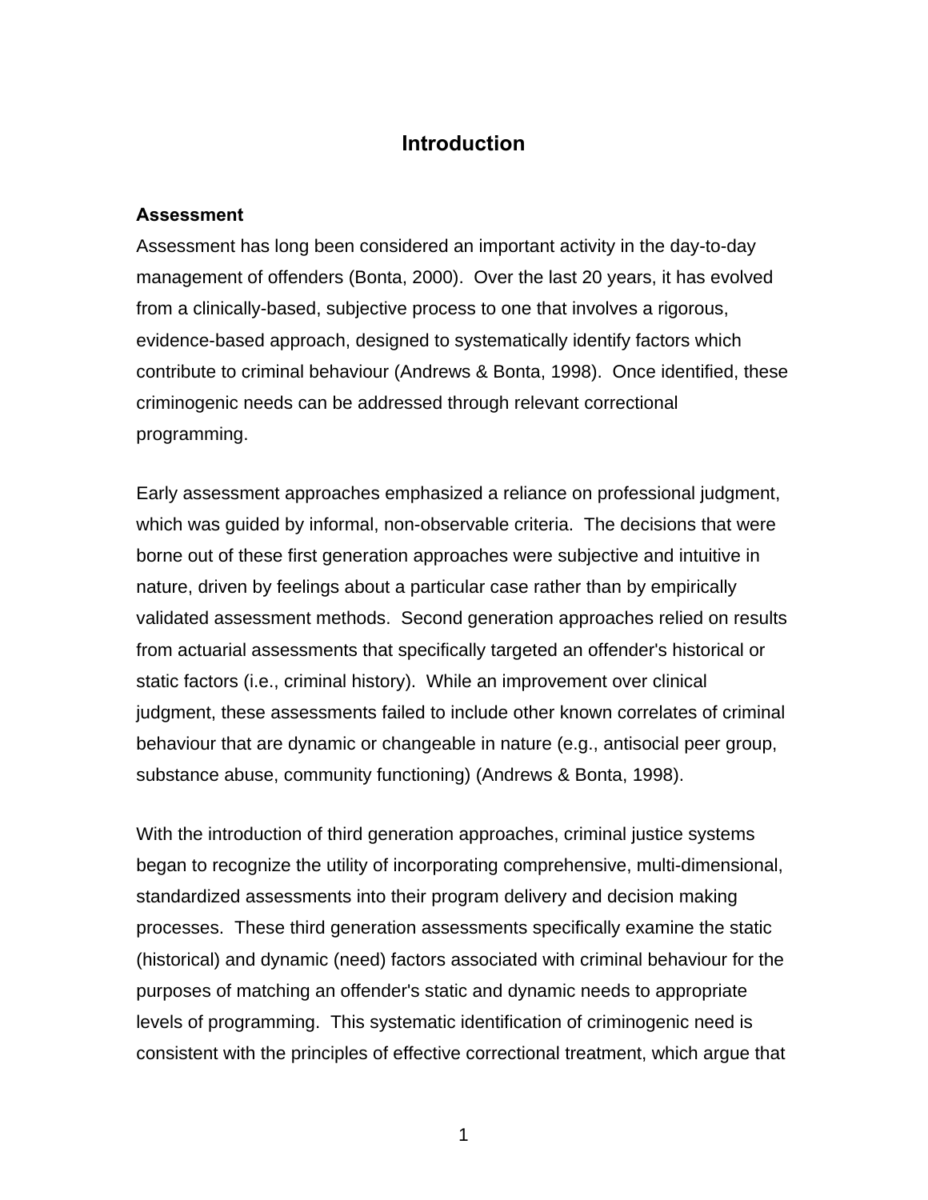# Introduction

### Assessment

Assessment has long been considered an important activity in the day-to-day management of offenders (Bonta, 2000). Over the last 20 years, it has evolved from a clinically-based, subjective process to one that involves a rigorous, evidence-based approach, designed to systematically identify factors which contribute to criminal behaviour (Andrews & Bonta, 1998). Once identified, these criminogenic needs can be addressed through relevant correctional programming.

Early assessment approaches emphasized a reliance on professional judgment, which was guided by informal, non-observable criteria. The decisions that were borne out of these first generation approaches were subjective and intuitive in nature, driven by feelings about a particular case rather than by empirically validated assessment methods. Second generation approaches relied on results from actuarial assessments that specifically targeted an offender's historical or static factors (i.e., criminal history). While an improvement over clinical judgment, these assessments failed to include other known correlates of criminal behaviour that are dynamic or changeable in nature (e.g., antisocial peer group, substance abuse, community functioning) (Andrews & Bonta, 1998).

With the introduction of third generation approaches, criminal justice systems began to recognize the utility of incorporating comprehensive, multi-dimensional, standardized assessments into their program delivery and decision making processes. These third generation assessments specifically examine the static (historical) and dynamic (need) factors associated with criminal behaviour for the purposes of matching an offender's static and dynamic needs to appropriate levels of programming. This systematic identification of criminogenic need is consistent with the principles of effective correctional treatment, which argue that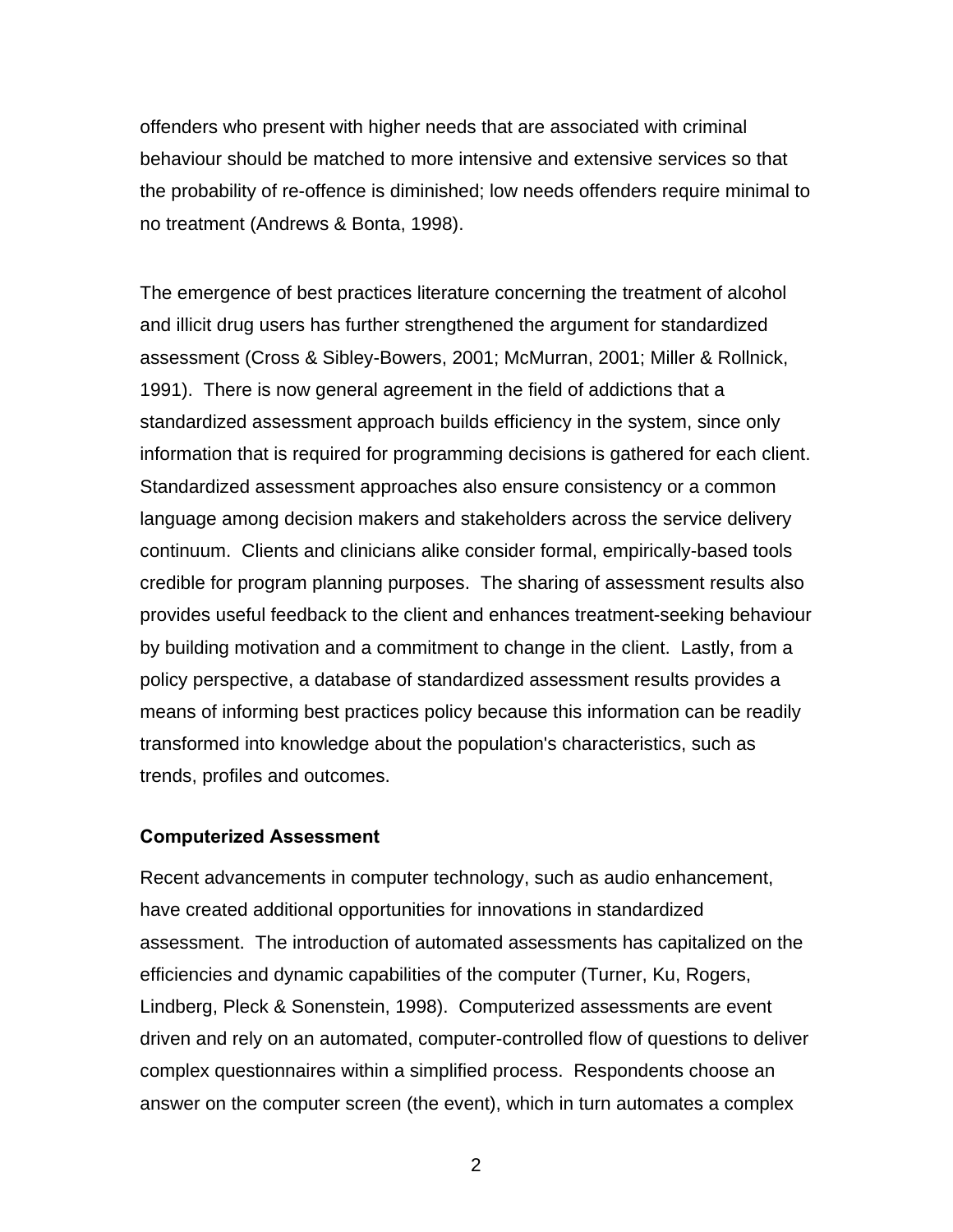offenders who present with higher needs that are associated with criminal behaviour should be matched to more intensive and extensive services so that the probability of re-offence is diminished; low needs offenders require minimal to no treatment (Andrews & Bonta, 1998).

The emergence of best practices literature concerning the treatment of alcohol and illicit drug users has further strengthened the argument for standardized assessment (Cross & Sibley-Bowers, 2001; McMurran, 2001; Miller & Rollnick, 1991). There is now general agreement in the field of addictions that a standardized assessment approach builds efficiency in the system, since only information that is required for programming decisions is gathered for each client. Standardized assessment approaches also ensure consistency or a common language among decision makers and stakeholders across the service delivery continuum. Clients and clinicians alike consider formal, empirically-based tools credible for program planning purposes. The sharing of assessment results also provides useful feedback to the client and enhances treatment-seeking behaviour by building motivation and a commitment to change in the client. Lastly, from a policy perspective, a database of standardized assessment results provides a means of informing best practices policy because this information can be readily transformed into knowledge about the population's characteristics, such as trends, profiles and outcomes.

### Computerized Assessment

Recent advancements in computer technology, such as audio enhancement, have created additional opportunities for innovations in standardized assessment. The introduction of automated assessments has capitalized on the efficiencies and dynamic capabilities of the computer (Turner, Ku, Rogers, Lindberg, Pleck & Sonenstein, 1998). Computerized assessments are event driven and rely on an automated, computer-controlled flow of questions to deliver complex questionnaires within a simplified process. Respondents choose an answer on the computer screen (the event), which in turn automates a complex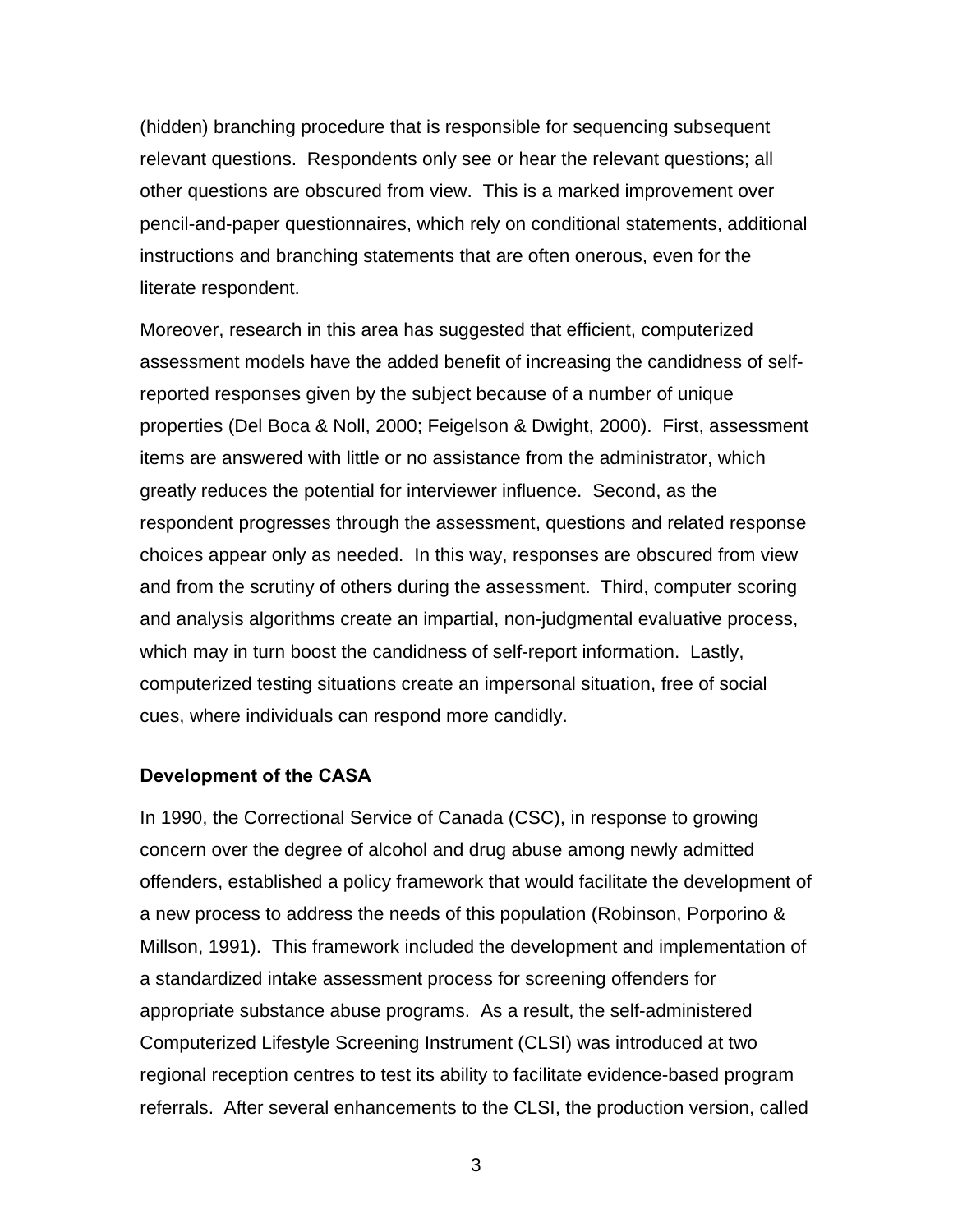(hidden) branching procedure that is responsible for sequencing subsequent relevant questions. Respondents only see or hear the relevant questions; all other questions are obscured from view. This is a marked improvement over pencil-and-paper questionnaires, which rely on conditional statements, additional instructions and branching statements that are often onerous, even for the literate respondent.

Moreover, research in this area has suggested that efficient, computerized assessment models have the added benefit of increasing the candidness of self-reported responses given by the subject because of a number of unique properties (Del Boca & Noll, 2000; Feigelson & Dwight, 2000). First, assessment items are answered with little or no assistance from the administrator, which greatly reduces the potential for interviewer influence. Second, as the respondent progresses through the assessment, questions and related response choices appear only as needed. In this way, responses are obscured from view and from the scrutiny of others during the assessment. Third, computer scoring and analysis algorithms create an impartial, non-judgmental evaluative process, which may in turn boost the candidness of self-report information. Lastly, computerized testing situations create an impersonal situation, free of social cues, where individuals can respond more candidly.

### Development of the CASA

In 1990, the Correctional Service of Canada (CSC), in response to growing concern over the degree of alcohol and drug abuse among newly admitted offenders, established a policy framework that would facilitate the development of a new process to address the needs of this population (Robinson, Porporino & Millson, 1991). This framework included the development and implementation of a standardized intake assessment process for screening offenders for appropriate substance abuse programs. As a result, the self-administered Computerized Lifestyle Screening Instrument (CLSI) was introduced at two regional reception centres to test its ability to facilitate evidence-based program referrals. After several enhancements to the CLSI, the production version, called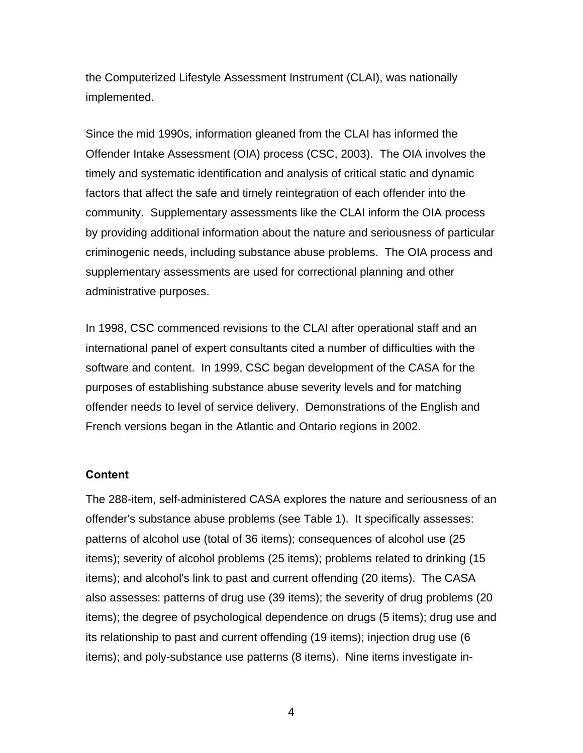the Computerized Lifestyle Assessment Instrument (CLAI), was nationally implemented.

Since the mid 1990s, information gleaned from the CLAI has informed the Offender Intake Assessment (OIA) process (CSC, 2003). The OIA involves the timely and systematic identification and analysis of critical static and dynamic factors that affect the safe and timely reintegration of each offender into the community. Supplementary assessments like the CLAI inform the OIA process by providing additional information about the nature and seriousness of particular criminogenic needs, including substance abuse problems. The OIA process and supplementary assessments are used for correctional planning and other administrative purposes.

In 1998, CSC commenced revisions to the CLAI after operational staff and an international panel of expert consultants cited a number of difficulties with the software and content. In 1999, CSC began development of the CASA for the purposes of establishing substance abuse severity levels and for matching offender needs to level of service delivery. Demonstrations of the English and French versions began in the Atlantic and Ontario regions in 2002.

### Content

The 288-item, self-administered CASA explores the nature and seriousness of an offender's substance abuse problems (see Table 1). It specifically assesses: patterns of alcohol use (total of 36 items); consequences of alcohol use (25 items); severity of alcohol problems (25 items); problems related to drinking (15 items); and alcohol's link to past and current offending (20 items). The CASA also assesses: patterns of drug use (39 items); the severity of drug problems (20 items); the degree of psychological dependence on drugs (5 items); drug use and its relationship to past and current offending (19 items); injection drug use (6 items); and poly-substance use patterns (8 items). Nine items investigate in-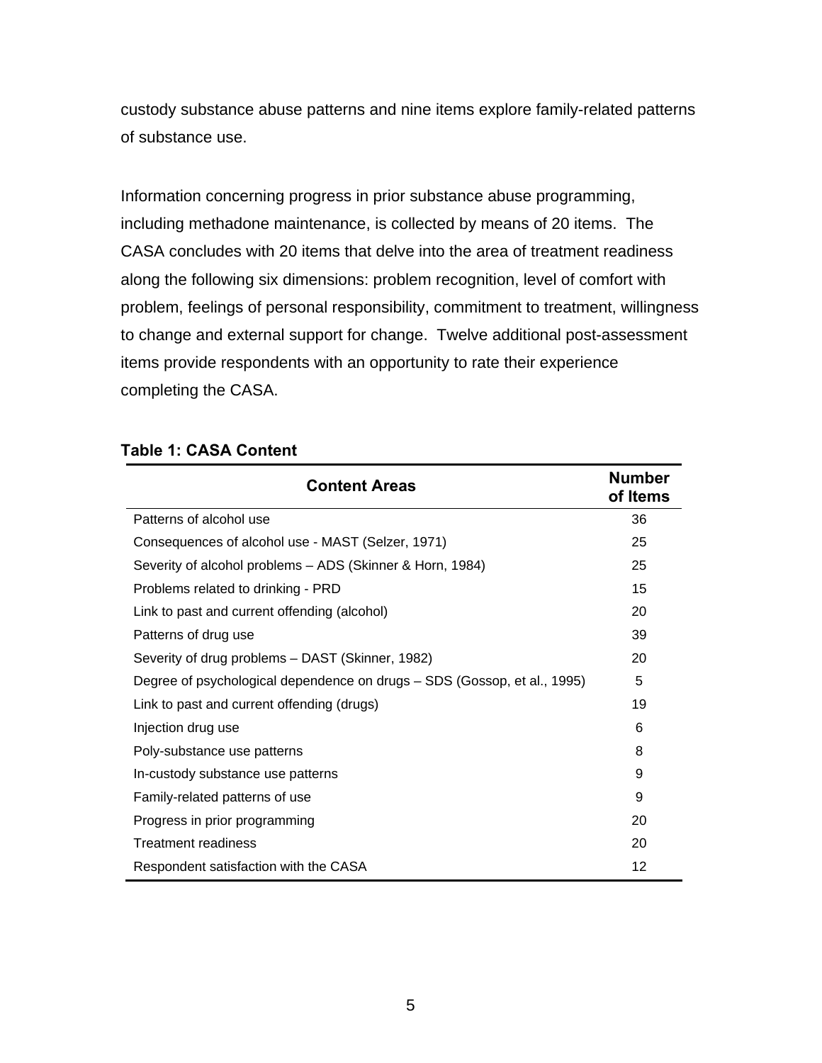custody substance abuse patterns and nine items explore family-related patterns of substance use.

Information concerning progress in prior substance abuse programming, including methadone maintenance, is collected by means of 20 items. The CASA concludes with 20 items that delve into the area of treatment readiness along the following six dimensions: problem recognition, level of comfort with problem, feelings of personal responsibility, commitment to treatment, willingness to change and external support for change. Twelve additional post-assessment items provide respondents with an opportunity to rate their experience completing the CASA.

**Table 1: CASA Content**

| Content Areas | Number of Items |
|---|---|
| Patterns of alcohol use | 36 |
| Consequences of alcohol use - MAST (Selzer, 1971) | 25 |
| Severity of alcohol problems – ADS (Skinner & Horn, 1984) | 25 |
| Problems related to drinking - PRD | 15 |
| Link to past and current offending (alcohol) | 20 |
| Patterns of drug use | 39 |
| Severity of drug problems – DAST (Skinner, 1982) | 20 |
| Degree of psychological dependence on drugs – SDS (Gossop, et al., 1995) | 5 |
| Link to past and current offending (drugs) | 19 |
| Injection drug use | 6 |
| Poly-substance use patterns | 8 |
| In-custody substance use patterns | 9 |
| Family-related patterns of use | 9 |
| Progress in prior programming | 20 |
| Treatment readiness | 20 |
| Respondent satisfaction with the CASA | 12 |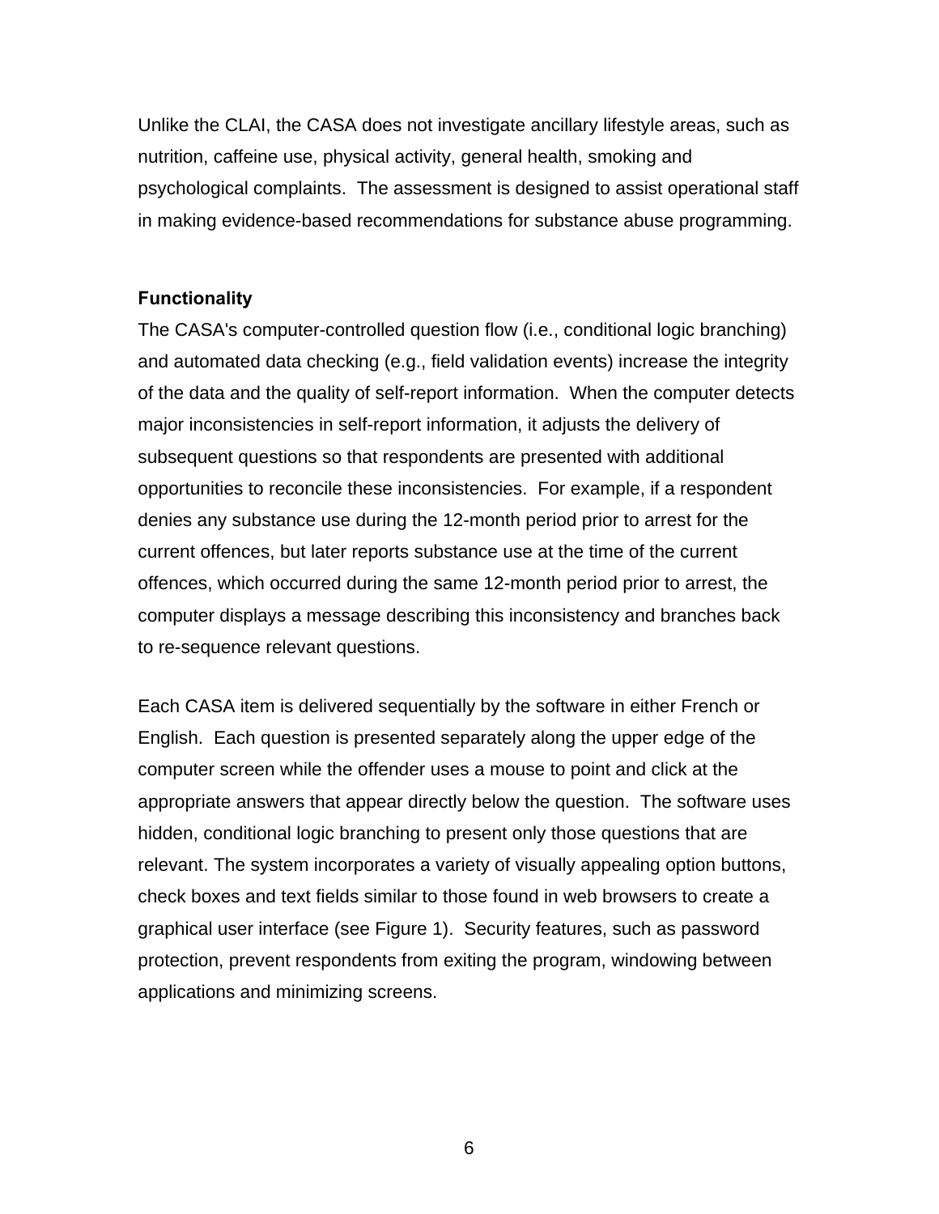Unlike the CLAI, the CASA does not investigate ancillary lifestyle areas, such as nutrition, caffeine use, physical activity, general health, smoking and psychological complaints. The assessment is designed to assist operational staff in making evidence-based recommendations for substance abuse programming.

### Functionality

The CASA's computer-controlled question flow (i.e., conditional logic branching) and automated data checking (e.g., field validation events) increase the integrity of the data and the quality of self-report information. When the computer detects major inconsistencies in self-report information, it adjusts the delivery of subsequent questions so that respondents are presented with additional opportunities to reconcile these inconsistencies. For example, if a respondent denies any substance use during the 12-month period prior to arrest for the current offences, but later reports substance use at the time of the current offences, which occurred during the same 12-month period prior to arrest, the computer displays a message describing this inconsistency and branches back to re-sequence relevant questions.

Each CASA item is delivered sequentially by the software in either French or English. Each question is presented separately along the upper edge of the computer screen while the offender uses a mouse to point and click at the appropriate answers that appear directly below the question. The software uses hidden, conditional logic branching to present only those questions that are relevant. The system incorporates a variety of visually appealing option buttons, check boxes and text fields similar to those found in web browsers to create a graphical user interface (see Figure 1). Security features, such as password protection, prevent respondents from exiting the program, windowing between applications and minimizing screens.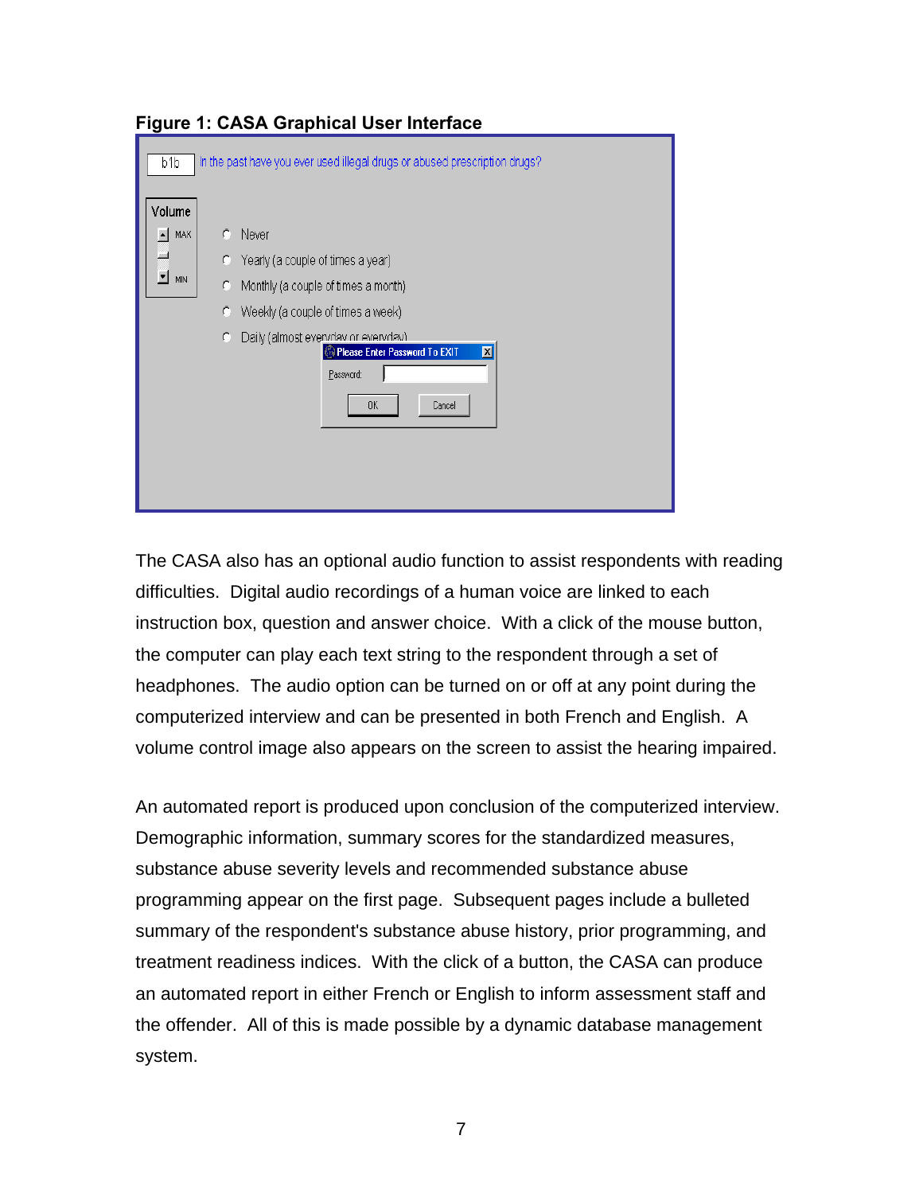**Figure 1: CASA Graphical User Interface**

The CASA also has an optional audio function to assist respondents with reading difficulties. Digital audio recordings of a human voice are linked to each instruction box, question and answer choice. With a click of the mouse button, the computer can play each text string to the respondent through a set of headphones. The audio option can be turned on or off at any point during the computerized interview and can be presented in both French and English. A volume control image also appears on the screen to assist the hearing impaired.

An automated report is produced upon conclusion of the computerized interview. Demographic information, summary scores for the standardized measures, substance abuse severity levels and recommended substance abuse programming appear on the first page. Subsequent pages include a bulleted summary of the respondent's substance abuse history, prior programming, and treatment readiness indices. With the click of a button, the CASA can produce an automated report in either French or English to inform assessment staff and the offender. All of this is made possible by a dynamic database management system.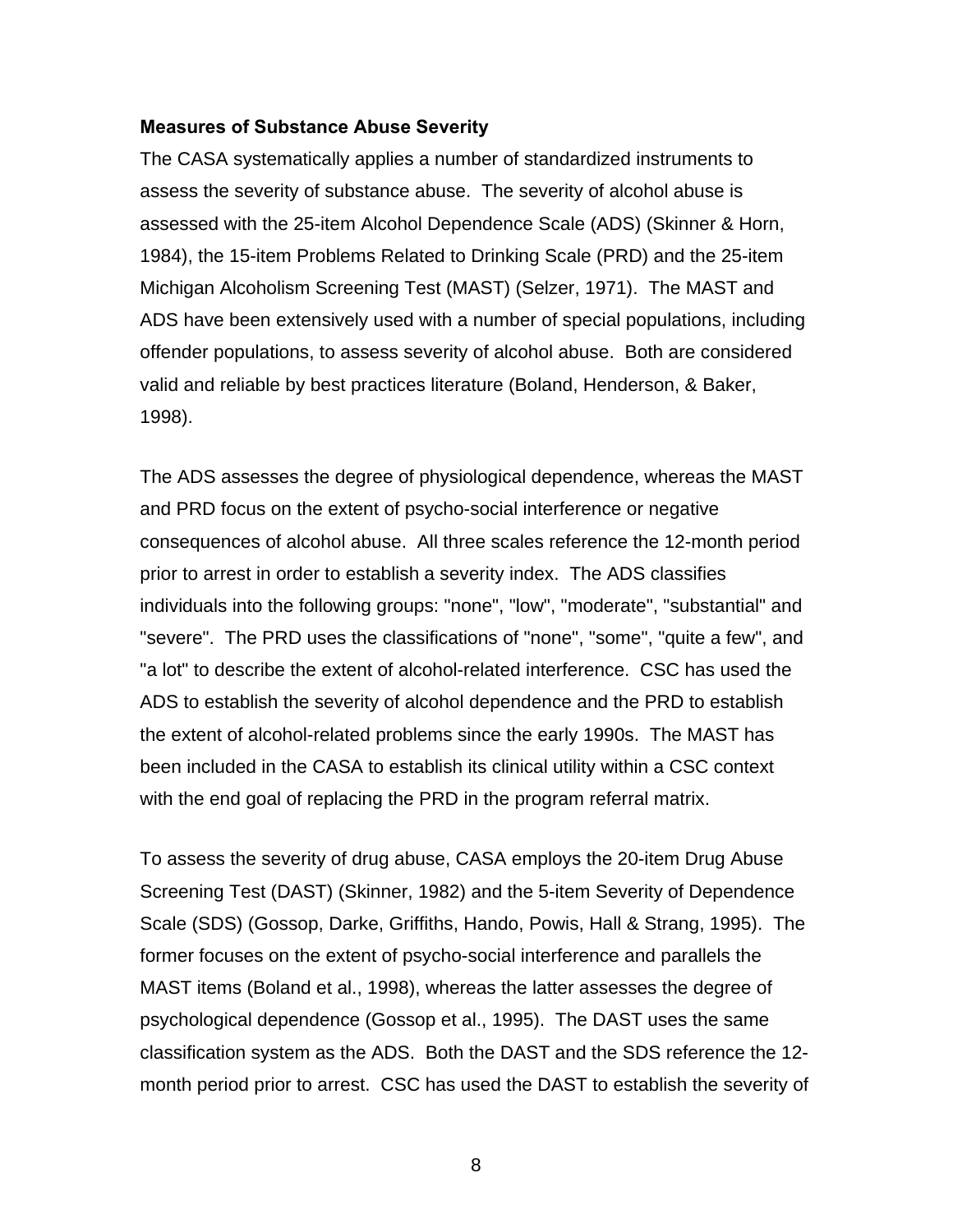**Measures of Substance Abuse Severity**

The CASA systematically applies a number of standardized instruments to assess the severity of substance abuse. The severity of alcohol abuse is assessed with the 25-item Alcohol Dependence Scale (ADS) (Skinner & Horn, 1984), the 15-item Problems Related to Drinking Scale (PRD) and the 25-item Michigan Alcoholism Screening Test (MAST) (Selzer, 1971). The MAST and ADS have been extensively used with a number of special populations, including offender populations, to assess severity of alcohol abuse. Both are considered valid and reliable by best practices literature (Boland, Henderson, & Baker, 1998).

The ADS assesses the degree of physiological dependence, whereas the MAST and PRD focus on the extent of psycho-social interference or negative consequences of alcohol abuse. All three scales reference the 12-month period prior to arrest in order to establish a severity index. The ADS classifies individuals into the following groups: "none", "low", "moderate", "substantial" and "severe". The PRD uses the classifications of "none", "some", "quite a few", and "a lot" to describe the extent of alcohol-related interference. CSC has used the ADS to establish the severity of alcohol dependence and the PRD to establish the extent of alcohol-related problems since the early 1990s. The MAST has been included in the CASA to establish its clinical utility within a CSC context with the end goal of replacing the PRD in the program referral matrix.

To assess the severity of drug abuse, CASA employs the 20-item Drug Abuse Screening Test (DAST) (Skinner, 1982) and the 5-item Severity of Dependence Scale (SDS) (Gossop, Darke, Griffiths, Hando, Powis, Hall & Strang, 1995). The former focuses on the extent of psycho-social interference and parallels the MAST items (Boland et al., 1998), whereas the latter assesses the degree of psychological dependence (Gossop et al., 1995). The DAST uses the same classification system as the ADS. Both the DAST and the SDS reference the 12-month period prior to arrest. CSC has used the DAST to establish the severity of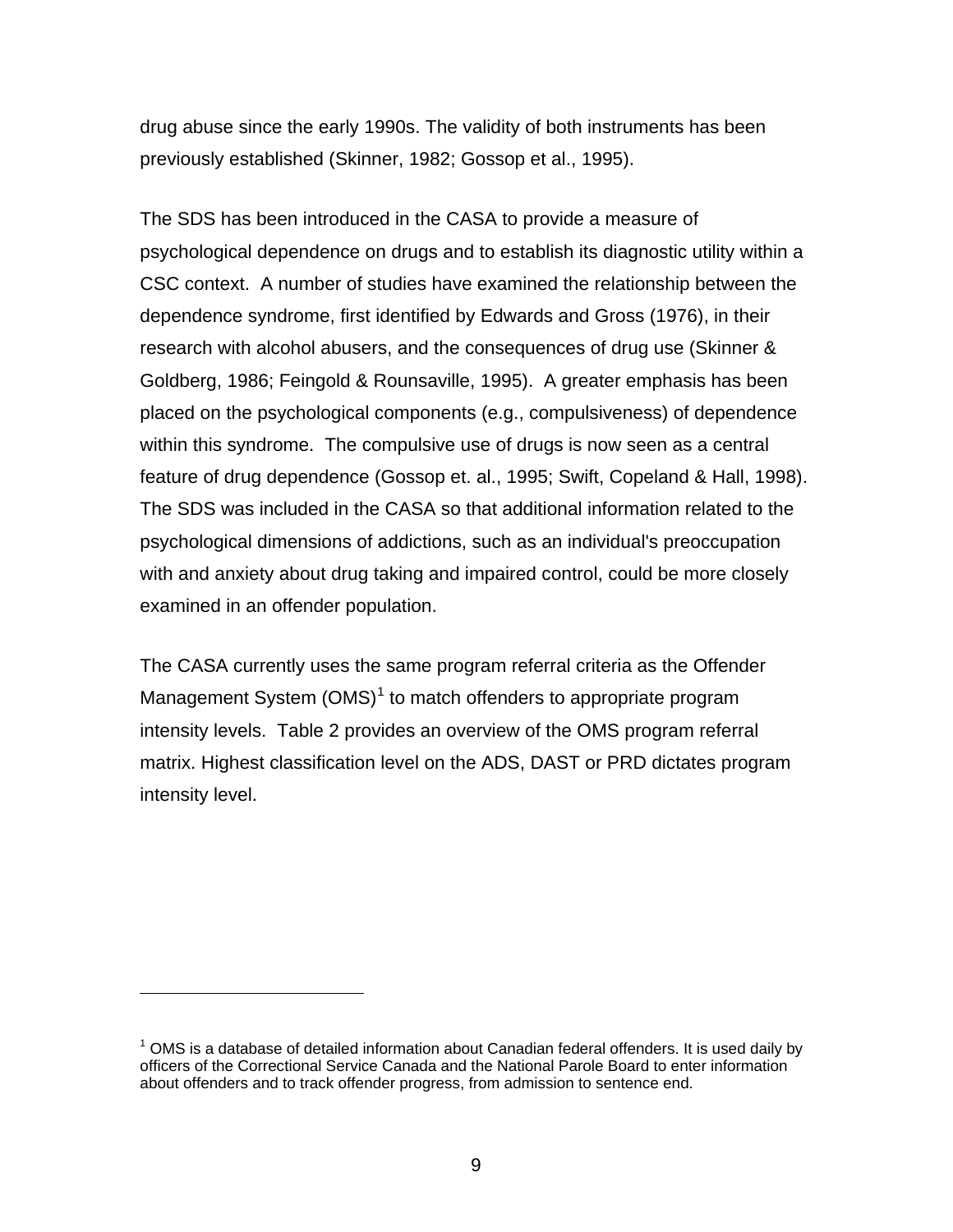drug abuse since the early 1990s. The validity of both instruments has been previously established (Skinner, 1982; Gossop et al., 1995).

The SDS has been introduced in the CASA to provide a measure of psychological dependence on drugs and to establish its diagnostic utility within a CSC context. A number of studies have examined the relationship between the dependence syndrome, first identified by Edwards and Gross (1976), in their research with alcohol abusers, and the consequences of drug use (Skinner & Goldberg, 1986; Feingold & Rounsaville, 1995). A greater emphasis has been placed on the psychological components (e.g., compulsiveness) of dependence within this syndrome. The compulsive use of drugs is now seen as a central feature of drug dependence (Gossop et. al., 1995; Swift, Copeland & Hall, 1998). The SDS was included in the CASA so that additional information related to the psychological dimensions of addictions, such as an individual's preoccupation with and anxiety about drug taking and impaired control, could be more closely examined in an offender population.

The CASA currently uses the same program referral criteria as the Offender Management System (OMS)[1] to match offenders to appropriate program intensity levels. Table 2 provides an overview of the OMS program referral matrix. Highest classification level on the ADS, DAST or PRD dictates program intensity level.

---

[1] OMS is a database of detailed information about Canadian federal offenders. It is used daily by officers of the Correctional Service Canada and the National Parole Board to enter information about offenders and to track offender progress, from admission to sentence end.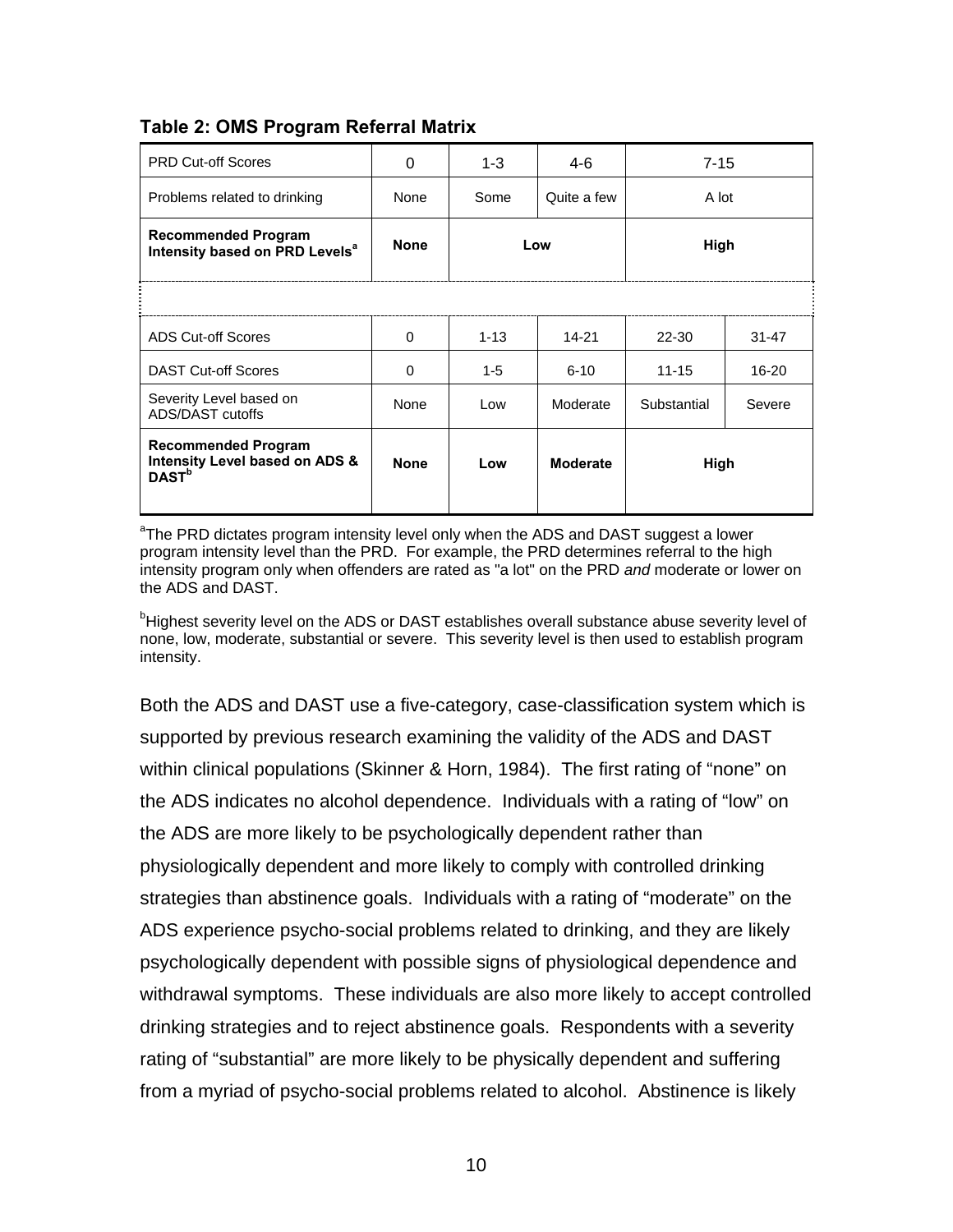**Table 2: OMS Program Referral Matrix**

| PRD Cut-off Scores | 0 | 1-3 | 4-6 | 7-15 | |
|---|---|---|---|---|---|
| Problems related to drinking | None | Some | Quite a few | A lot | |
| **Recommended Program Intensity based on PRD Levels**[a] | **None** | **Low** | | **High** | |
| | | | | | |
| ADS Cut-off Scores | 0 | 1-13 | 14-21 | 22-30 | 31-47 |
| DAST Cut-off Scores | 0 | 1-5 | 6-10 | 11-15 | 16-20 |
| Severity Level based on ADS/DAST cutoffs | None | Low | Moderate | Substantial | Severe |
| **Recommended Program Intensity Level based on ADS & DAST**[b] | **None** | **Low** | **Moderate** | **High** | |

[a]The PRD dictates program intensity level only when the ADS and DAST suggest a lower program intensity level than the PRD. For example, the PRD determines referral to the high intensity program only when offenders are rated as "a lot" on the PRD *and* moderate or lower on the ADS and DAST.

[b]Highest severity level on the ADS or DAST establishes overall substance abuse severity level of none, low, moderate, substantial or severe. This severity level is then used to establish program intensity.

Both the ADS and DAST use a five-category, case-classification system which is supported by previous research examining the validity of the ADS and DAST within clinical populations (Skinner & Horn, 1984). The first rating of "none" on the ADS indicates no alcohol dependence. Individuals with a rating of "low" on the ADS are more likely to be psychologically dependent rather than physiologically dependent and more likely to comply with controlled drinking strategies than abstinence goals. Individuals with a rating of "moderate" on the ADS experience psycho-social problems related to drinking, and they are likely psychologically dependent with possible signs of physiological dependence and withdrawal symptoms. These individuals are also more likely to accept controlled drinking strategies and to reject abstinence goals. Respondents with a severity rating of "substantial" are more likely to be physically dependent and suffering from a myriad of psycho-social problems related to alcohol. Abstinence is likely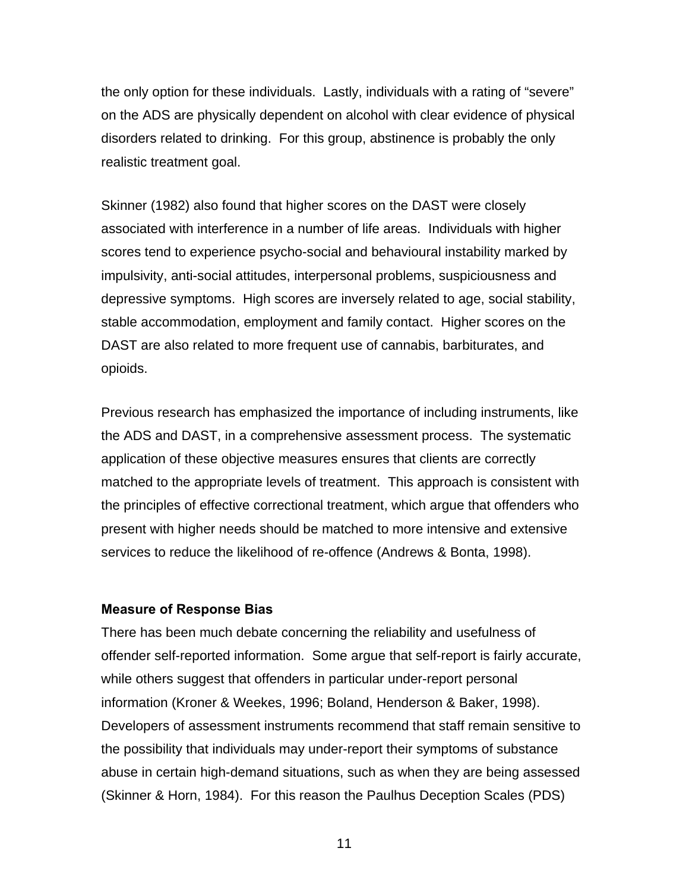the only option for these individuals.  Lastly, individuals with a rating of “severe” on the ADS are physically dependent on alcohol with clear evidence of physical disorders related to drinking.  For this group, abstinence is probably the only realistic treatment goal.

Skinner (1982) also found that higher scores on the DAST were closely associated with interference in a number of life areas.  Individuals with higher scores tend to experience psycho-social and behavioural instability marked by impulsivity, anti-social attitudes, interpersonal problems, suspiciousness and depressive symptoms.  High scores are inversely related to age, social stability, stable accommodation, employment and family contact.  Higher scores on the DAST are also related to more frequent use of cannabis, barbiturates, and opioids.

Previous research has emphasized the importance of including instruments, like the ADS and DAST, in a comprehensive assessment process.  The systematic application of these objective measures ensures that clients are correctly matched to the appropriate levels of treatment.  This approach is consistent with the principles of effective correctional treatment, which argue that offenders who present with higher needs should be matched to more intensive and extensive services to reduce the likelihood of re-offence (Andrews & Bonta, 1998).

**Measure of Response Bias**

There has been much debate concerning the reliability and usefulness of offender self-reported information.  Some argue that self-report is fairly accurate, while others suggest that offenders in particular under-report personal information (Kroner & Weekes, 1996; Boland, Henderson & Baker, 1998).  Developers of assessment instruments recommend that staff remain sensitive to the possibility that individuals may under-report their symptoms of substance abuse in certain high-demand situations, such as when they are being assessed (Skinner & Horn, 1984).  For this reason the Paulhus Deception Scales (PDS)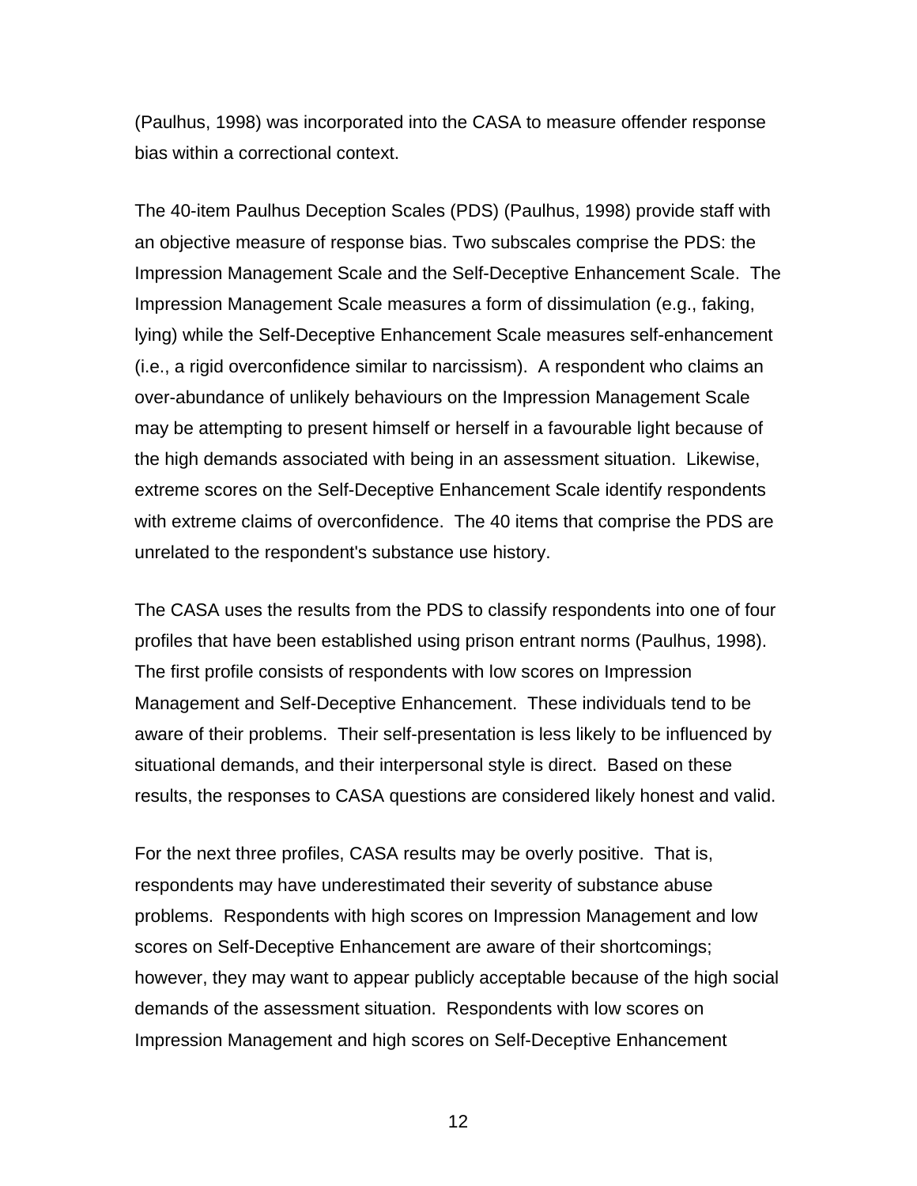(Paulhus, 1998) was incorporated into the CASA to measure offender response bias within a correctional context.

The 40-item Paulhus Deception Scales (PDS) (Paulhus, 1998) provide staff with an objective measure of response bias. Two subscales comprise the PDS: the Impression Management Scale and the Self-Deceptive Enhancement Scale. The Impression Management Scale measures a form of dissimulation (e.g., faking, lying) while the Self-Deceptive Enhancement Scale measures self-enhancement (i.e., a rigid overconfidence similar to narcissism). A respondent who claims an over-abundance of unlikely behaviours on the Impression Management Scale may be attempting to present himself or herself in a favourable light because of the high demands associated with being in an assessment situation. Likewise, extreme scores on the Self-Deceptive Enhancement Scale identify respondents with extreme claims of overconfidence. The 40 items that comprise the PDS are unrelated to the respondent's substance use history.

The CASA uses the results from the PDS to classify respondents into one of four profiles that have been established using prison entrant norms (Paulhus, 1998). The first profile consists of respondents with low scores on Impression Management and Self-Deceptive Enhancement. These individuals tend to be aware of their problems. Their self-presentation is less likely to be influenced by situational demands, and their interpersonal style is direct. Based on these results, the responses to CASA questions are considered likely honest and valid.

For the next three profiles, CASA results may be overly positive. That is, respondents may have underestimated their severity of substance abuse problems. Respondents with high scores on Impression Management and low scores on Self-Deceptive Enhancement are aware of their shortcomings; however, they may want to appear publicly acceptable because of the high social demands of the assessment situation. Respondents with low scores on Impression Management and high scores on Self-Deceptive Enhancement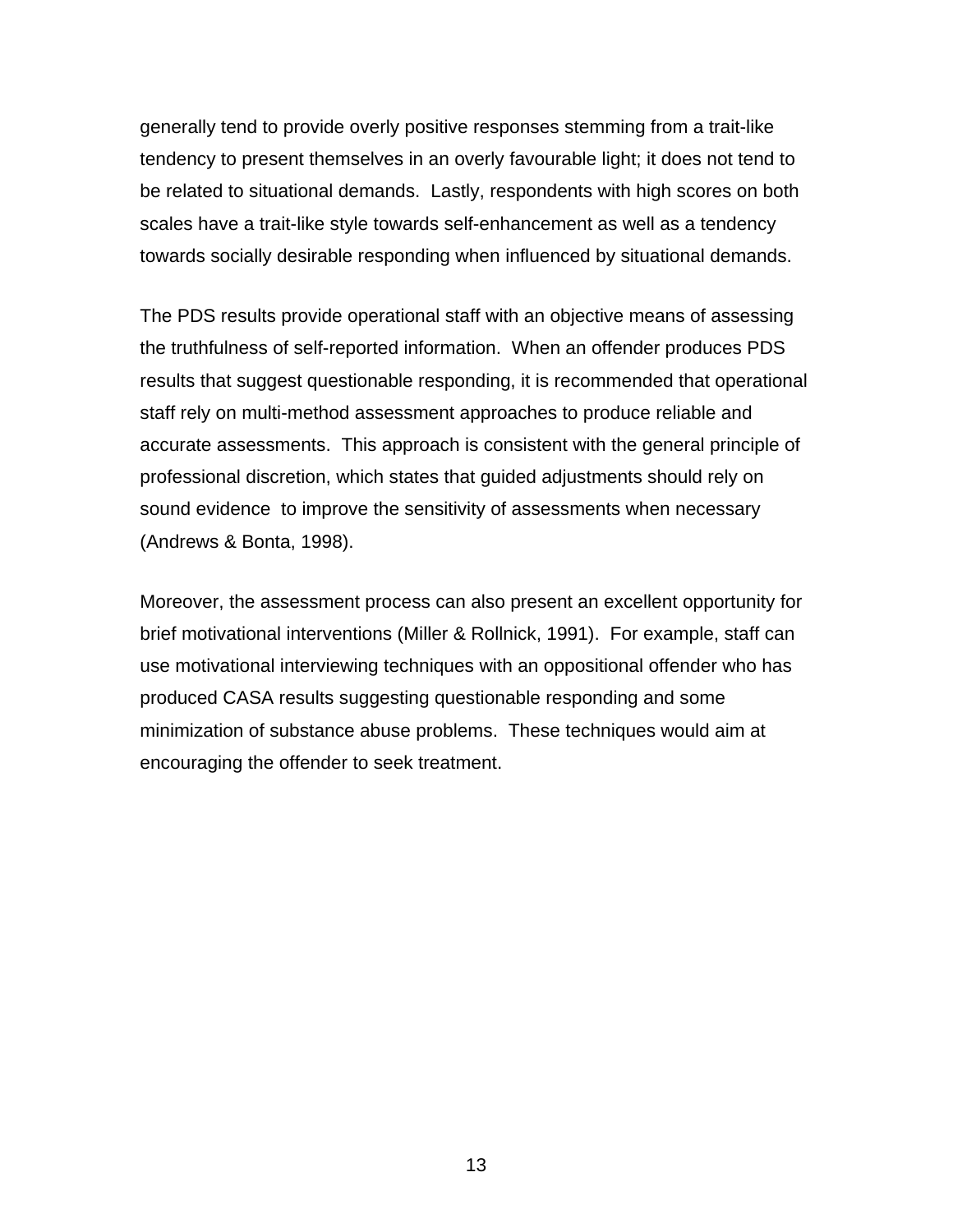generally tend to provide overly positive responses stemming from a trait-like tendency to present themselves in an overly favourable light; it does not tend to be related to situational demands. Lastly, respondents with high scores on both scales have a trait-like style towards self-enhancement as well as a tendency towards socially desirable responding when influenced by situational demands.

The PDS results provide operational staff with an objective means of assessing the truthfulness of self-reported information. When an offender produces PDS results that suggest questionable responding, it is recommended that operational staff rely on multi-method assessment approaches to produce reliable and accurate assessments. This approach is consistent with the general principle of professional discretion, which states that guided adjustments should rely on sound evidence to improve the sensitivity of assessments when necessary (Andrews & Bonta, 1998).

Moreover, the assessment process can also present an excellent opportunity for brief motivational interventions (Miller & Rollnick, 1991). For example, staff can use motivational interviewing techniques with an oppositional offender who has produced CASA results suggesting questionable responding and some minimization of substance abuse problems. These techniques would aim at encouraging the offender to seek treatment.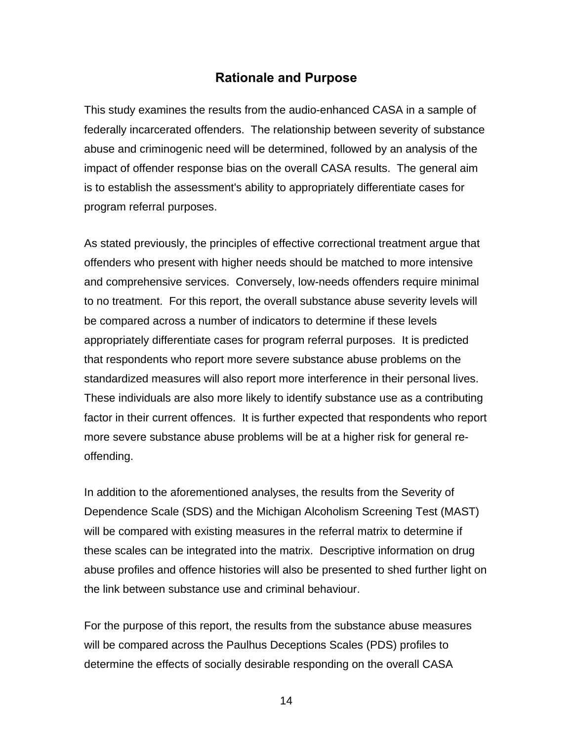## Rationale and Purpose

This study examines the results from the audio-enhanced CASA in a sample of federally incarcerated offenders. The relationship between severity of substance abuse and criminogenic need will be determined, followed by an analysis of the impact of offender response bias on the overall CASA results. The general aim is to establish the assessment's ability to appropriately differentiate cases for program referral purposes.

As stated previously, the principles of effective correctional treatment argue that offenders who present with higher needs should be matched to more intensive and comprehensive services. Conversely, low-needs offenders require minimal to no treatment. For this report, the overall substance abuse severity levels will be compared across a number of indicators to determine if these levels appropriately differentiate cases for program referral purposes. It is predicted that respondents who report more severe substance abuse problems on the standardized measures will also report more interference in their personal lives. These individuals are also more likely to identify substance use as a contributing factor in their current offences. It is further expected that respondents who report more severe substance abuse problems will be at a higher risk for general re-offending.

In addition to the aforementioned analyses, the results from the Severity of Dependence Scale (SDS) and the Michigan Alcoholism Screening Test (MAST) will be compared with existing measures in the referral matrix to determine if these scales can be integrated into the matrix. Descriptive information on drug abuse profiles and offence histories will also be presented to shed further light on the link between substance use and criminal behaviour.

For the purpose of this report, the results from the substance abuse measures will be compared across the Paulhus Deceptions Scales (PDS) profiles to determine the effects of socially desirable responding on the overall CASA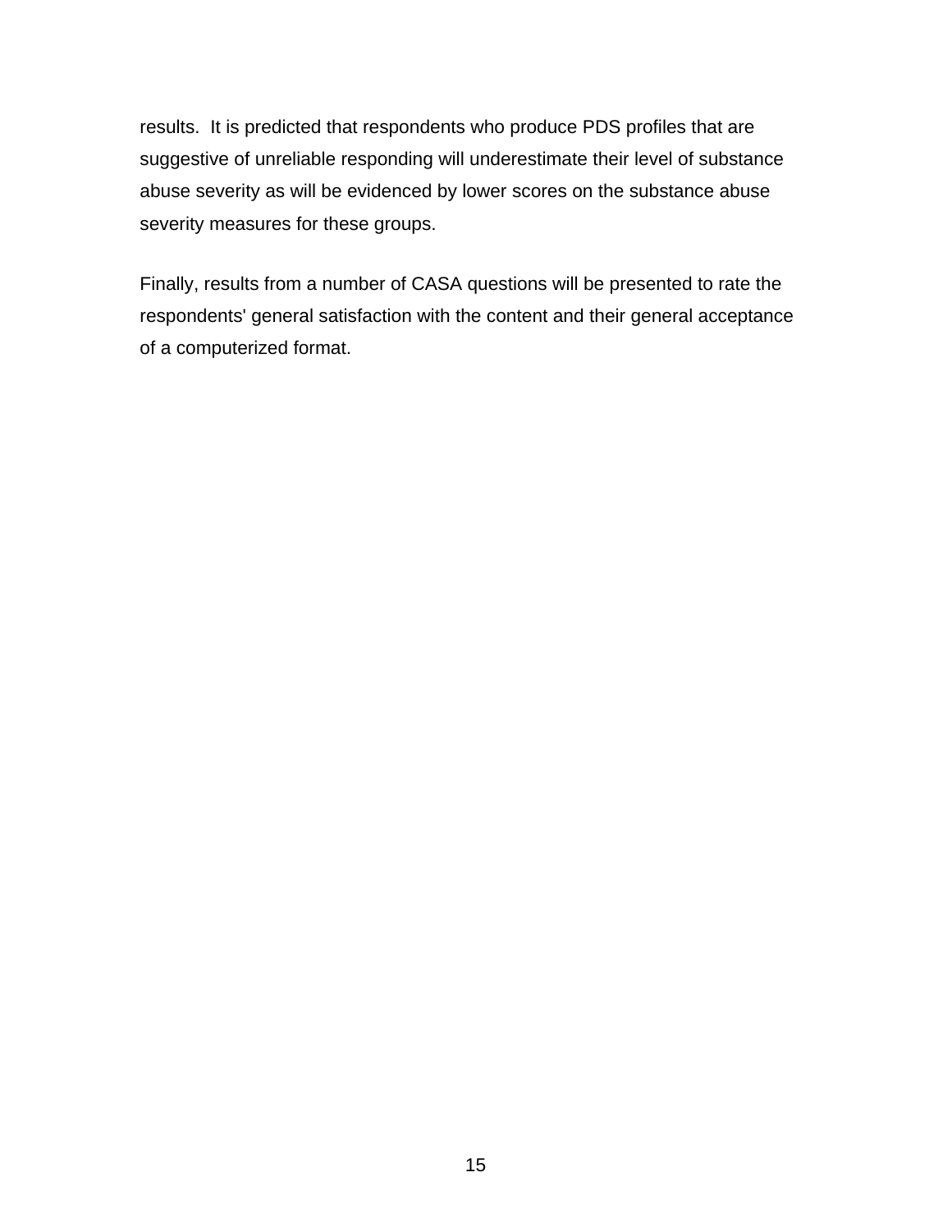results. It is predicted that respondents who produce PDS profiles that are suggestive of unreliable responding will underestimate their level of substance abuse severity as will be evidenced by lower scores on the substance abuse severity measures for these groups.

Finally, results from a number of CASA questions will be presented to rate the respondents' general satisfaction with the content and their general acceptance of a computerized format.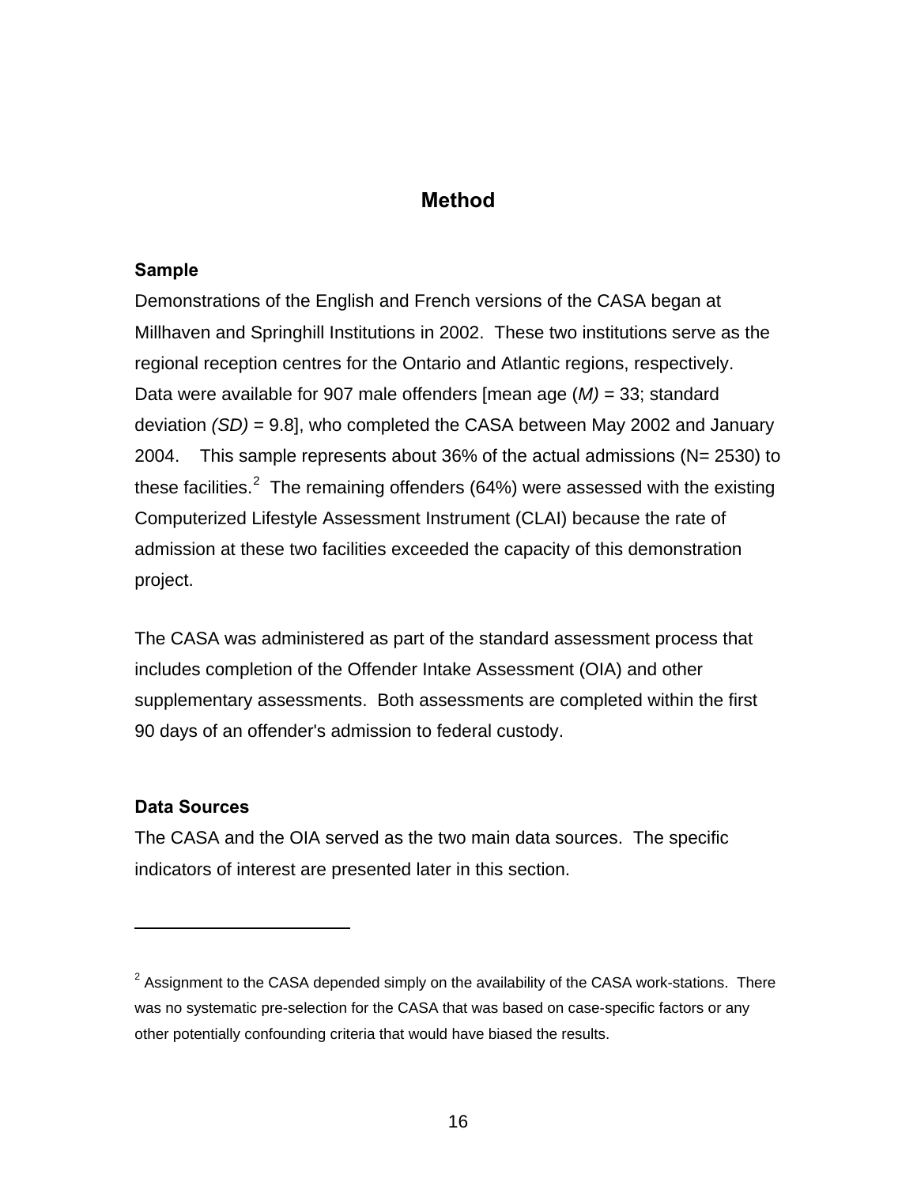## Method

### Sample

Demonstrations of the English and French versions of the CASA began at Millhaven and Springhill Institutions in 2002. These two institutions serve as the regional reception centres for the Ontario and Atlantic regions, respectively. Data were available for 907 male offenders [mean age (*M)* = 33; standard deviation *(SD)* = 9.8], who completed the CASA between May 2002 and January 2004. This sample represents about 36% of the actual admissions (N= 2530) to these facilities.[2] The remaining offenders (64%) were assessed with the existing Computerized Lifestyle Assessment Instrument (CLAI) because the rate of admission at these two facilities exceeded the capacity of this demonstration project.

The CASA was administered as part of the standard assessment process that includes completion of the Offender Intake Assessment (OIA) and other supplementary assessments. Both assessments are completed within the first 90 days of an offender's admission to federal custody.

### Data Sources

The CASA and the OIA served as the two main data sources. The specific indicators of interest are presented later in this section.

---

[2] Assignment to the CASA depended simply on the availability of the CASA work-stations. There was no systematic pre-selection for the CASA that was based on case-specific factors or any other potentially confounding criteria that would have biased the results.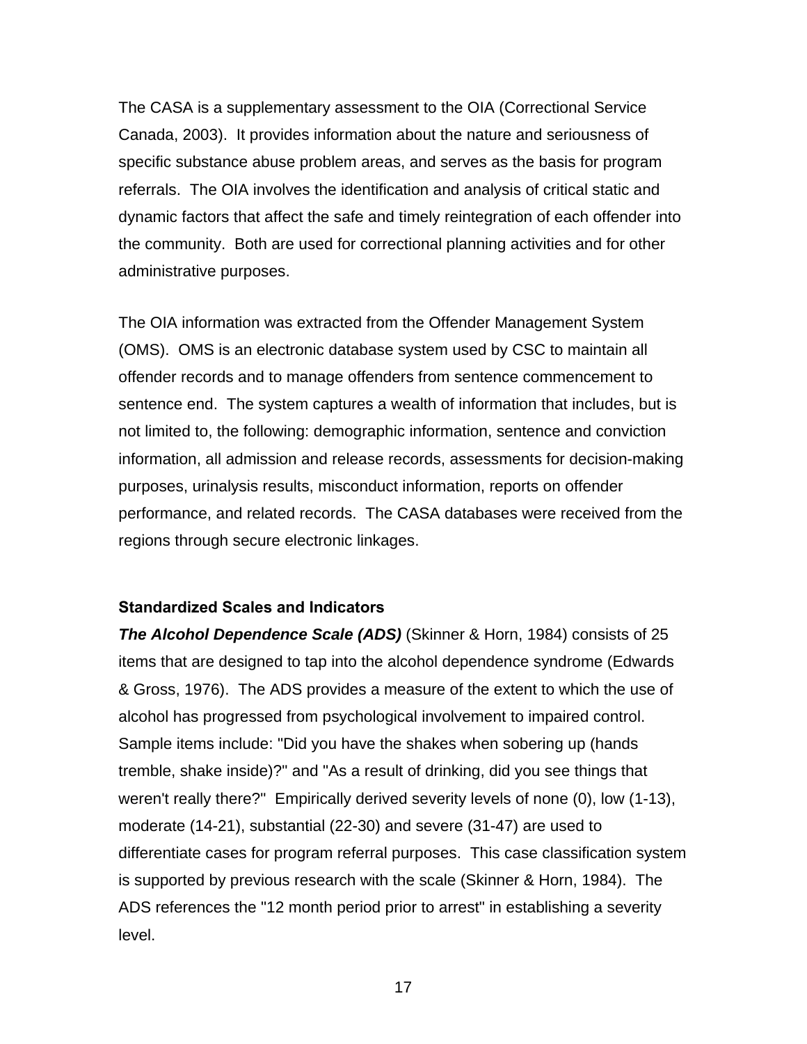The CASA is a supplementary assessment to the OIA (Correctional Service Canada, 2003). It provides information about the nature and seriousness of specific substance abuse problem areas, and serves as the basis for program referrals. The OIA involves the identification and analysis of critical static and dynamic factors that affect the safe and timely reintegration of each offender into the community. Both are used for correctional planning activities and for other administrative purposes.

The OIA information was extracted from the Offender Management System (OMS). OMS is an electronic database system used by CSC to maintain all offender records and to manage offenders from sentence commencement to sentence end. The system captures a wealth of information that includes, but is not limited to, the following: demographic information, sentence and conviction information, all admission and release records, assessments for decision-making purposes, urinalysis results, misconduct information, reports on offender performance, and related records. The CASA databases were received from the regions through secure electronic linkages.

### Standardized Scales and Indicators

***The Alcohol Dependence Scale (ADS)*** (Skinner & Horn, 1984) consists of 25 items that are designed to tap into the alcohol dependence syndrome (Edwards & Gross, 1976). The ADS provides a measure of the extent to which the use of alcohol has progressed from psychological involvement to impaired control. Sample items include: "Did you have the shakes when sobering up (hands tremble, shake inside)?" and "As a result of drinking, did you see things that weren't really there?" Empirically derived severity levels of none (0), low (1-13), moderate (14-21), substantial (22-30) and severe (31-47) are used to differentiate cases for program referral purposes. This case classification system is supported by previous research with the scale (Skinner & Horn, 1984). The ADS references the "12 month period prior to arrest" in establishing a severity level.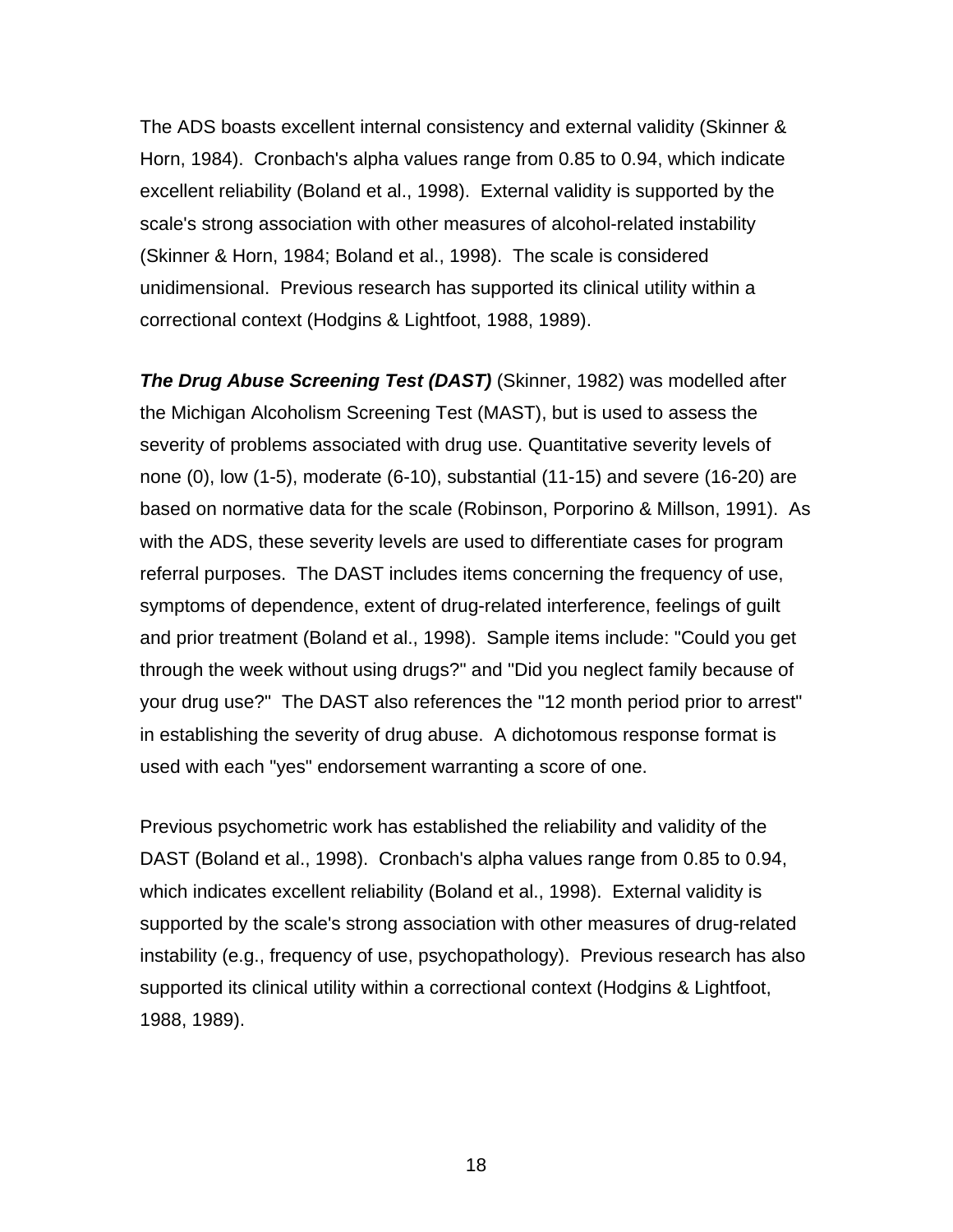The ADS boasts excellent internal consistency and external validity (Skinner & Horn, 1984). Cronbach's alpha values range from 0.85 to 0.94, which indicate excellent reliability (Boland et al., 1998). External validity is supported by the scale's strong association with other measures of alcohol-related instability (Skinner & Horn, 1984; Boland et al., 1998). The scale is considered unidimensional. Previous research has supported its clinical utility within a correctional context (Hodgins & Lightfoot, 1988, 1989).

***The Drug Abuse Screening Test (DAST)*** (Skinner, 1982) was modelled after the Michigan Alcoholism Screening Test (MAST), but is used to assess the severity of problems associated with drug use. Quantitative severity levels of none (0), low (1-5), moderate (6-10), substantial (11-15) and severe (16-20) are based on normative data for the scale (Robinson, Porporino & Millson, 1991). As with the ADS, these severity levels are used to differentiate cases for program referral purposes. The DAST includes items concerning the frequency of use, symptoms of dependence, extent of drug-related interference, feelings of guilt and prior treatment (Boland et al., 1998). Sample items include: "Could you get through the week without using drugs?" and "Did you neglect family because of your drug use?" The DAST also references the "12 month period prior to arrest" in establishing the severity of drug abuse. A dichotomous response format is used with each "yes" endorsement warranting a score of one.

Previous psychometric work has established the reliability and validity of the DAST (Boland et al., 1998). Cronbach's alpha values range from 0.85 to 0.94, which indicates excellent reliability (Boland et al., 1998). External validity is supported by the scale's strong association with other measures of drug-related instability (e.g., frequency of use, psychopathology). Previous research has also supported its clinical utility within a correctional context (Hodgins & Lightfoot, 1988, 1989).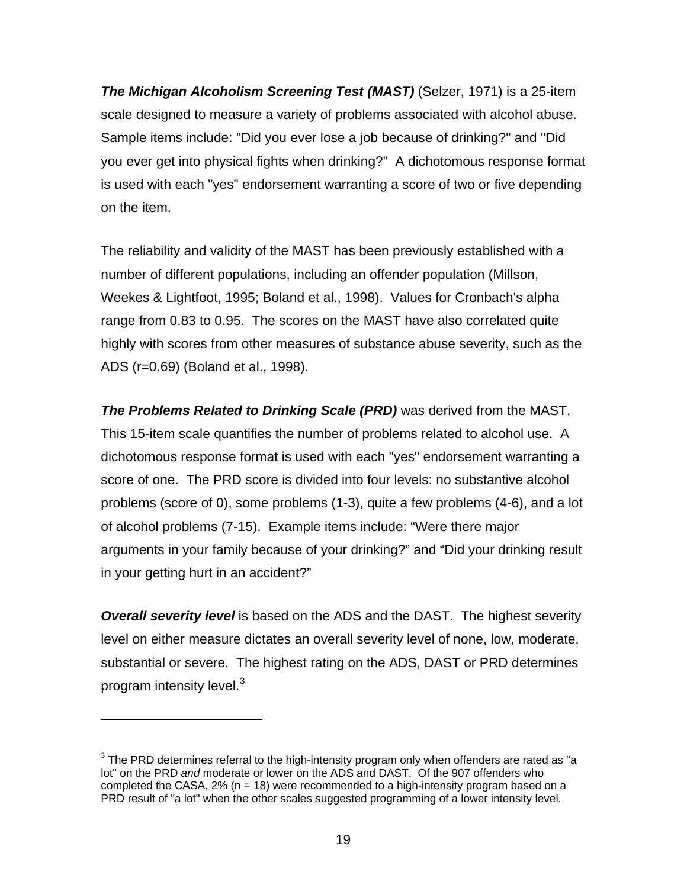***The Michigan Alcoholism Screening Test (MAST)*** (Selzer, 1971) is a 25-item scale designed to measure a variety of problems associated with alcohol abuse. Sample items include: "Did you ever lose a job because of drinking?" and "Did you ever get into physical fights when drinking?" A dichotomous response format is used with each "yes" endorsement warranting a score of two or five depending on the item.

The reliability and validity of the MAST has been previously established with a number of different populations, including an offender population (Millson, Weekes & Lightfoot, 1995; Boland et al., 1998). Values for Cronbach's alpha range from 0.83 to 0.95. The scores on the MAST have also correlated quite highly with scores from other measures of substance abuse severity, such as the ADS (r=0.69) (Boland et al., 1998).

***The Problems Related to Drinking Scale (PRD)*** was derived from the MAST. This 15-item scale quantifies the number of problems related to alcohol use. A dichotomous response format is used with each "yes" endorsement warranting a score of one. The PRD score is divided into four levels: no substantive alcohol problems (score of 0), some problems (1-3), quite a few problems (4-6), and a lot of alcohol problems (7-15). Example items include: "Were there major arguments in your family because of your drinking?" and "Did your drinking result in your getting hurt in an accident?"

***Overall severity level*** is based on the ADS and the DAST. The highest severity level on either measure dictates an overall severity level of none, low, moderate, substantial or severe. The highest rating on the ADS, DAST or PRD determines program intensity level.[3]

---

[3] The PRD determines referral to the high-intensity program only when offenders are rated as "a lot" on the PRD *and* moderate or lower on the ADS and DAST. Of the 907 offenders who completed the CASA, 2% (n = 18) were recommended to a high-intensity program based on a PRD result of "a lot" when the other scales suggested programming of a lower intensity level.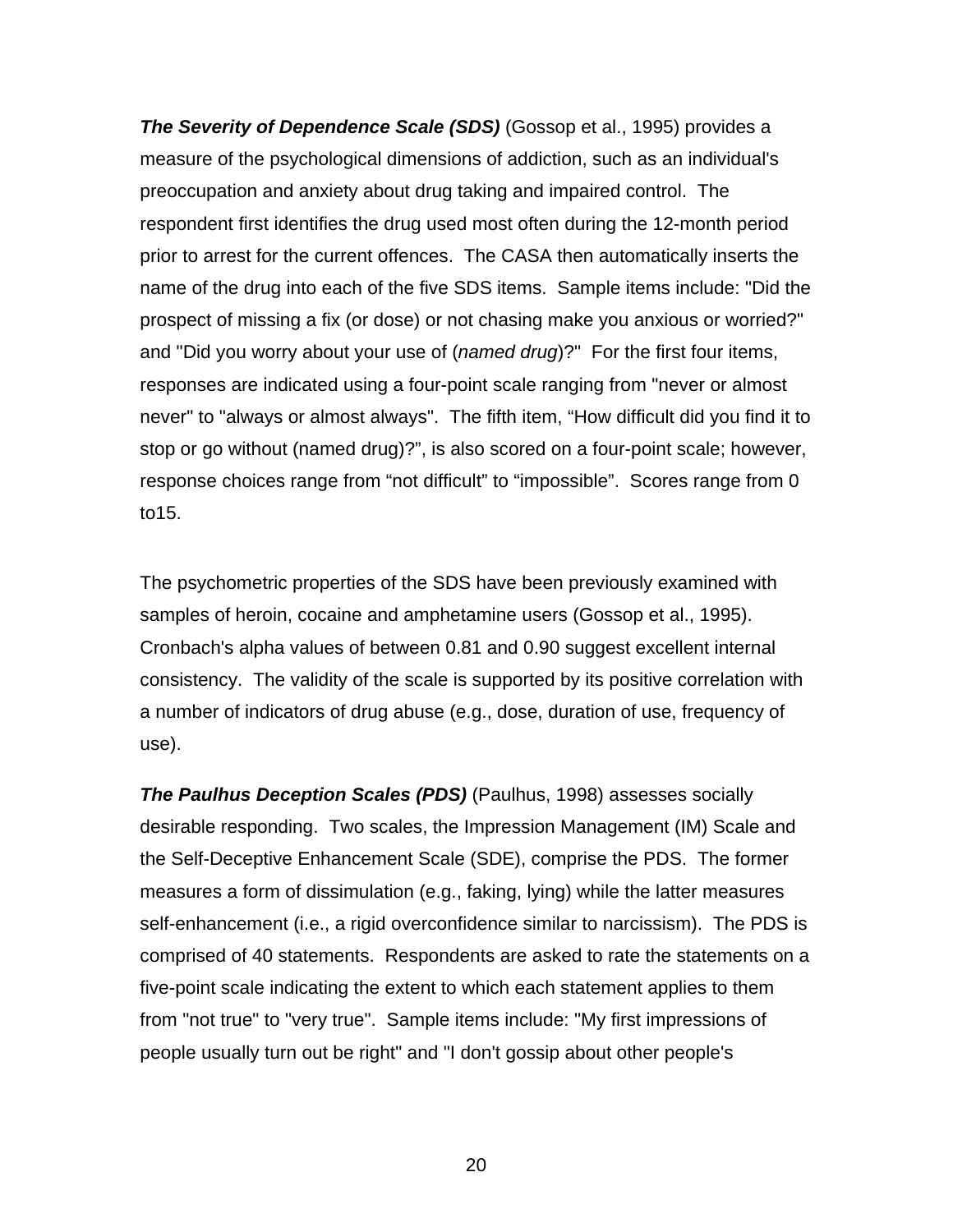***The Severity of Dependence Scale (SDS)*** (Gossop et al., 1995) provides a measure of the psychological dimensions of addiction, such as an individual's preoccupation and anxiety about drug taking and impaired control. The respondent first identifies the drug used most often during the 12-month period prior to arrest for the current offences. The CASA then automatically inserts the name of the drug into each of the five SDS items. Sample items include: "Did the prospect of missing a fix (or dose) or not chasing make you anxious or worried?" and "Did you worry about your use of (*named drug*)?" For the first four items, responses are indicated using a four-point scale ranging from "never or almost never" to "always or almost always". The fifth item, "How difficult did you find it to stop or go without (named drug)?", is also scored on a four-point scale; however, response choices range from "not difficult" to "impossible". Scores range from 0 to15.

The psychometric properties of the SDS have been previously examined with samples of heroin, cocaine and amphetamine users (Gossop et al., 1995). Cronbach's alpha values of between 0.81 and 0.90 suggest excellent internal consistency. The validity of the scale is supported by its positive correlation with a number of indicators of drug abuse (e.g., dose, duration of use, frequency of use).

***The Paulhus Deception Scales (PDS)*** (Paulhus, 1998) assesses socially desirable responding. Two scales, the Impression Management (IM) Scale and the Self-Deceptive Enhancement Scale (SDE), comprise the PDS. The former measures a form of dissimulation (e.g., faking, lying) while the latter measures self-enhancement (i.e., a rigid overconfidence similar to narcissism). The PDS is comprised of 40 statements. Respondents are asked to rate the statements on a five-point scale indicating the extent to which each statement applies to them from "not true" to "very true". Sample items include: "My first impressions of people usually turn out be right" and "I don't gossip about other people's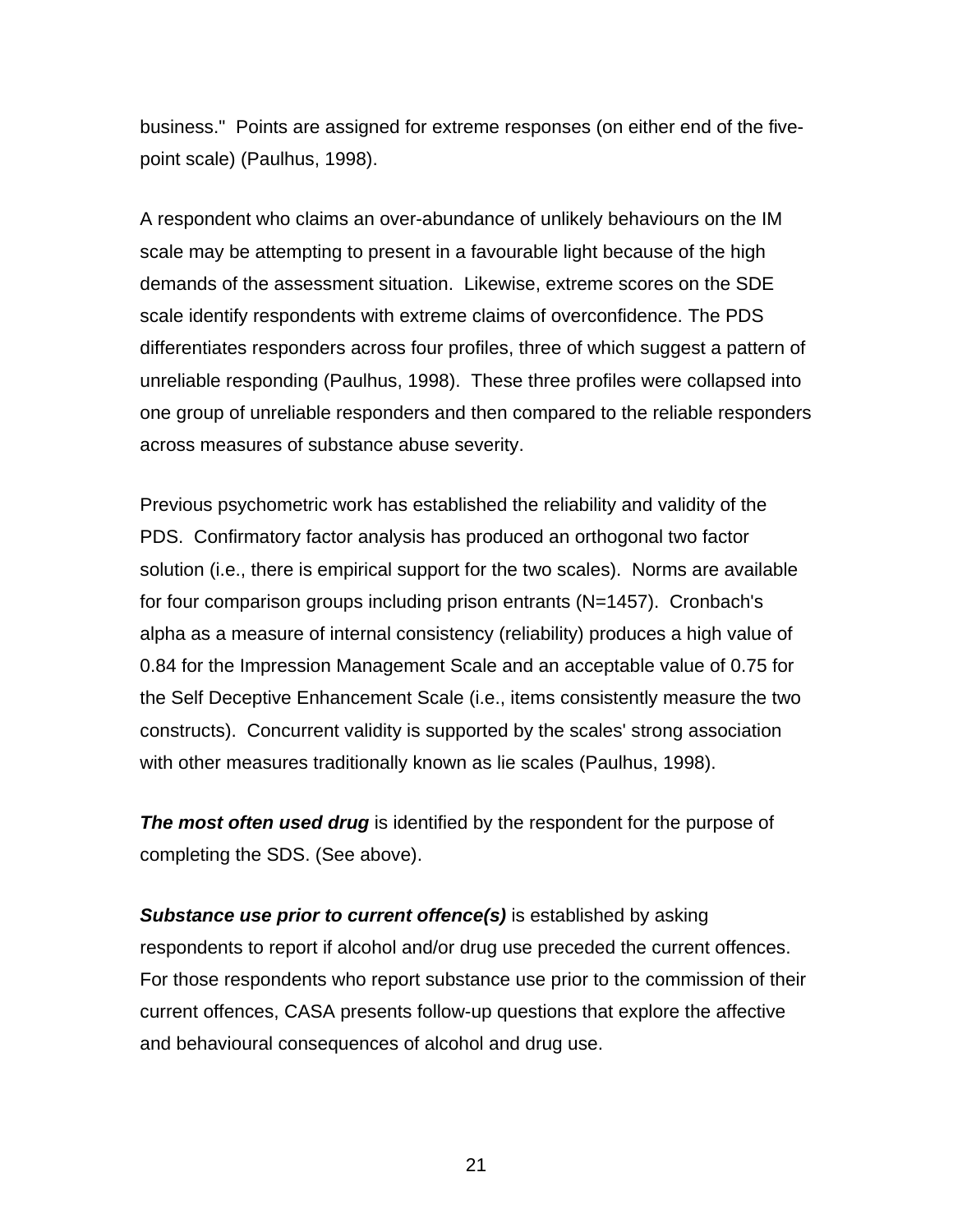business."  Points are assigned for extreme responses (on either end of the five-point scale) (Paulhus, 1998).

A respondent who claims an over-abundance of unlikely behaviours on the IM scale may be attempting to present in a favourable light because of the high demands of the assessment situation.  Likewise, extreme scores on the SDE scale identify respondents with extreme claims of overconfidence. The PDS differentiates responders across four profiles, three of which suggest a pattern of unreliable responding (Paulhus, 1998).  These three profiles were collapsed into one group of unreliable responders and then compared to the reliable responders across measures of substance abuse severity.

Previous psychometric work has established the reliability and validity of the PDS.  Confirmatory factor analysis has produced an orthogonal two factor solution (i.e., there is empirical support for the two scales).  Norms are available for four comparison groups including prison entrants (N=1457).  Cronbach's alpha as a measure of internal consistency (reliability) produces a high value of 0.84 for the Impression Management Scale and an acceptable value of 0.75 for the Self Deceptive Enhancement Scale (i.e., items consistently measure the two constructs).  Concurrent validity is supported by the scales' strong association with other measures traditionally known as lie scales (Paulhus, 1998).

***The most often used drug*** is identified by the respondent for the purpose of completing the SDS. (See above).

***Substance use prior to current offence(s)*** is established by asking respondents to report if alcohol and/or drug use preceded the current offences. For those respondents who report substance use prior to the commission of their current offences, CASA presents follow-up questions that explore the affective and behavioural consequences of alcohol and drug use.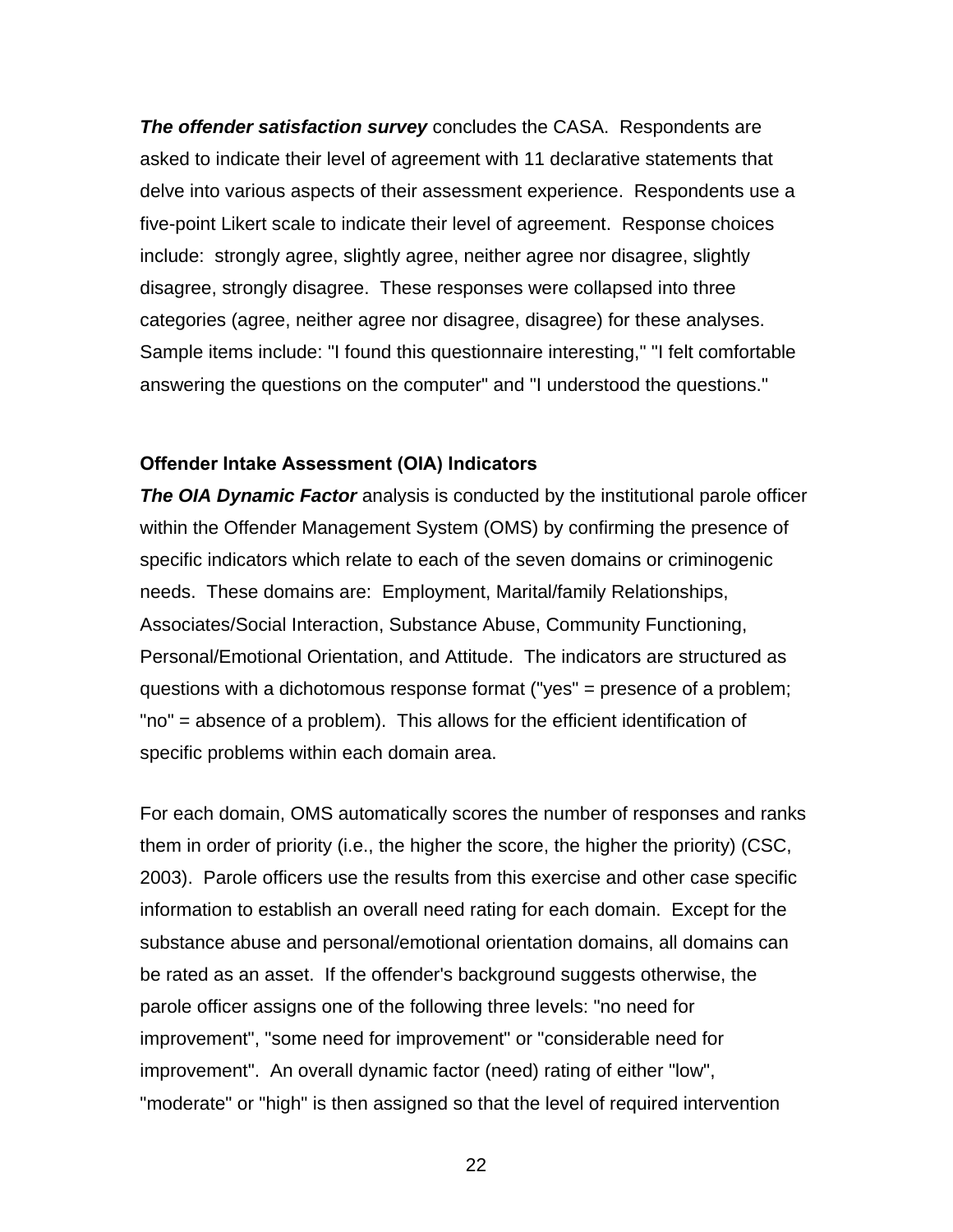***The offender satisfaction survey*** concludes the CASA. Respondents are asked to indicate their level of agreement with 11 declarative statements that delve into various aspects of their assessment experience. Respondents use a five-point Likert scale to indicate their level of agreement. Response choices include: strongly agree, slightly agree, neither agree nor disagree, slightly disagree, strongly disagree. These responses were collapsed into three categories (agree, neither agree nor disagree, disagree) for these analyses. Sample items include: "I found this questionnaire interesting," "I felt comfortable answering the questions on the computer" and "I understood the questions."

**Offender Intake Assessment (OIA) Indicators**

***The OIA Dynamic Factor*** analysis is conducted by the institutional parole officer within the Offender Management System (OMS) by confirming the presence of specific indicators which relate to each of the seven domains or criminogenic needs. These domains are: Employment, Marital/family Relationships, Associates/Social Interaction, Substance Abuse, Community Functioning, Personal/Emotional Orientation, and Attitude. The indicators are structured as questions with a dichotomous response format ("yes" = presence of a problem; "no" = absence of a problem). This allows for the efficient identification of specific problems within each domain area.

For each domain, OMS automatically scores the number of responses and ranks them in order of priority (i.e., the higher the score, the higher the priority) (CSC, 2003). Parole officers use the results from this exercise and other case specific information to establish an overall need rating for each domain. Except for the substance abuse and personal/emotional orientation domains, all domains can be rated as an asset. If the offender's background suggests otherwise, the parole officer assigns one of the following three levels: "no need for improvement", "some need for improvement" or "considerable need for improvement". An overall dynamic factor (need) rating of either "low", "moderate" or "high" is then assigned so that the level of required intervention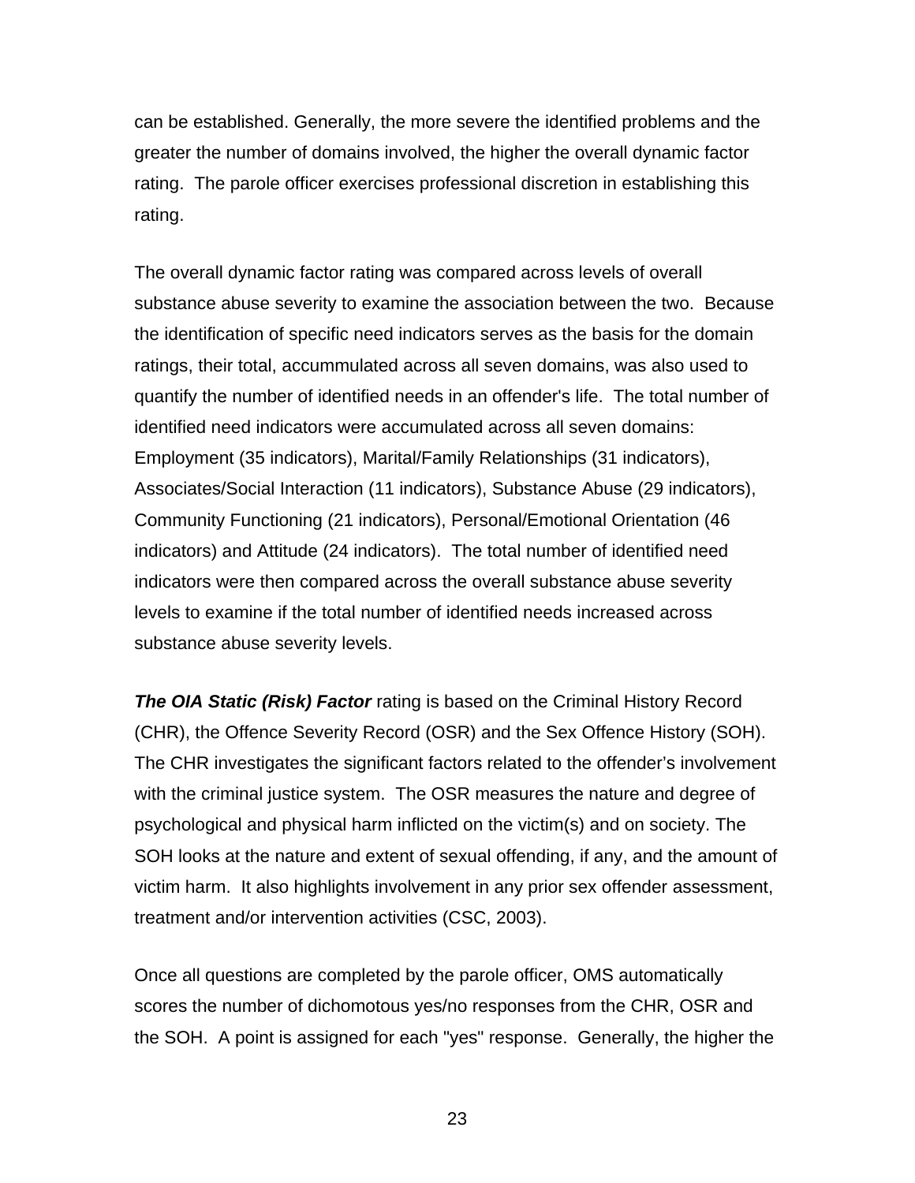can be established. Generally, the more severe the identified problems and the greater the number of domains involved, the higher the overall dynamic factor rating. The parole officer exercises professional discretion in establishing this rating.

The overall dynamic factor rating was compared across levels of overall substance abuse severity to examine the association between the two. Because the identification of specific need indicators serves as the basis for the domain ratings, their total, accummulated across all seven domains, was also used to quantify the number of identified needs in an offender's life. The total number of identified need indicators were accumulated across all seven domains: Employment (35 indicators), Marital/Family Relationships (31 indicators), Associates/Social Interaction (11 indicators), Substance Abuse (29 indicators), Community Functioning (21 indicators), Personal/Emotional Orientation (46 indicators) and Attitude (24 indicators). The total number of identified need indicators were then compared across the overall substance abuse severity levels to examine if the total number of identified needs increased across substance abuse severity levels.

***The OIA Static (Risk) Factor*** rating is based on the Criminal History Record (CHR), the Offence Severity Record (OSR) and the Sex Offence History (SOH). The CHR investigates the significant factors related to the offender's involvement with the criminal justice system. The OSR measures the nature and degree of psychological and physical harm inflicted on the victim(s) and on society. The SOH looks at the nature and extent of sexual offending, if any, and the amount of victim harm. It also highlights involvement in any prior sex offender assessment, treatment and/or intervention activities (CSC, 2003).

Once all questions are completed by the parole officer, OMS automatically scores the number of dichomotous yes/no responses from the CHR, OSR and the SOH. A point is assigned for each "yes" response. Generally, the higher the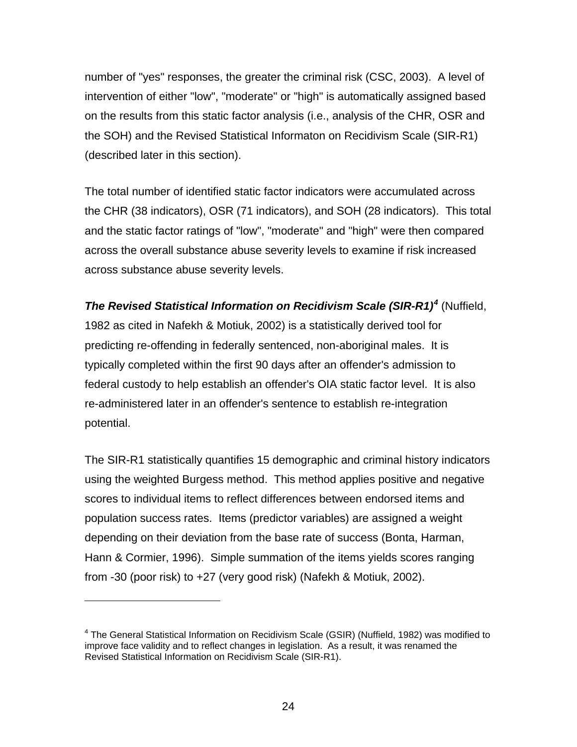number of "yes" responses, the greater the criminal risk (CSC, 2003). A level of intervention of either "low", "moderate" or "high" is automatically assigned based on the results from this static factor analysis (i.e., analysis of the CHR, OSR and the SOH) and the Revised Statistical Informaton on Recidivism Scale (SIR-R1) (described later in this section).

The total number of identified static factor indicators were accumulated across the CHR (38 indicators), OSR (71 indicators), and SOH (28 indicators). This total and the static factor ratings of "low", "moderate" and "high" were then compared across the overall substance abuse severity levels to examine if risk increased across substance abuse severity levels.

***The Revised Statistical Information on Recidivism Scale (SIR-R1)***[4] (Nuffield, 1982 as cited in Nafekh & Motiuk, 2002) is a statistically derived tool for predicting re-offending in federally sentenced, non-aboriginal males. It is typically completed within the first 90 days after an offender's admission to federal custody to help establish an offender's OIA static factor level. It is also re-administered later in an offender's sentence to establish re-integration potential.

The SIR-R1 statistically quantifies 15 demographic and criminal history indicators using the weighted Burgess method. This method applies positive and negative scores to individual items to reflect differences between endorsed items and population success rates. Items (predictor variables) are assigned a weight depending on their deviation from the base rate of success (Bonta, Harman, Hann & Cormier, 1996). Simple summation of the items yields scores ranging from -30 (poor risk) to +27 (very good risk) (Nafekh & Motiuk, 2002).

[4] The General Statistical Information on Recidivism Scale (GSIR) (Nuffield, 1982) was modified to improve face validity and to reflect changes in legislation. As a result, it was renamed the Revised Statistical Information on Recidivism Scale (SIR-R1).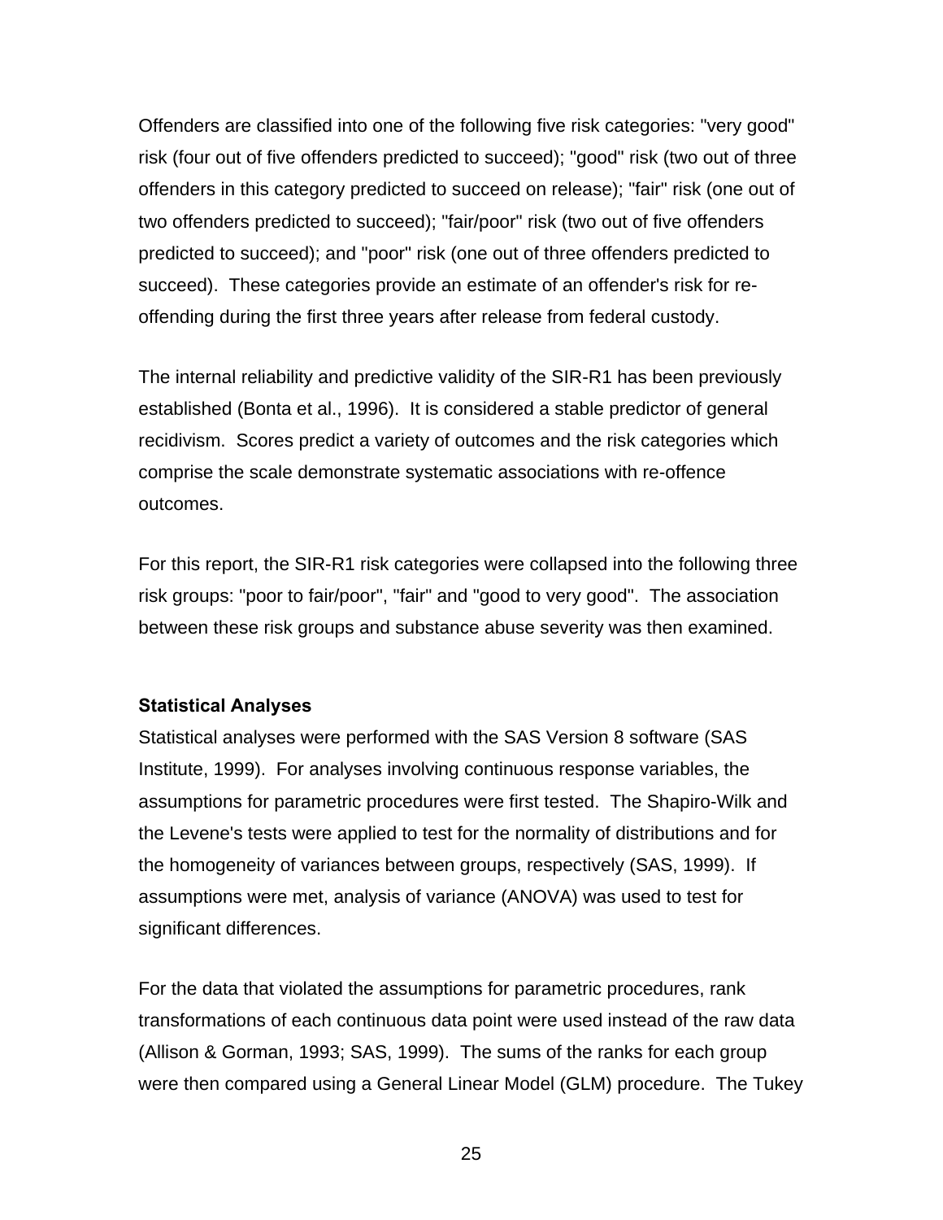Offenders are classified into one of the following five risk categories: "very good" risk (four out of five offenders predicted to succeed); "good" risk (two out of three offenders in this category predicted to succeed on release); "fair" risk (one out of two offenders predicted to succeed); "fair/poor" risk (two out of five offenders predicted to succeed); and "poor" risk (one out of three offenders predicted to succeed). These categories provide an estimate of an offender's risk for re-offending during the first three years after release from federal custody.

The internal reliability and predictive validity of the SIR-R1 has been previously established (Bonta et al., 1996). It is considered a stable predictor of general recidivism. Scores predict a variety of outcomes and the risk categories which comprise the scale demonstrate systematic associations with re-offence outcomes.

For this report, the SIR-R1 risk categories were collapsed into the following three risk groups: "poor to fair/poor", "fair" and "good to very good". The association between these risk groups and substance abuse severity was then examined.

### Statistical Analyses

Statistical analyses were performed with the SAS Version 8 software (SAS Institute, 1999). For analyses involving continuous response variables, the assumptions for parametric procedures were first tested. The Shapiro-Wilk and the Levene's tests were applied to test for the normality of distributions and for the homogeneity of variances between groups, respectively (SAS, 1999). If assumptions were met, analysis of variance (ANOVA) was used to test for significant differences.

For the data that violated the assumptions for parametric procedures, rank transformations of each continuous data point were used instead of the raw data (Allison & Gorman, 1993; SAS, 1999). The sums of the ranks for each group were then compared using a General Linear Model (GLM) procedure. The Tukey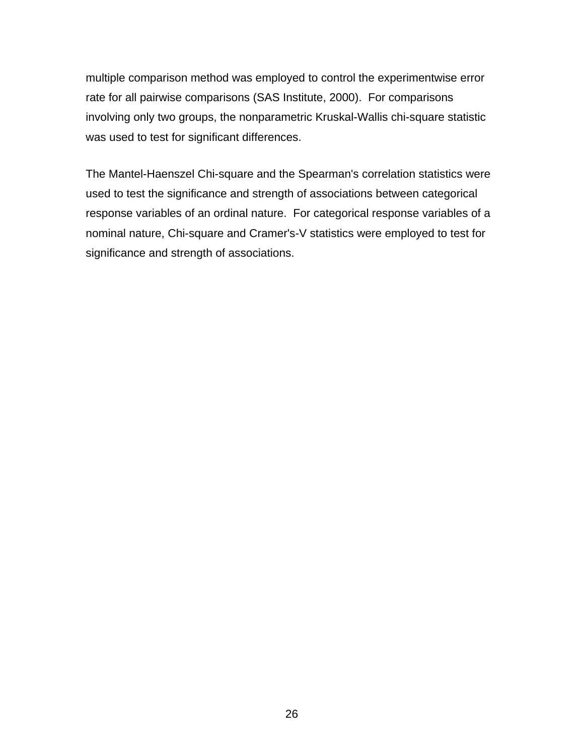multiple comparison method was employed to control the experimentwise error rate for all pairwise comparisons (SAS Institute, 2000). For comparisons involving only two groups, the nonparametric Kruskal-Wallis chi-square statistic was used to test for significant differences.

The Mantel-Haenszel Chi-square and the Spearman's correlation statistics were used to test the significance and strength of associations between categorical response variables of an ordinal nature. For categorical response variables of a nominal nature, Chi-square and Cramer's-V statistics were employed to test for significance and strength of associations.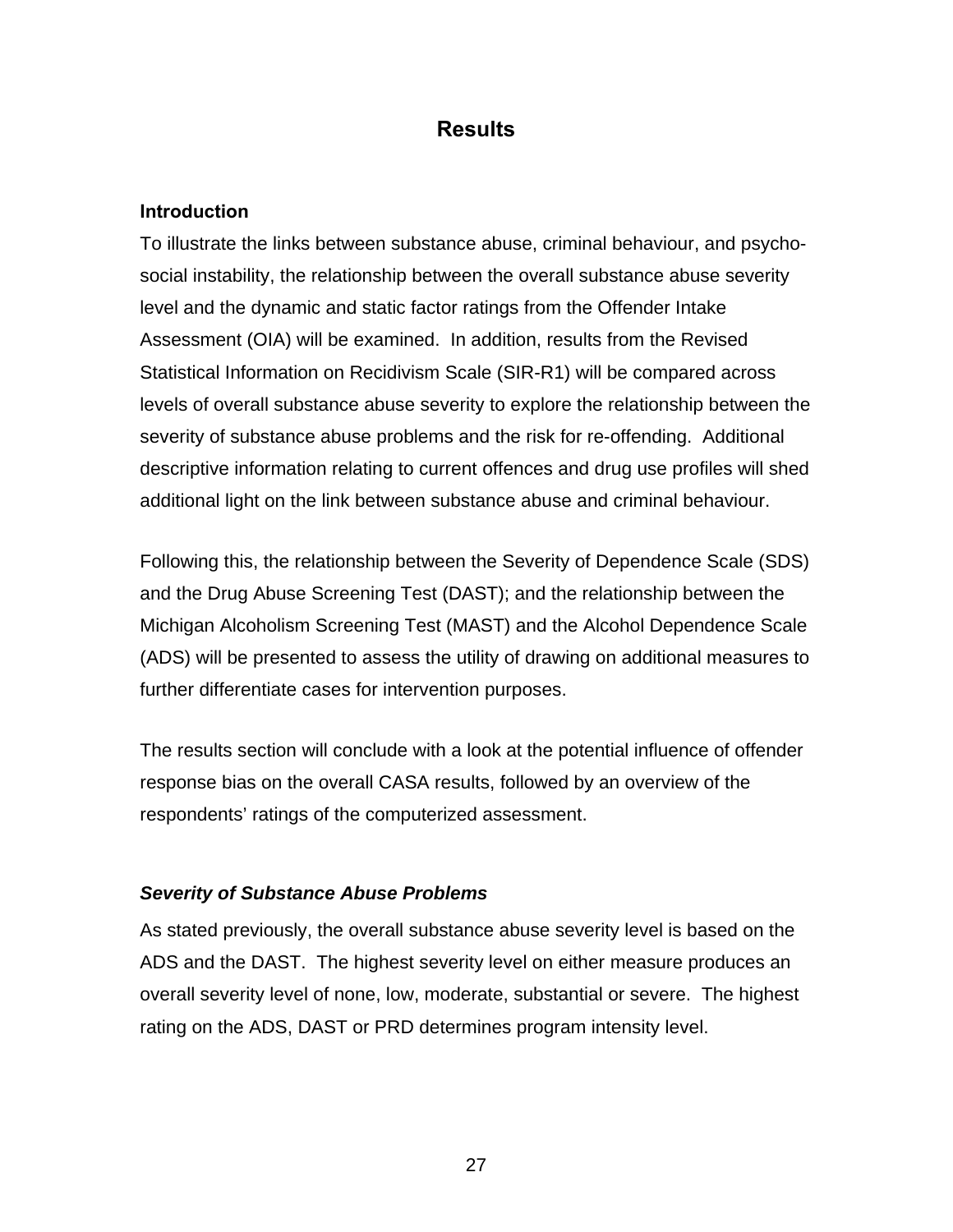# Results

## Introduction

To illustrate the links between substance abuse, criminal behaviour, and psycho-social instability, the relationship between the overall substance abuse severity level and the dynamic and static factor ratings from the Offender Intake Assessment (OIA) will be examined. In addition, results from the Revised Statistical Information on Recidivism Scale (SIR-R1) will be compared across levels of overall substance abuse severity to explore the relationship between the severity of substance abuse problems and the risk for re-offending. Additional descriptive information relating to current offences and drug use profiles will shed additional light on the link between substance abuse and criminal behaviour.

Following this, the relationship between the Severity of Dependence Scale (SDS) and the Drug Abuse Screening Test (DAST); and the relationship between the Michigan Alcoholism Screening Test (MAST) and the Alcohol Dependence Scale (ADS) will be presented to assess the utility of drawing on additional measures to further differentiate cases for intervention purposes.

The results section will conclude with a look at the potential influence of offender response bias on the overall CASA results, followed by an overview of the respondents' ratings of the computerized assessment.

### *Severity of Substance Abuse Problems*

As stated previously, the overall substance abuse severity level is based on the ADS and the DAST. The highest severity level on either measure produces an overall severity level of none, low, moderate, substantial or severe. The highest rating on the ADS, DAST or PRD determines program intensity level.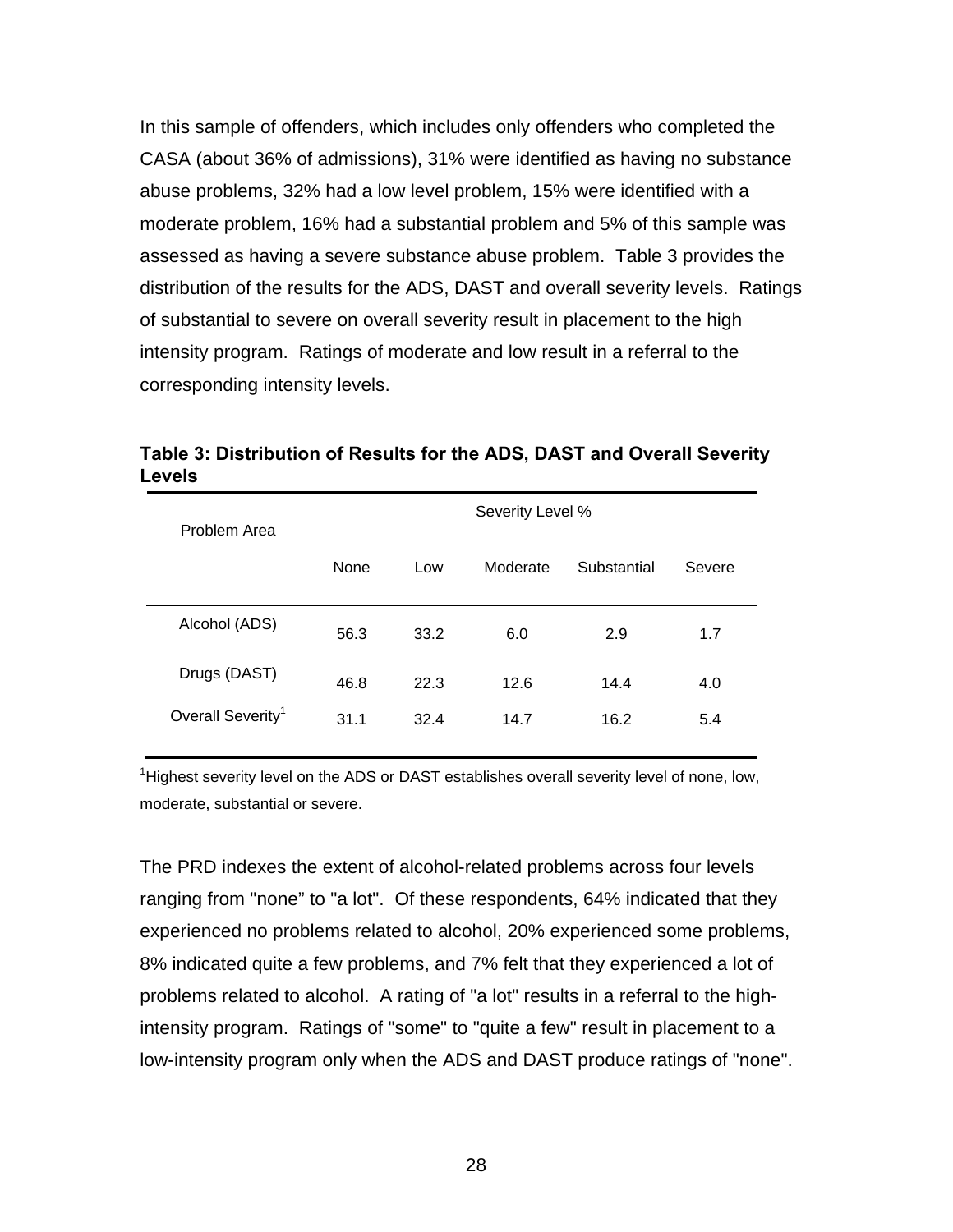In this sample of offenders, which includes only offenders who completed the CASA (about 36% of admissions), 31% were identified as having no substance abuse problems, 32% had a low level problem, 15% were identified with a moderate problem, 16% had a substantial problem and 5% of this sample was assessed as having a severe substance abuse problem. Table 3 provides the distribution of the results for the ADS, DAST and overall severity levels. Ratings of substantial to severe on overall severity result in placement to the high intensity program. Ratings of moderate and low result in a referral to the corresponding intensity levels.

**Table 3: Distribution of Results for the ADS, DAST and Overall Severity Levels**

| Problem Area | Severity Level % | | | | |
|---|---|---|---|---|---|
| | None | Low | Moderate | Substantial | Severe |
| Alcohol (ADS) | 56.3 | 33.2 | 6.0 | 2.9 | 1.7 |
| Drugs (DAST) | 46.8 | 22.3 | 12.6 | 14.4 | 4.0 |
| Overall Severity[1] | 31.1 | 32.4 | 14.7 | 16.2 | 5.4 |

[1]Highest severity level on the ADS or DAST establishes overall severity level of none, low, moderate, substantial or severe.

The PRD indexes the extent of alcohol-related problems across four levels ranging from "none" to "a lot". Of these respondents, 64% indicated that they experienced no problems related to alcohol, 20% experienced some problems, 8% indicated quite a few problems, and 7% felt that they experienced a lot of problems related to alcohol. A rating of "a lot" results in a referral to the high-intensity program. Ratings of "some" to "quite a few" result in placement to a low-intensity program only when the ADS and DAST produce ratings of "none".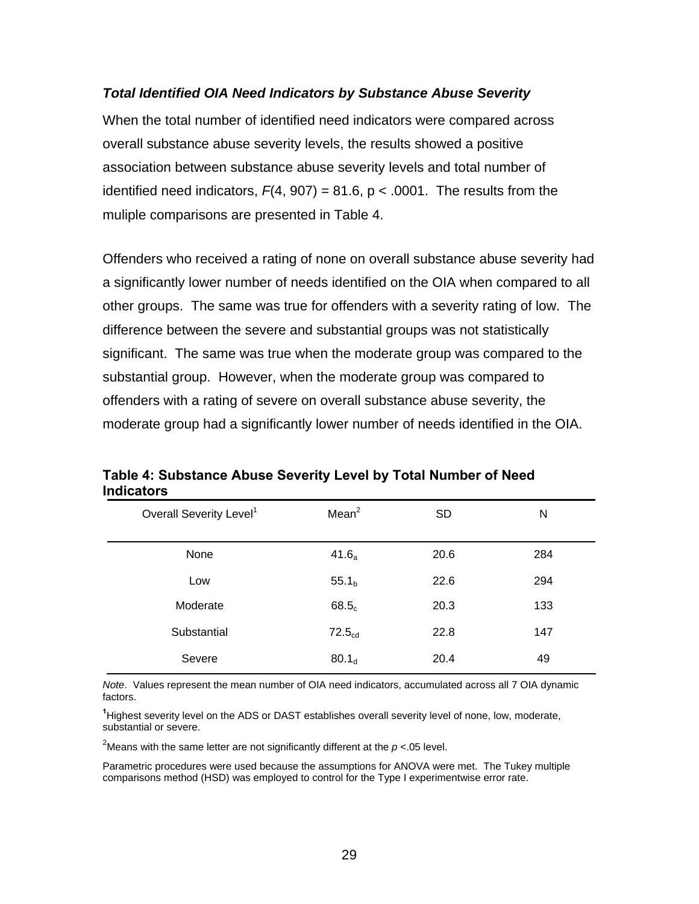### *Total Identified OIA Need Indicators by Substance Abuse Severity*

When the total number of identified need indicators were compared across overall substance abuse severity levels, the results showed a positive association between substance abuse severity levels and total number of identified need indicators, $F(4, 907) = 81.6$, $p < .0001$. The results from the muliple comparisons are presented in Table 4.

Offenders who received a rating of none on overall substance abuse severity had a significantly lower number of needs identified on the OIA when compared to all other groups. The same was true for offenders with a severity rating of low. The difference between the severe and substantial groups was not statistically significant. The same was true when the moderate group was compared to the substantial group. However, when the moderate group was compared to offenders with a rating of severe on overall substance abuse severity, the moderate group had a significantly lower number of needs identified in the OIA.

**Table 4: Substance Abuse Severity Level by Total Number of Need Indicators**

| Overall Severity Level[1] | Mean[2] | SD | N |
|---|---|---|---|
| None | $41.6_{a}$ | 20.6 | 284 |
| Low | $55.1_{b}$ | 22.6 | 294 |
| Moderate | $68.5_{c}$ | 20.3 | 133 |
| Substantial | $72.5_{cd}$ | 22.8 | 147 |
| Severe | $80.1_{d}$ | 20.4 | 49 |

*Note*. Values represent the mean number of OIA need indicators, accumulated across all 7 OIA dynamic factors.

[1]Highest severity level on the ADS or DAST establishes overall severity level of none, low, moderate, substantial or severe.

[2]Means with the same letter are not significantly different at the $p$ <.05 level.

Parametric procedures were used because the assumptions for ANOVA were met. The Tukey multiple comparisons method (HSD) was employed to control for the Type I experimentwise error rate.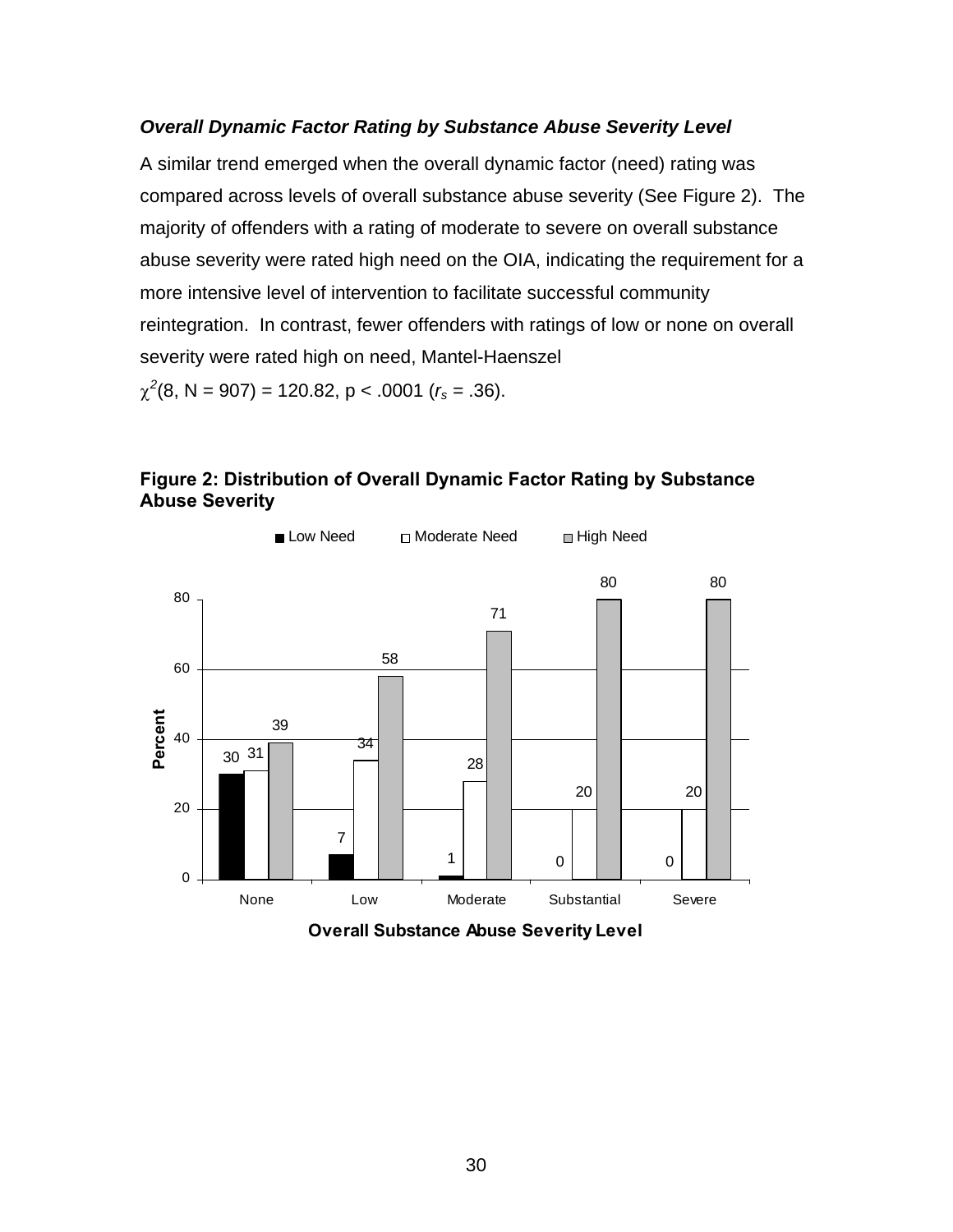### *Overall Dynamic Factor Rating by Substance Abuse Severity Level*

A similar trend emerged when the overall dynamic factor (need) rating was compared across levels of overall substance abuse severity (See Figure 2). The majority of offenders with a rating of moderate to severe on overall substance abuse severity were rated high need on the OIA, indicating the requirement for a more intensive level of intervention to facilitate successful community reintegration. In contrast, fewer offenders with ratings of low or none on overall severity were rated high on need, Mantel-Haenszel $\chi^2$(8, N = 907) = 120.82, p < .0001 ($r_s$ = .36).

**Figure 2: Distribution of Overall Dynamic Factor Rating by Substance Abuse Severity**

| Overall Substance Abuse Severity Level | Low Need | Moderate Need | High Need |
|---|---|---|---|
| None | 30 | 31 | 39 |
| Low | 7 | 34 | 58 |
| Moderate | 1 | 28 | 71 |
| Substantial | 0 | 20 | 80 |
| Severe | 0 | 20 | 80 |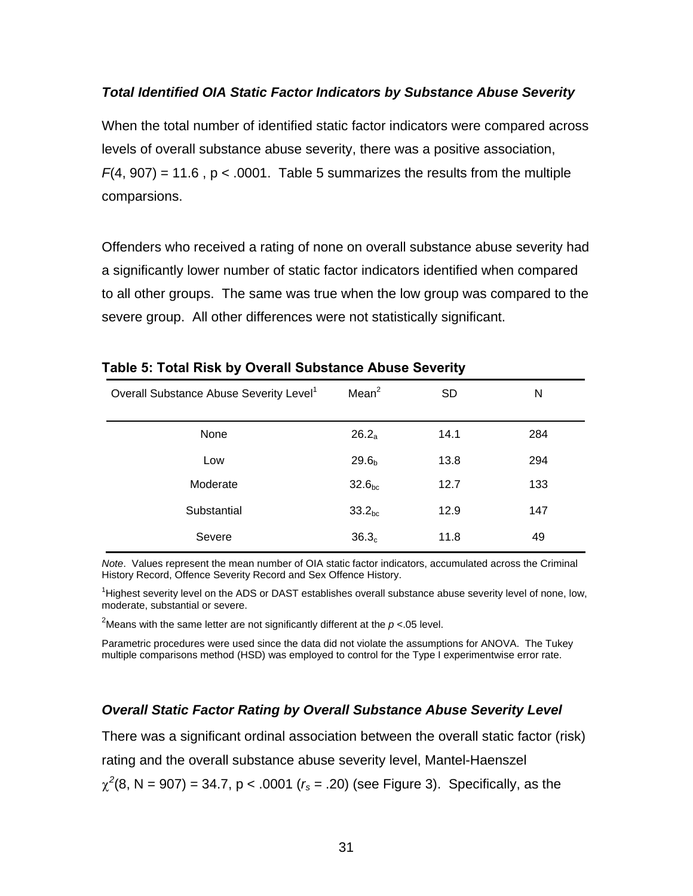### *Total Identified OIA Static Factor Indicators by Substance Abuse Severity*

When the total number of identified static factor indicators were compared across levels of overall substance abuse severity, there was a positive association, $F(4, 907) = 11.6$ , $p < .0001$. Table 5 summarizes the results from the multiple comparsions.

Offenders who received a rating of none on overall substance abuse severity had a significantly lower number of static factor indicators identified when compared to all other groups. The same was true when the low group was compared to the severe group. All other differences were not statistically significant.

**Table 5: Total Risk by Overall Substance Abuse Severity**

| Overall Substance Abuse Severity Level[1] | Mean[2] | SD | N |
|---|---|---|---|
| None | $26.2_{a}$ | 14.1 | 284 |
| Low | $29.6_{b}$ | 13.8 | 294 |
| Moderate | $32.6_{bc}$ | 12.7 | 133 |
| Substantial | $33.2_{bc}$ | 12.9 | 147 |
| Severe | $36.3_{c}$ | 11.8 | 49 |

*Note*. Values represent the mean number of OIA static factor indicators, accumulated across the Criminal History Record, Offence Severity Record and Sex Offence History.

[1]Highest severity level on the ADS or DAST establishes overall substance abuse severity level of none, low, moderate, substantial or severe.

[2]Means with the same letter are not significantly different at the $p < .05$ level.

Parametric procedures were used since the data did not violate the assumptions for ANOVA. The Tukey multiple comparisons method (HSD) was employed to control for the Type I experimentwise error rate.

### *Overall Static Factor Rating by Overall Substance Abuse Severity Level*

There was a significant ordinal association between the overall static factor (risk) rating and the overall substance abuse severity level, Mantel-Haenszel $\chi^2(8, N = 907) = 34.7$, $p < .0001$ ($r_s = .20$) (see Figure 3). Specifically, as the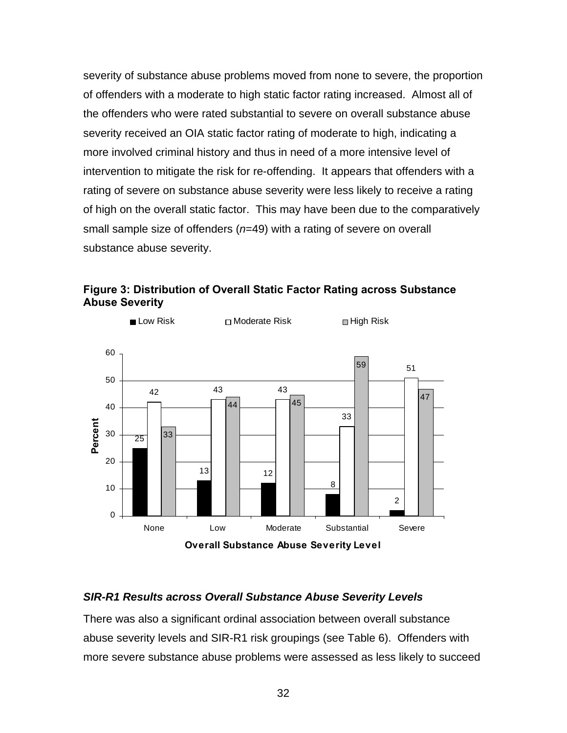severity of substance abuse problems moved from none to severe, the proportion of offenders with a moderate to high static factor rating increased. Almost all of the offenders who were rated substantial to severe on overall substance abuse severity received an OIA static factor rating of moderate to high, indicating a more involved criminal history and thus in need of a more intensive level of intervention to mitigate the risk for re-offending. It appears that offenders with a rating of severe on substance abuse severity were less likely to receive a rating of high on the overall static factor. This may have been due to the comparatively small sample size of offenders (*n*=49) with a rating of severe on overall substance abuse severity.

**Figure 3: Distribution of Overall Static Factor Rating across Substance Abuse Severity**

| Overall Substance Abuse Severity Level | Low Risk (Percent) | Moderate Risk (Percent) | High Risk (Percent) |
|---|---|---|---|
| None | 25 | 42 | 33 |
| Low | 13 | 43 | 44 |
| Moderate | 12 | 43 | 45 |
| Substantial | 8 | 33 | 59 |
| Severe | 2 | 51 | 47 |

### *SIR-R1 Results across Overall Substance Abuse Severity Levels*

There was also a significant ordinal association between overall substance abuse severity levels and SIR-R1 risk groupings (see Table 6). Offenders with more severe substance abuse problems were assessed as less likely to succeed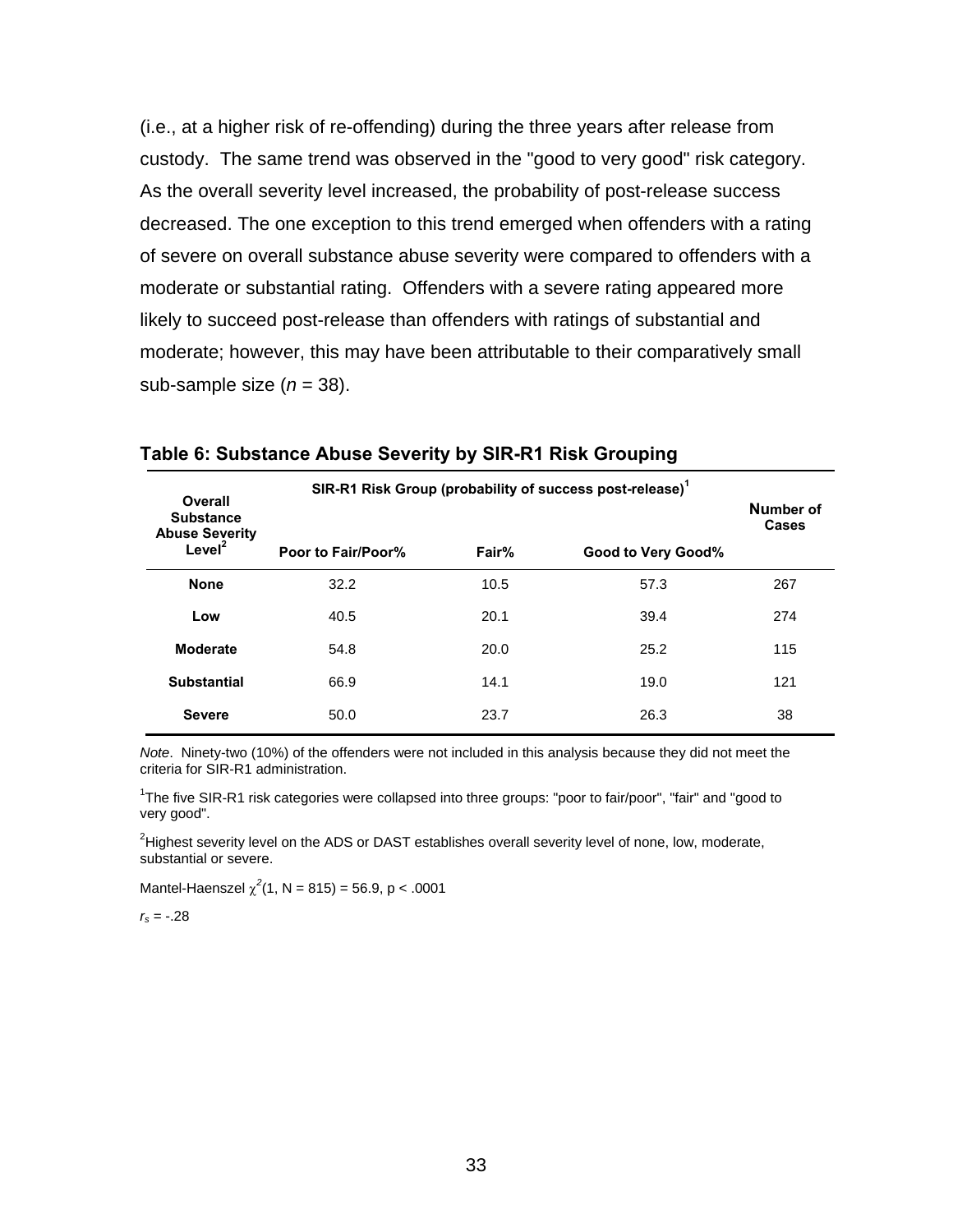(i.e., at a higher risk of re-offending) during the three years after release from custody. The same trend was observed in the "good to very good" risk category. As the overall severity level increased, the probability of post-release success decreased. The one exception to this trend emerged when offenders with a rating of severe on overall substance abuse severity were compared to offenders with a moderate or substantial rating. Offenders with a severe rating appeared more likely to succeed post-release than offenders with ratings of substantial and moderate; however, this may have been attributable to their comparatively small sub-sample size (*n* = 38).

**Table 6: Substance Abuse Severity by SIR-R1 Risk Grouping**

| Overall Substance Abuse Severity Level[2] | SIR-R1 Risk Group (probability of success post-release)[1] | | | Number of Cases |
|---|---|---|---|---|
| | Poor to Fair/Poor% | Fair% | Good to Very Good% | |
| **None** | 32.2 | 10.5 | 57.3 | 267 |
| **Low** | 40.5 | 20.1 | 39.4 | 274 |
| **Moderate** | 54.8 | 20.0 | 25.2 | 115 |
| **Substantial** | 66.9 | 14.1 | 19.0 | 121 |
| **Severe** | 50.0 | 23.7 | 26.3 | 38 |

*Note*. Ninety-two (10%) of the offenders were not included in this analysis because they did not meet the criteria for SIR-R1 administration.

[1]The five SIR-R1 risk categories were collapsed into three groups: "poor to fair/poor", "fair" and "good to very good".

[2]Highest severity level on the ADS or DAST establishes overall severity level of none, low, moderate, substantial or severe.

Mantel-Haenszel $\chi^2(1, N = 815) = 56.9, p < .0001$

$r_s = -.28$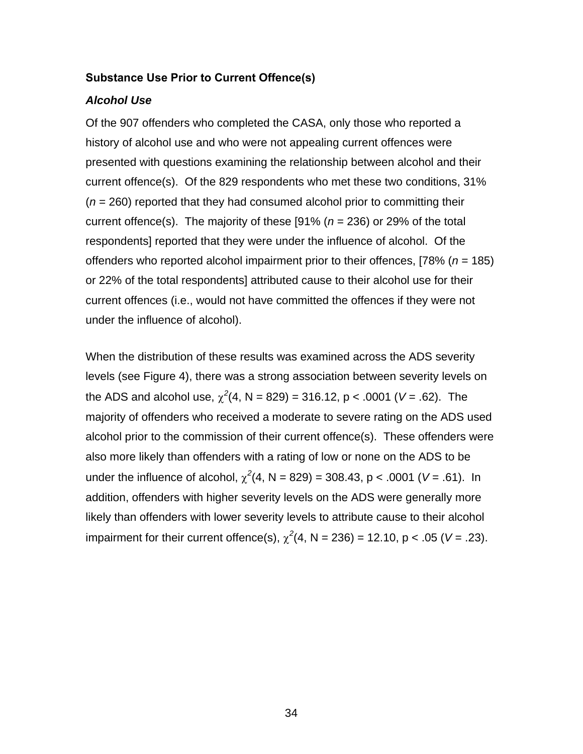### Substance Use Prior to Current Offence(s)

#### *Alcohol Use*

Of the 907 offenders who completed the CASA, only those who reported a history of alcohol use and who were not appealing current offences were presented with questions examining the relationship between alcohol and their current offence(s). Of the 829 respondents who met these two conditions, 31% (*n* = 260) reported that they had consumed alcohol prior to committing their current offence(s). The majority of these [91% (*n* = 236) or 29% of the total respondents] reported that they were under the influence of alcohol. Of the offenders who reported alcohol impairment prior to their offences, [78% (*n* = 185) or 22% of the total respondents] attributed cause to their alcohol use for their current offences (i.e., would not have committed the offences if they were not under the influence of alcohol).

When the distribution of these results was examined across the ADS severity levels (see Figure 4), there was a strong association between severity levels on the ADS and alcohol use, $\chi^2(4, N = 829) = 316.12$, $p < .0001$ ($V = .62$). The majority of offenders who received a moderate to severe rating on the ADS used alcohol prior to the commission of their current offence(s). These offenders were also more likely than offenders with a rating of low or none on the ADS to be under the influence of alcohol, $\chi^2(4, N = 829) = 308.43$, $p < .0001$ ($V = .61$). In addition, offenders with higher severity levels on the ADS were generally more likely than offenders with lower severity levels to attribute cause to their alcohol impairment for their current offence(s), $\chi^2(4, N = 236) = 12.10$, $p < .05$ ($V = .23$).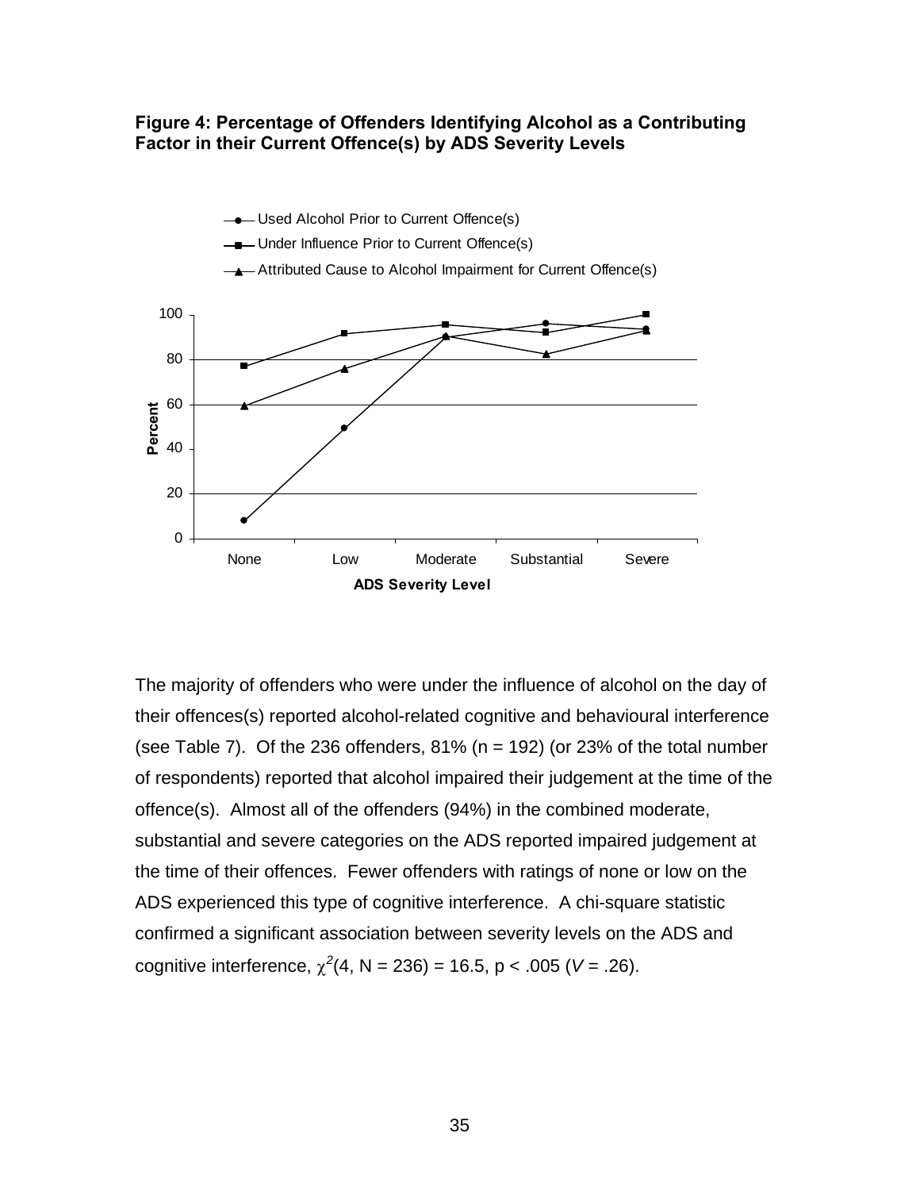**Figure 4: Percentage of Offenders Identifying Alcohol as a Contributing Factor in their Current Offence(s) by ADS Severity Levels**

The majority of offenders who were under the influence of alcohol on the day of their offences(s) reported alcohol-related cognitive and behavioural interference (see Table 7). Of the 236 offenders, 81% (n = 192) (or 23% of the total number of respondents) reported that alcohol impaired their judgement at the time of the offence(s). Almost all of the offenders (94%) in the combined moderate, substantial and severe categories on the ADS reported impaired judgement at the time of their offences. Fewer offenders with ratings of none or low on the ADS experienced this type of cognitive interference. A chi-square statistic confirmed a significant association between severity levels on the ADS and cognitive interference, $\chi^2(4, N = 236) = 16.5$, $p < .005$ ($V = .26$).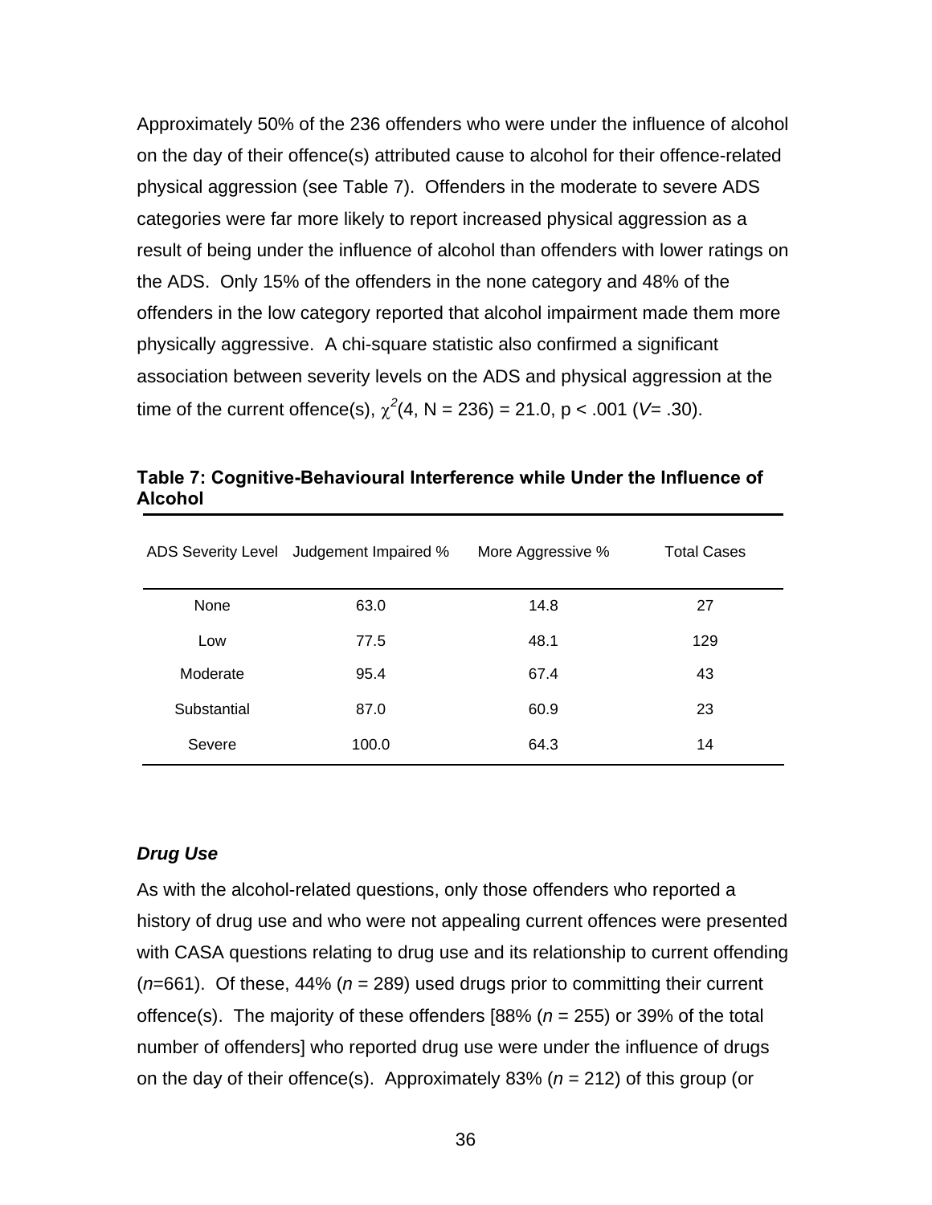Approximately 50% of the 236 offenders who were under the influence of alcohol on the day of their offence(s) attributed cause to alcohol for their offence-related physical aggression (see Table 7). Offenders in the moderate to severe ADS categories were far more likely to report increased physical aggression as a result of being under the influence of alcohol than offenders with lower ratings on the ADS. Only 15% of the offenders in the none category and 48% of the offenders in the low category reported that alcohol impairment made them more physically aggressive. A chi-square statistic also confirmed a significant association between severity levels on the ADS and physical aggression at the time of the current offence(s), $\chi^2(4, N = 236) = 21.0$, $p < .001$ ($V = .30$).

**Table 7: Cognitive-Behavioural Interference while Under the Influence of Alcohol**

| ADS Severity Level | Judgement Impaired % | More Aggressive % | Total Cases |
|---|---|---|---|
| None | 63.0 | 14.8 | 27 |
| Low | 77.5 | 48.1 | 129 |
| Moderate | 95.4 | 67.4 | 43 |
| Substantial | 87.0 | 60.9 | 23 |
| Severe | 100.0 | 64.3 | 14 |

### *Drug Use*

As with the alcohol-related questions, only those offenders who reported a history of drug use and who were not appealing current offences were presented with CASA questions relating to drug use and its relationship to current offending ($n$=661). Of these, 44% ($n$ = 289) used drugs prior to committing their current offence(s). The majority of these offenders [88% ($n$ = 255) or 39% of the total number of offenders] who reported drug use were under the influence of drugs on the day of their offence(s). Approximately 83% ($n$ = 212) of this group (or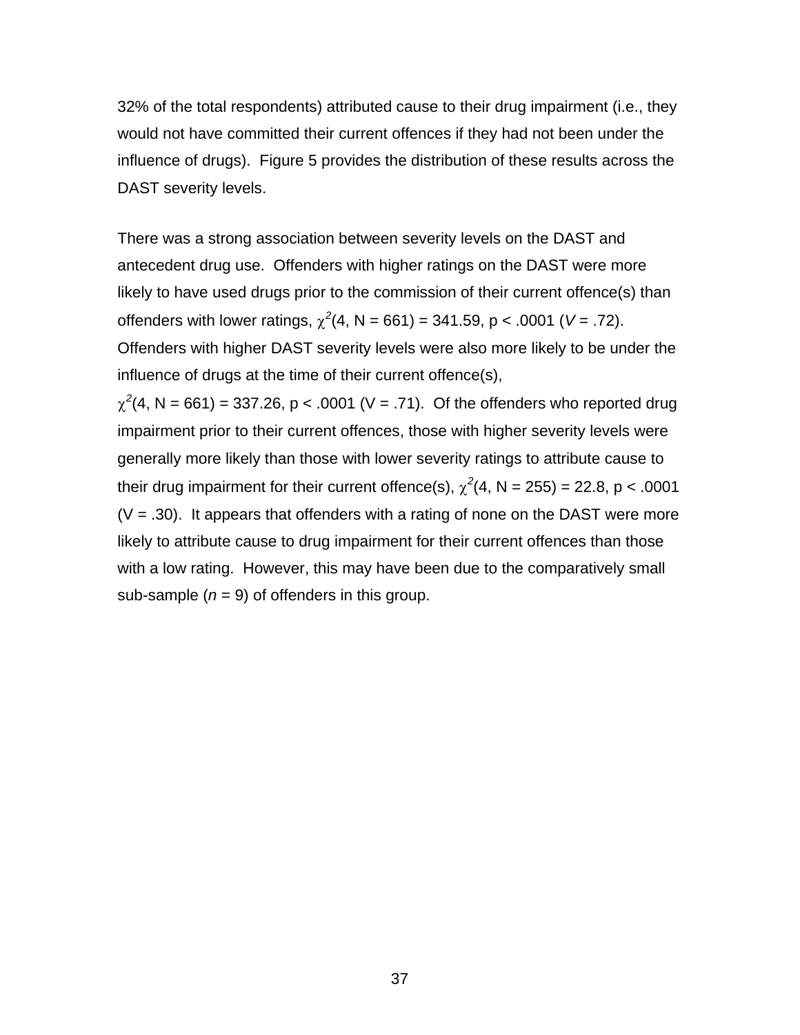32% of the total respondents) attributed cause to their drug impairment (i.e., they would not have committed their current offences if they had not been under the influence of drugs). Figure 5 provides the distribution of these results across the DAST severity levels.

There was a strong association between severity levels on the DAST and antecedent drug use. Offenders with higher ratings on the DAST were more likely to have used drugs prior to the commission of their current offence(s) than offenders with lower ratings, $\chi^2(4, N = 661) = 341.59$, $p < .0001$ ($V = .72$). Offenders with higher DAST severity levels were also more likely to be under the influence of drugs at the time of their current offence(s), $\chi^2(4, N = 661) = 337.26$, $p < .0001$ ($V = .71$). Of the offenders who reported drug impairment prior to their current offences, those with higher severity levels were generally more likely than those with lower severity ratings to attribute cause to their drug impairment for their current offence(s), $\chi^2(4, N = 255) = 22.8$, $p < .0001$ ($V = .30$). It appears that offenders with a rating of none on the DAST were more likely to attribute cause to drug impairment for their current offences than those with a low rating. However, this may have been due to the comparatively small sub-sample ($n = 9$) of offenders in this group.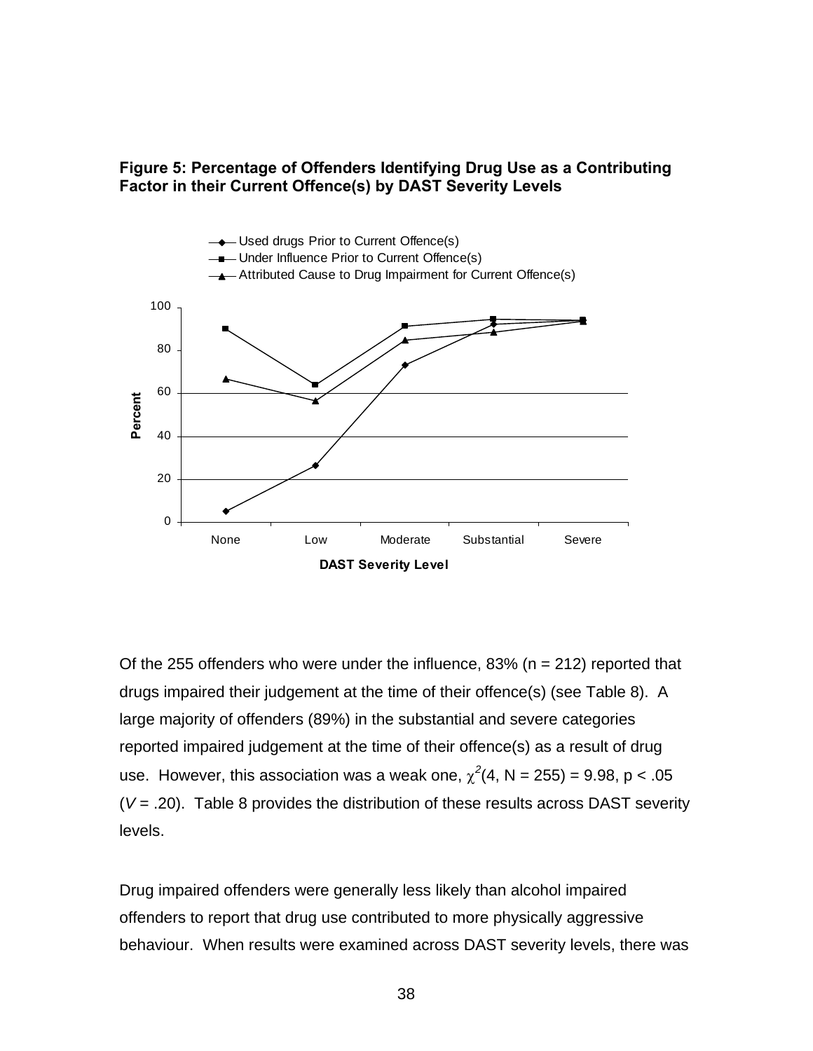**Figure 5: Percentage of Offenders Identifying Drug Use as a Contributing Factor in their Current Offence(s) by DAST Severity Levels**

Of the 255 offenders who were under the influence, 83% (n = 212) reported that drugs impaired their judgement at the time of their offence(s) (see Table 8). A large majority of offenders (89%) in the substantial and severe categories reported impaired judgement at the time of their offence(s) as a result of drug use. However, this association was a weak one, $\chi^2(4, N = 255) = 9.98$, $p < .05$ ($V = .20$). Table 8 provides the distribution of these results across DAST severity levels.

Drug impaired offenders were generally less likely than alcohol impaired offenders to report that drug use contributed to more physically aggressive behaviour. When results were examined across DAST severity levels, there was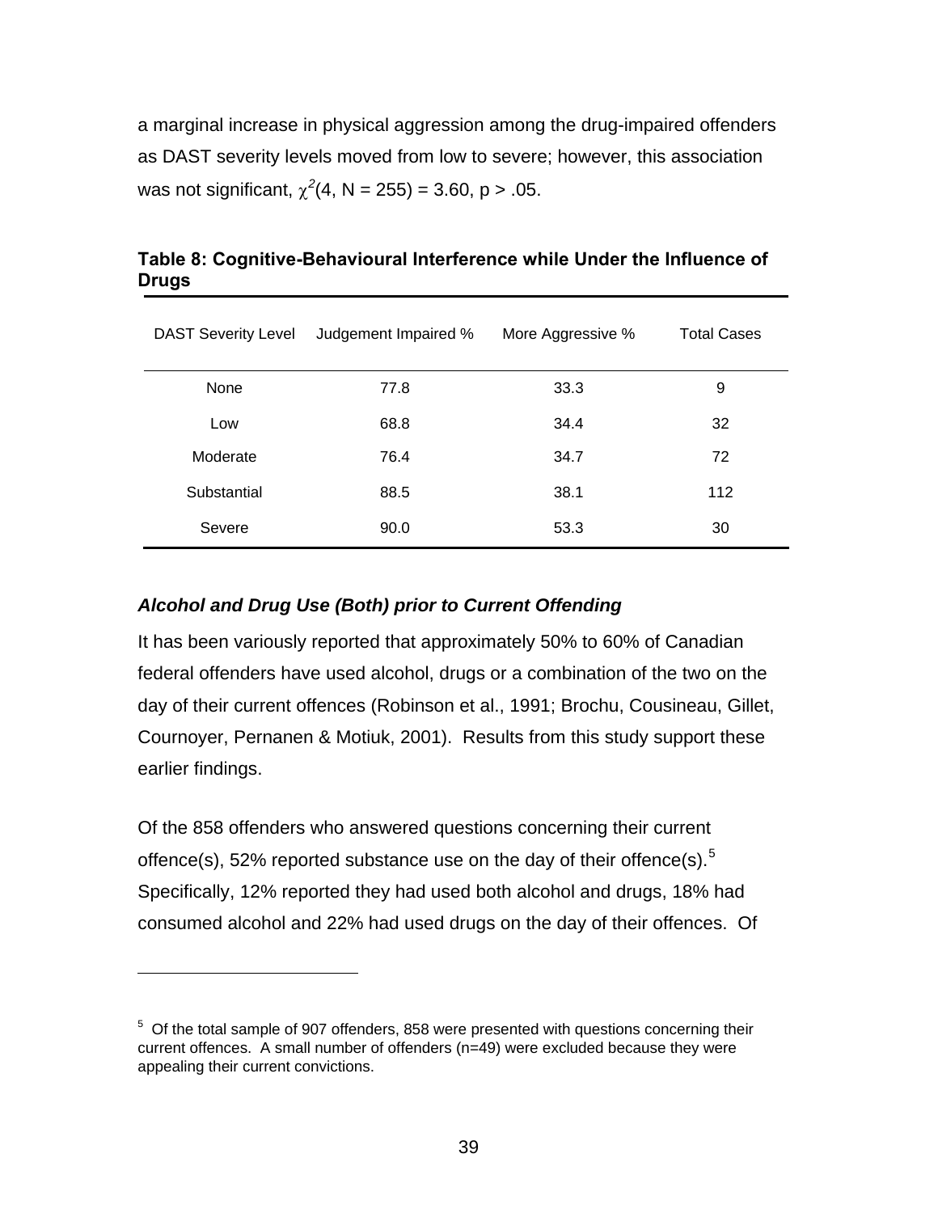a marginal increase in physical aggression among the drug-impaired offenders as DAST severity levels moved from low to severe; however, this association was not significant, $\chi^2(4, N = 255) = 3.60, p > .05$.

**Table 8: Cognitive-Behavioural Interference while Under the Influence of Drugs**

| DAST Severity Level | Judgement Impaired % | More Aggressive % | Total Cases |
|---|---|---|---|
| None | 77.8 | 33.3 | 9 |
| Low | 68.8 | 34.4 | 32 |
| Moderate | 76.4 | 34.7 | 72 |
| Substantial | 88.5 | 38.1 | 112 |
| Severe | 90.0 | 53.3 | 30 |

### *Alcohol and Drug Use (Both) prior to Current Offending*

It has been variously reported that approximately 50% to 60% of Canadian federal offenders have used alcohol, drugs or a combination of the two on the day of their current offences (Robinson et al., 1991; Brochu, Cousineau, Gillet, Cournoyer, Pernanen & Motiuk, 2001). Results from this study support these earlier findings.

Of the 858 offenders who answered questions concerning their current offence(s), 52% reported substance use on the day of their offence(s).[5] Specifically, 12% reported they had used both alcohol and drugs, 18% had consumed alcohol and 22% had used drugs on the day of their offences. Of

[5] Of the total sample of 907 offenders, 858 were presented with questions concerning their current offences. A small number of offenders (n=49) were excluded because they were appealing their current convictions.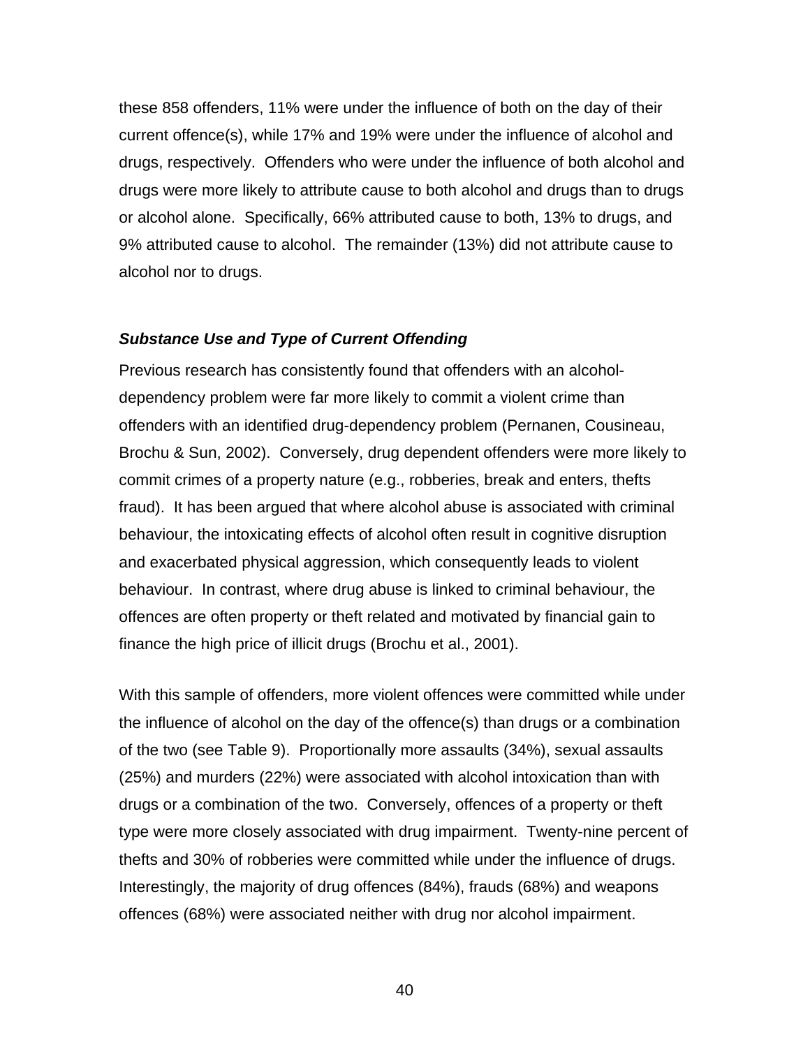these 858 offenders, 11% were under the influence of both on the day of their current offence(s), while 17% and 19% were under the influence of alcohol and drugs, respectively. Offenders who were under the influence of both alcohol and drugs were more likely to attribute cause to both alcohol and drugs than to drugs or alcohol alone. Specifically, 66% attributed cause to both, 13% to drugs, and 9% attributed cause to alcohol. The remainder (13%) did not attribute cause to alcohol nor to drugs.

### *Substance Use and Type of Current Offending*

Previous research has consistently found that offenders with an alcohol-dependency problem were far more likely to commit a violent crime than offenders with an identified drug-dependency problem (Pernanen, Cousineau, Brochu & Sun, 2002). Conversely, drug dependent offenders were more likely to commit crimes of a property nature (e.g., robberies, break and enters, thefts fraud). It has been argued that where alcohol abuse is associated with criminal behaviour, the intoxicating effects of alcohol often result in cognitive disruption and exacerbated physical aggression, which consequently leads to violent behaviour. In contrast, where drug abuse is linked to criminal behaviour, the offences are often property or theft related and motivated by financial gain to finance the high price of illicit drugs (Brochu et al., 2001).

With this sample of offenders, more violent offences were committed while under the influence of alcohol on the day of the offence(s) than drugs or a combination of the two (see Table 9). Proportionally more assaults (34%), sexual assaults (25%) and murders (22%) were associated with alcohol intoxication than with drugs or a combination of the two. Conversely, offences of a property or theft type were more closely associated with drug impairment. Twenty-nine percent of thefts and 30% of robberies were committed while under the influence of drugs. Interestingly, the majority of drug offences (84%), frauds (68%) and weapons offences (68%) were associated neither with drug nor alcohol impairment.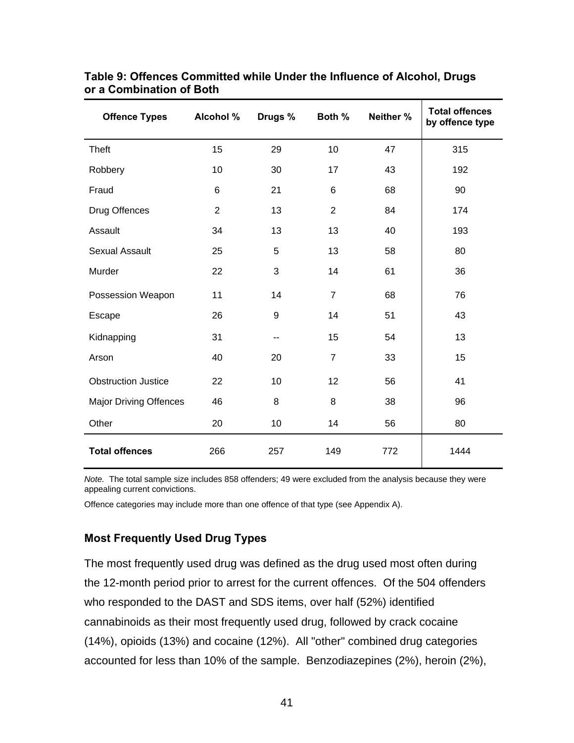**Table 9: Offences Committed while Under the Influence of Alcohol, Drugs or a Combination of Both**

| Offence Types | Alcohol % | Drugs % | Both % | Neither % | Total offences by offence type |
|---|---|---|---|---|---|
| Theft | 15 | 29 | 10 | 47 | 315 |
| Robbery | 10 | 30 | 17 | 43 | 192 |
| Fraud | 6 | 21 | 6 | 68 | 90 |
| Drug Offences | 2 | 13 | 2 | 84 | 174 |
| Assault | 34 | 13 | 13 | 40 | 193 |
| Sexual Assault | 25 | 5 | 13 | 58 | 80 |
| Murder | 22 | 3 | 14 | 61 | 36 |
| Possession Weapon | 11 | 14 | 7 | 68 | 76 |
| Escape | 26 | 9 | 14 | 51 | 43 |
| Kidnapping | 31 | -- | 15 | 54 | 13 |
| Arson | 40 | 20 | 7 | 33 | 15 |
| Obstruction Justice | 22 | 10 | 12 | 56 | 41 |
| Major Driving Offences | 46 | 8 | 8 | 38 | 96 |
| Other | 20 | 10 | 14 | 56 | 80 |
| **Total offences** | 266 | 257 | 149 | 772 | 1444 |

*Note.* The total sample size includes 858 offenders; 49 were excluded from the analysis because they were appealing current convictions.

Offence categories may include more than one offence of that type (see Appendix A).

### Most Frequently Used Drug Types

The most frequently used drug was defined as the drug used most often during the 12-month period prior to arrest for the current offences. Of the 504 offenders who responded to the DAST and SDS items, over half (52%) identified cannabinoids as their most frequently used drug, followed by crack cocaine (14%), opioids (13%) and cocaine (12%). All "other" combined drug categories accounted for less than 10% of the sample. Benzodiazepines (2%), heroin (2%),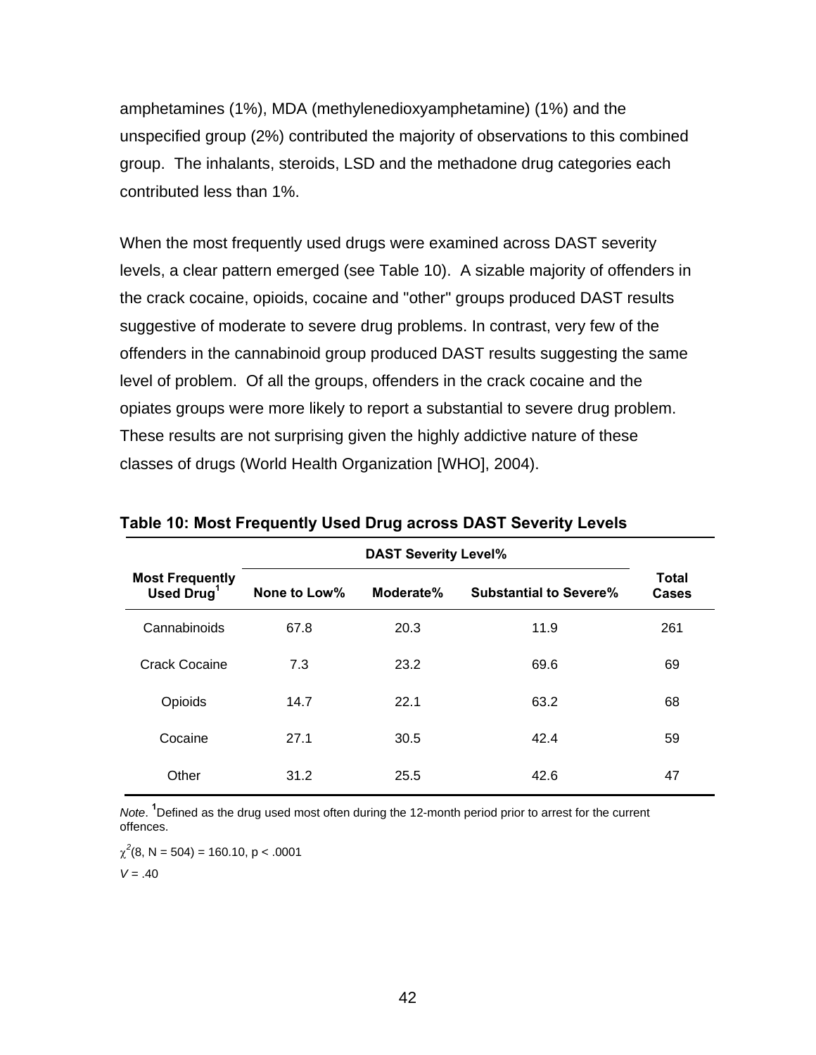amphetamines (1%), MDA (methylenedioxyamphetamine) (1%) and the unspecified group (2%) contributed the majority of observations to this combined group. The inhalants, steroids, LSD and the methadone drug categories each contributed less than 1%.

When the most frequently used drugs were examined across DAST severity levels, a clear pattern emerged (see Table 10). A sizable majority of offenders in the crack cocaine, opioids, cocaine and "other" groups produced DAST results suggestive of moderate to severe drug problems. In contrast, very few of the offenders in the cannabinoid group produced DAST results suggesting the same level of problem. Of all the groups, offenders in the crack cocaine and the opiates groups were more likely to report a substantial to severe drug problem. These results are not surprising given the highly addictive nature of these classes of drugs (World Health Organization [WHO], 2004).

**Table 10: Most Frequently Used Drug across DAST Severity Levels**

| | DAST Severity Level% | | | |
|---|---|---|---|---|
| **Most Frequently Used Drug**[1] | **None to Low%** | **Moderate%** | **Substantial to Severe%** | **Total Cases** |
| Cannabinoids | 67.8 | 20.3 | 11.9 | 261 |
| Crack Cocaine | 7.3 | 23.2 | 69.6 | 69 |
| Opioids | 14.7 | 22.1 | 63.2 | 68 |
| Cocaine | 27.1 | 30.5 | 42.4 | 59 |
| Other | 31.2 | 25.5 | 42.6 | 47 |

*Note*. [1]Defined as the drug used most often during the 12-month period prior to arrest for the current offences.

$\chi^2(8, N = 504) = 160.10, p < .0001$

$V = .40$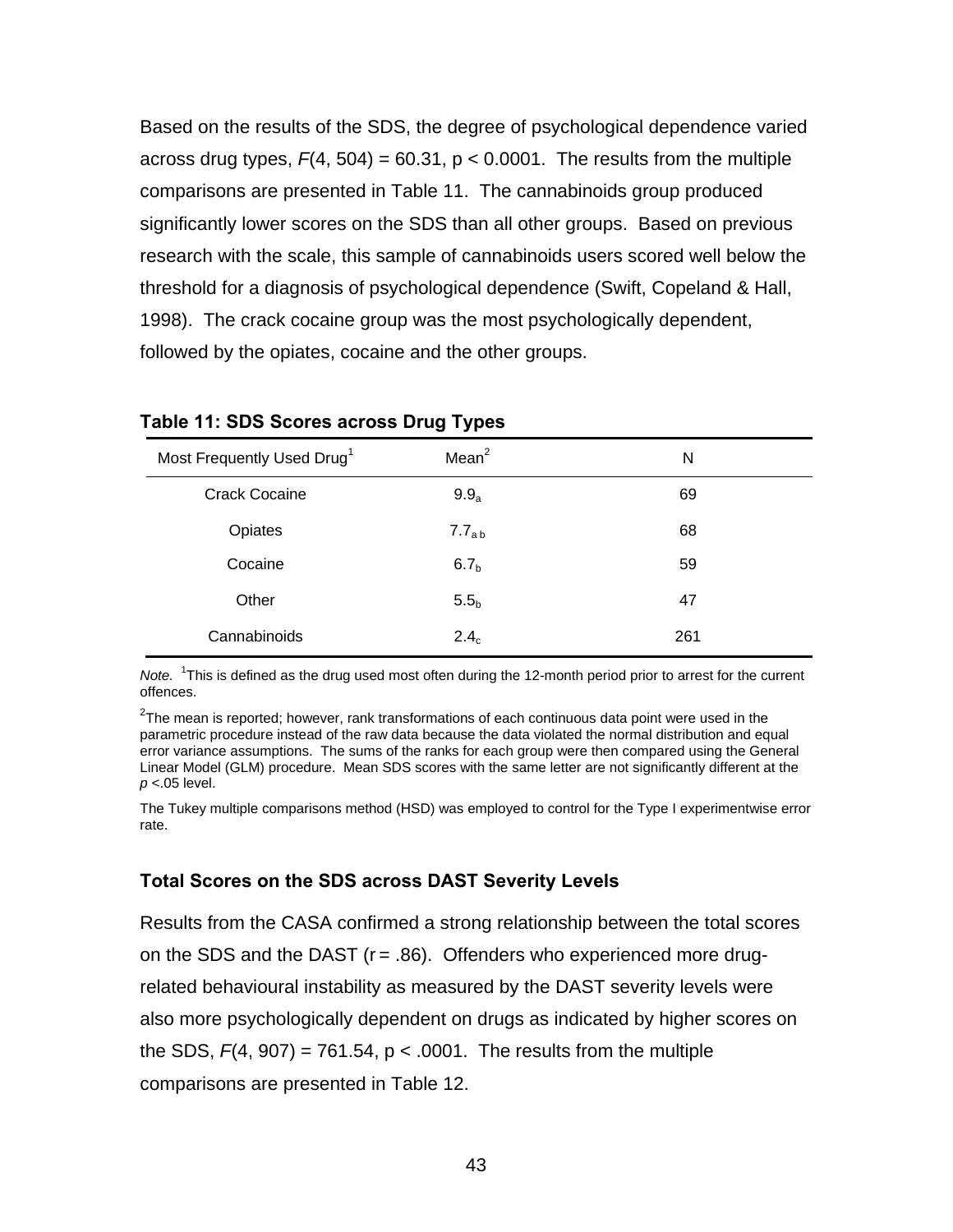Based on the results of the SDS, the degree of psychological dependence varied across drug types, $F(4, 504) = 60.31$, $p < 0.0001$. The results from the multiple comparisons are presented in Table 11. The cannabinoids group produced significantly lower scores on the SDS than all other groups. Based on previous research with the scale, this sample of cannabinoids users scored well below the threshold for a diagnosis of psychological dependence (Swift, Copeland & Hall, 1998). The crack cocaine group was the most psychologically dependent, followed by the opiates, cocaine and the other groups.

**Table 11: SDS Scores across Drug Types**

| Most Frequently Used Drug[1] | Mean[2] | N |
|---|---|---|
| Crack Cocaine | $9.9_{a}$ | 69 |
| Opiates | $7.7_{a\,b}$ | 68 |
| Cocaine | $6.7_{b}$ | 59 |
| Other | $5.5_{b}$ | 47 |
| Cannabinoids | $2.4_{c}$ | 261 |

*Note.* [1]This is defined as the drug used most often during the 12-month period prior to arrest for the current offences.

[2]The mean is reported; however, rank transformations of each continuous data point were used in the parametric procedure instead of the raw data because the data violated the normal distribution and equal error variance assumptions. The sums of the ranks for each group were then compared using the General Linear Model (GLM) procedure. Mean SDS scores with the same letter are not significantly different at the $p < .05$ level.

The Tukey multiple comparisons method (HSD) was employed to control for the Type I experimentwise error rate.

### Total Scores on the SDS across DAST Severity Levels

Results from the CASA confirmed a strong relationship between the total scores on the SDS and the DAST ($r = .86$). Offenders who experienced more drug-related behavioural instability as measured by the DAST severity levels were also more psychologically dependent on drugs as indicated by higher scores on the SDS, $F(4, 907) = 761.54$, $p < .0001$. The results from the multiple comparisons are presented in Table 12.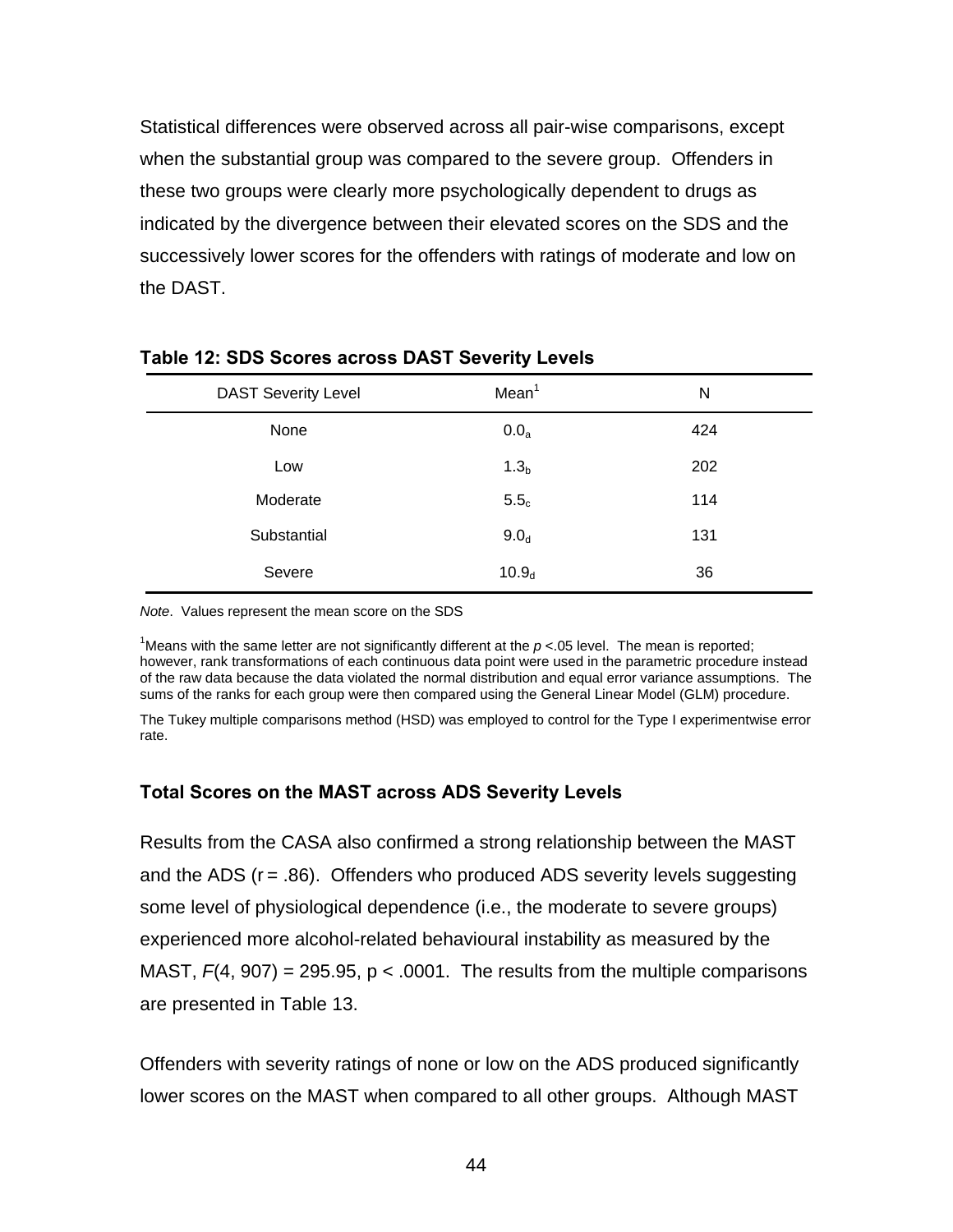Statistical differences were observed across all pair-wise comparisons, except when the substantial group was compared to the severe group. Offenders in these two groups were clearly more psychologically dependent to drugs as indicated by the divergence between their elevated scores on the SDS and the successively lower scores for the offenders with ratings of moderate and low on the DAST.

**Table 12: SDS Scores across DAST Severity Levels**

| DAST Severity Level | Mean[1] | N |
|---|---|---|
| None | $0.0_a$ | 424 |
| Low | $1.3_b$ | 202 |
| Moderate | $5.5_c$ | 114 |
| Substantial | $9.0_d$ | 131 |
| Severe | $10.9_d$ | 36 |

*Note*. Values represent the mean score on the SDS

[1]Means with the same letter are not significantly different at the $p$ <.05 level. The mean is reported; however, rank transformations of each continuous data point were used in the parametric procedure instead of the raw data because the data violated the normal distribution and equal error variance assumptions. The sums of the ranks for each group were then compared using the General Linear Model (GLM) procedure.

The Tukey multiple comparisons method (HSD) was employed to control for the Type I experimentwise error rate.

### Total Scores on the MAST across ADS Severity Levels

Results from the CASA also confirmed a strong relationship between the MAST and the ADS (r = .86). Offenders who produced ADS severity levels suggesting some level of physiological dependence (i.e., the moderate to severe groups) experienced more alcohol-related behavioural instability as measured by the MAST, $F(4, 907) = 295.95$, $p < .0001$. The results from the multiple comparisons are presented in Table 13.

Offenders with severity ratings of none or low on the ADS produced significantly lower scores on the MAST when compared to all other groups. Although MAST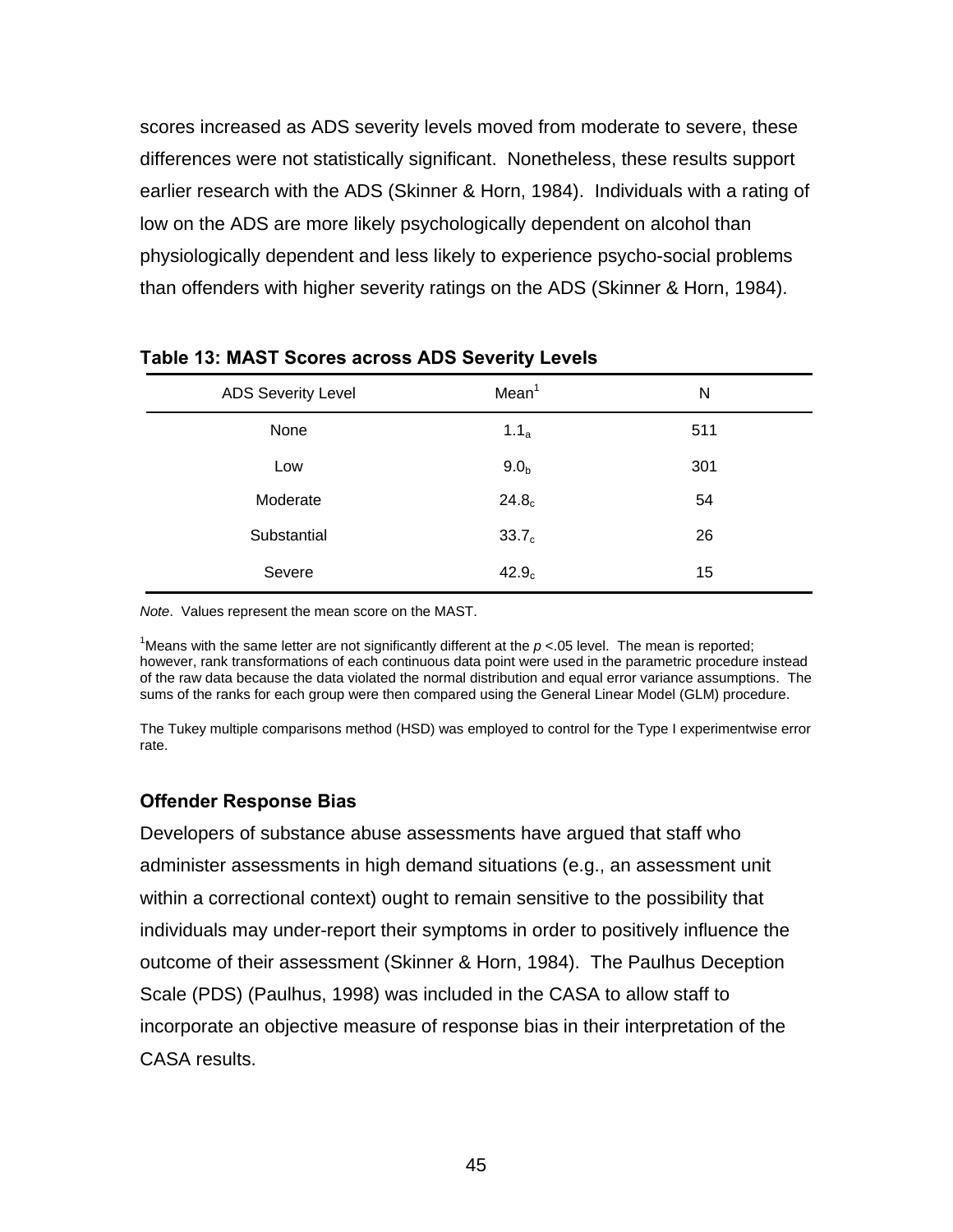scores increased as ADS severity levels moved from moderate to severe, these differences were not statistically significant. Nonetheless, these results support earlier research with the ADS (Skinner & Horn, 1984). Individuals with a rating of low on the ADS are more likely psychologically dependent on alcohol than physiologically dependent and less likely to experience psycho-social problems than offenders with higher severity ratings on the ADS (Skinner & Horn, 1984).

**Table 13: MAST Scores across ADS Severity Levels**

| ADS Severity Level | Mean[1] | N |
|---|---|---|
| None | $1.1_a$ | 511 |
| Low | $9.0_b$ | 301 |
| Moderate | $24.8_c$ | 54 |
| Substantial | $33.7_c$ | 26 |
| Severe | $42.9_c$ | 15 |

*Note*. Values represent the mean score on the MAST.

[1]Means with the same letter are not significantly different at the $p$ <.05 level. The mean is reported; however, rank transformations of each continuous data point were used in the parametric procedure instead of the raw data because the data violated the normal distribution and equal error variance assumptions. The sums of the ranks for each group were then compared using the General Linear Model (GLM) procedure.

The Tukey multiple comparisons method (HSD) was employed to control for the Type I experimentwise error rate.

### Offender Response Bias

Developers of substance abuse assessments have argued that staff who administer assessments in high demand situations (e.g., an assessment unit within a correctional context) ought to remain sensitive to the possibility that individuals may under-report their symptoms in order to positively influence the outcome of their assessment (Skinner & Horn, 1984). The Paulhus Deception Scale (PDS) (Paulhus, 1998) was included in the CASA to allow staff to incorporate an objective measure of response bias in their interpretation of the CASA results.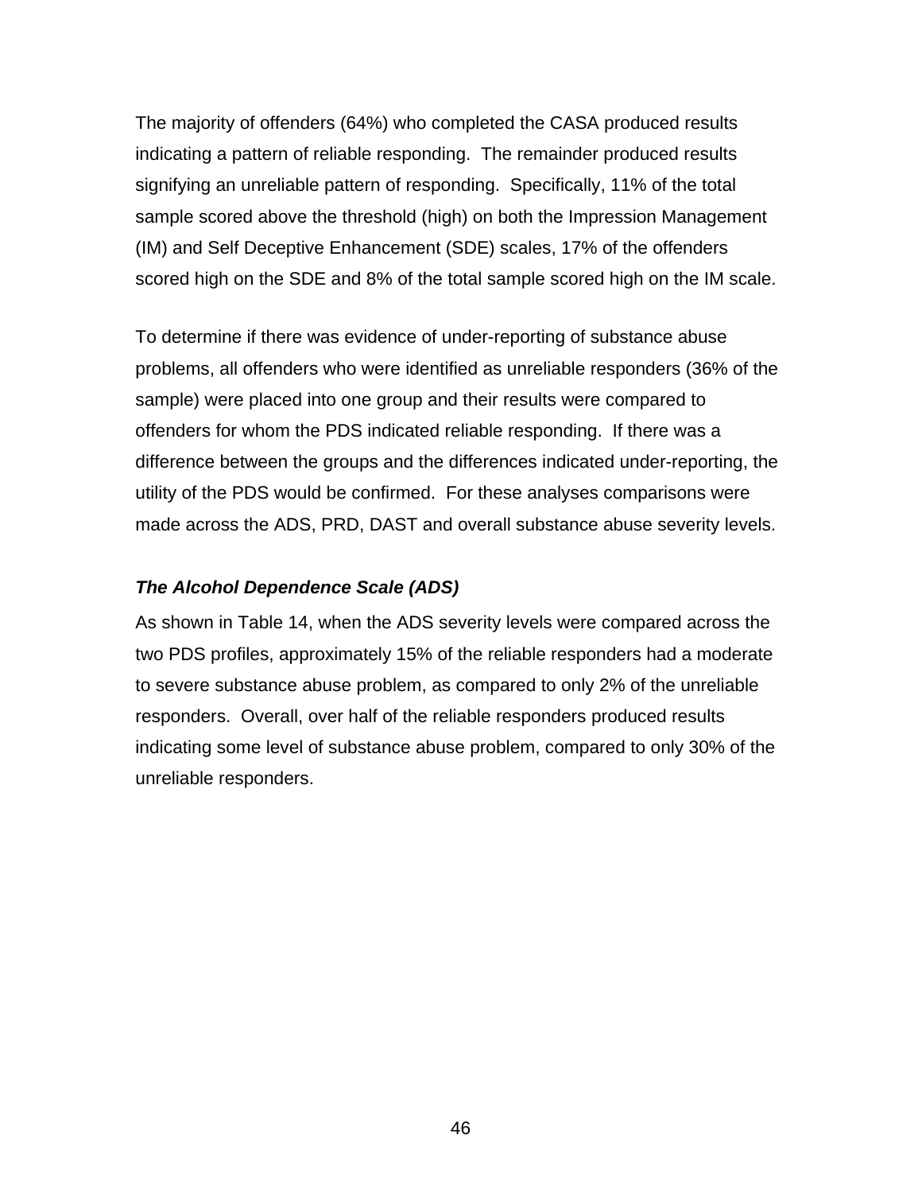The majority of offenders (64%) who completed the CASA produced results indicating a pattern of reliable responding. The remainder produced results signifying an unreliable pattern of responding. Specifically, 11% of the total sample scored above the threshold (high) on both the Impression Management (IM) and Self Deceptive Enhancement (SDE) scales, 17% of the offenders scored high on the SDE and 8% of the total sample scored high on the IM scale.

To determine if there was evidence of under-reporting of substance abuse problems, all offenders who were identified as unreliable responders (36% of the sample) were placed into one group and their results were compared to offenders for whom the PDS indicated reliable responding. If there was a difference between the groups and the differences indicated under-reporting, the utility of the PDS would be confirmed. For these analyses comparisons were made across the ADS, PRD, DAST and overall substance abuse severity levels.

### ***The Alcohol Dependence Scale (ADS)***

As shown in Table 14, when the ADS severity levels were compared across the two PDS profiles, approximately 15% of the reliable responders had a moderate to severe substance abuse problem, as compared to only 2% of the unreliable responders. Overall, over half of the reliable responders produced results indicating some level of substance abuse problem, compared to only 30% of the unreliable responders.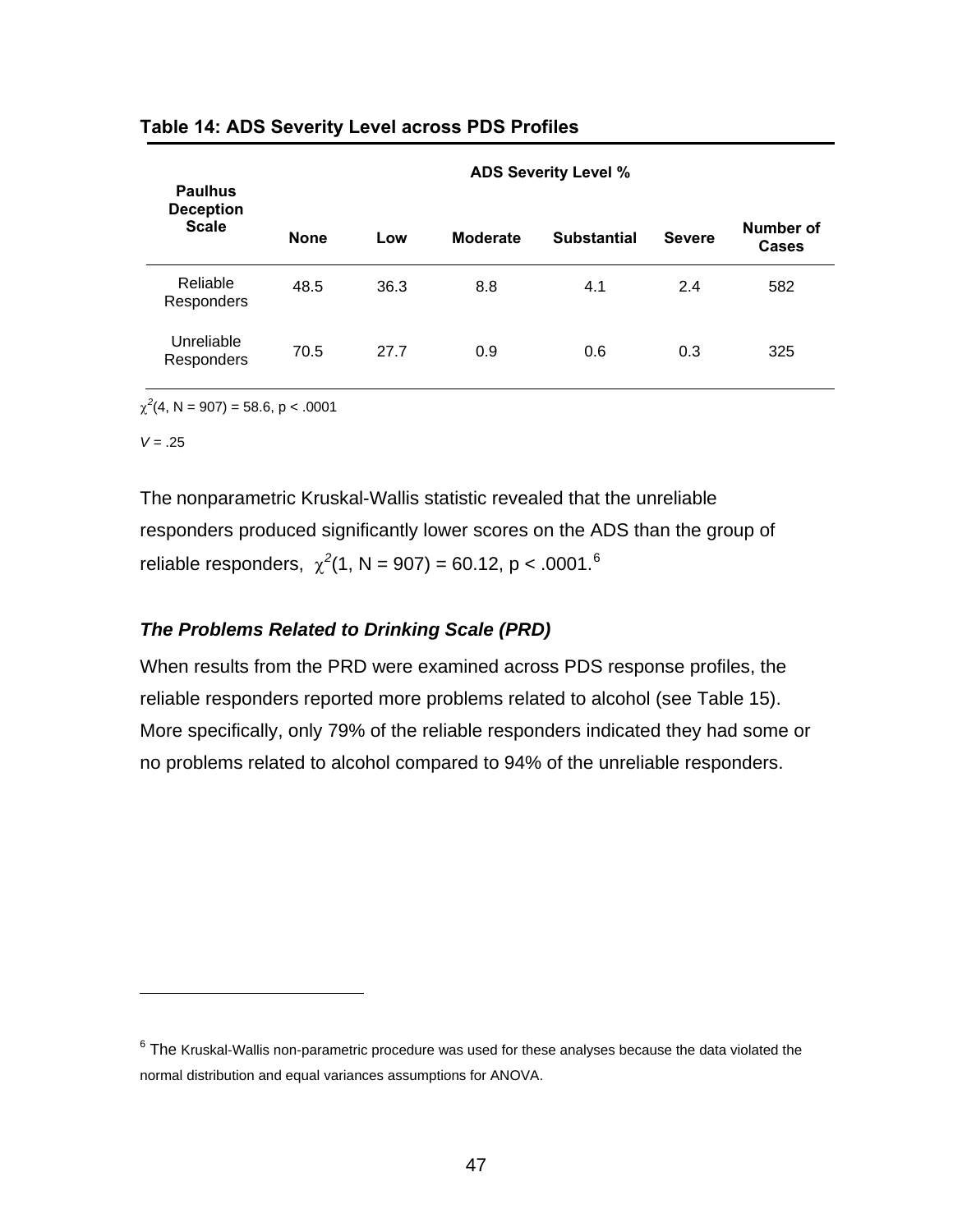**Table 14: ADS Severity Level across PDS Profiles**

| Paulhus Deception Scale | ADS Severity Level % | | | | | |
|---|---|---|---|---|---|---|
| | None | Low | Moderate | Substantial | Severe | Number of Cases |
| Reliable Responders | 48.5 | 36.3 | 8.8 | 4.1 | 2.4 | 582 |
| Unreliable Responders | 70.5 | 27.7 | 0.9 | 0.6 | 0.3 | 325 |

$\chi^2(4, N = 907) = 58.6, p < .0001$

$V = .25$

The nonparametric Kruskal-Wallis statistic revealed that the unreliable responders produced significantly lower scores on the ADS than the group of reliable responders, $\chi^2(1, N = 907) = 60.12, p < .0001$.[6]

### *The Problems Related to Drinking Scale (PRD)*

When results from the PRD were examined across PDS response profiles, the reliable responders reported more problems related to alcohol (see Table 15). More specifically, only 79% of the reliable responders indicated they had some or no problems related to alcohol compared to 94% of the unreliable responders.

[6] The Kruskal-Wallis non-parametric procedure was used for these analyses because the data violated the normal distribution and equal variances assumptions for ANOVA.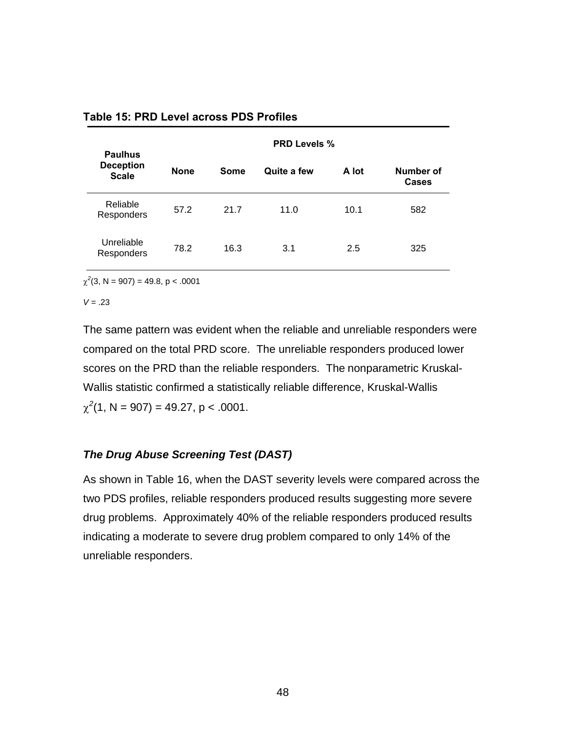**Table 15: PRD Level across PDS Profiles**

| Paulhus Deception Scale | PRD Levels % | | | | |
|---|---|---|---|---|---|
| | None | Some | Quite a few | A lot | Number of Cases |
| Reliable Responders | 57.2 | 21.7 | 11.0 | 10.1 | 582 |
| Unreliable Responders | 78.2 | 16.3 | 3.1 | 2.5 | 325 |

$\chi^2(3, N = 907) = 49.8, p < .0001$

$V = .23$

The same pattern was evident when the reliable and unreliable responders were compared on the total PRD score. The unreliable responders produced lower scores on the PRD than the reliable responders. The nonparametric Kruskal-Wallis statistic confirmed a statistically reliable difference, Kruskal-Wallis $\chi^2(1, N = 907) = 49.27, p < .0001$.

### *The Drug Abuse Screening Test (DAST)*

As shown in Table 16, when the DAST severity levels were compared across the two PDS profiles, reliable responders produced results suggesting more severe drug problems. Approximately 40% of the reliable responders produced results indicating a moderate to severe drug problem compared to only 14% of the unreliable responders.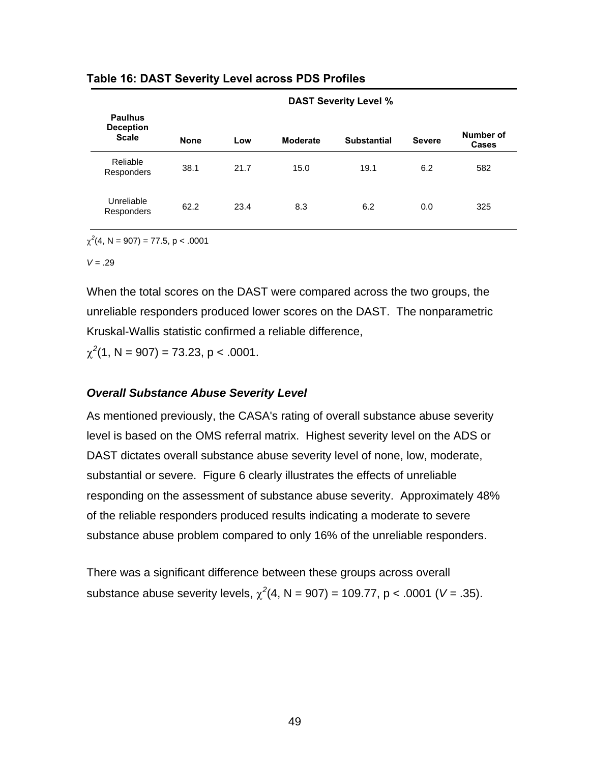**Table 16: DAST Severity Level across PDS Profiles**

| Paulhus Deception Scale | DAST Severity Level % | | | | | |
|---|---|---|---|---|---|---|
| | None | Low | Moderate | Substantial | Severe | Number of Cases |
| Reliable Responders | 38.1 | 21.7 | 15.0 | 19.1 | 6.2 | 582 |
| Unreliable Responders | 62.2 | 23.4 | 8.3 | 6.2 | 0.0 | 325 |

$\chi^2(4, N = 907) = 77.5, p < .0001$

$V = .29$

When the total scores on the DAST were compared across the two groups, the unreliable responders produced lower scores on the DAST. The nonparametric Kruskal-Wallis statistic confirmed a reliable difference, $\chi^2(1, N = 907) = 73.23, p < .0001$.

### *Overall Substance Abuse Severity Level*

As mentioned previously, the CASA's rating of overall substance abuse severity level is based on the OMS referral matrix. Highest severity level on the ADS or DAST dictates overall substance abuse severity level of none, low, moderate, substantial or severe. Figure 6 clearly illustrates the effects of unreliable responding on the assessment of substance abuse severity. Approximately 48% of the reliable responders produced results indicating a moderate to severe substance abuse problem compared to only 16% of the unreliable responders.

There was a significant difference between these groups across overall substance abuse severity levels, $\chi^2(4, N = 907) = 109.77, p < .0001$ ($V = .35$).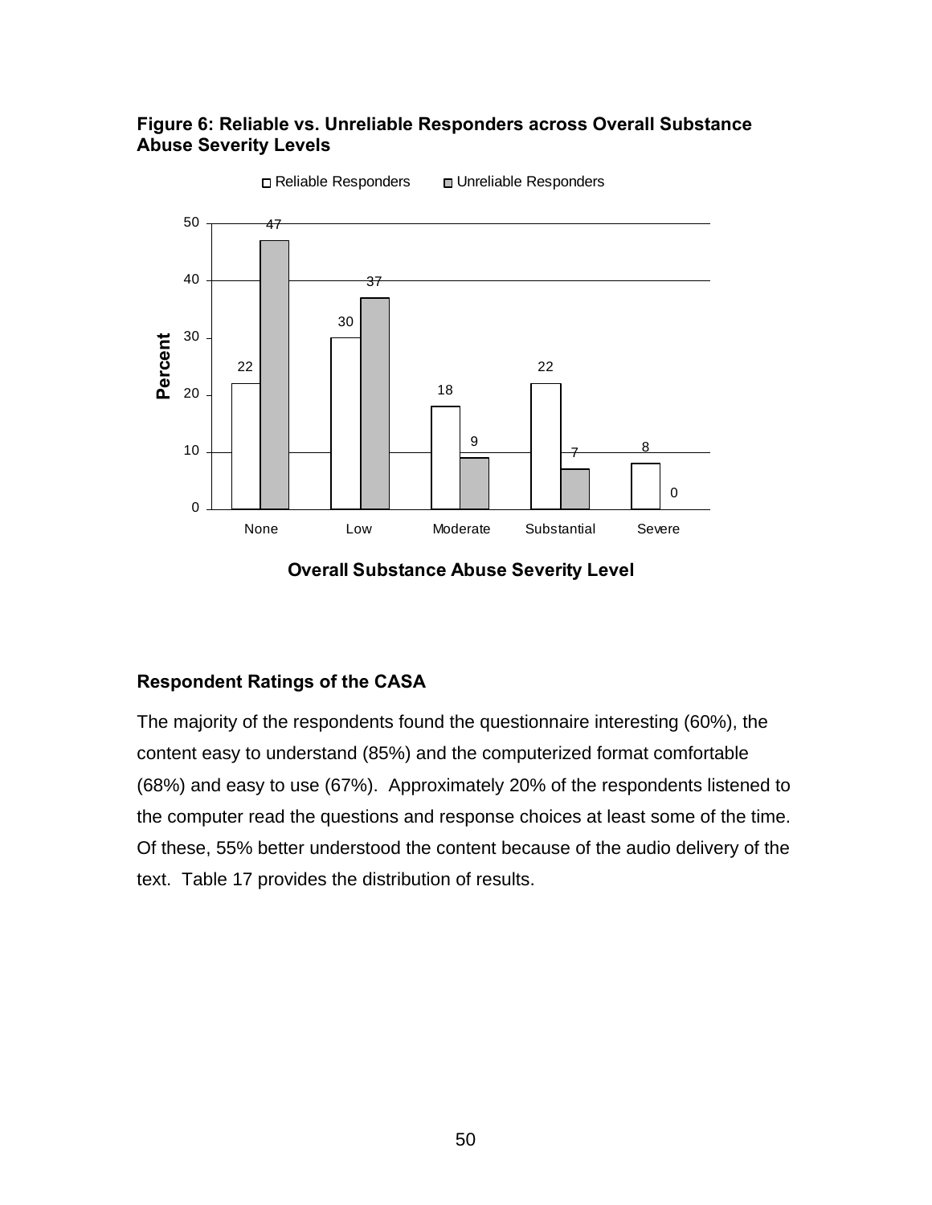**Figure 6: Reliable vs. Unreliable Responders across Overall Substance Abuse Severity Levels**

| Overall Substance Abuse Severity Level | Reliable Responders (%) | Unreliable Responders (%) |
|---|---|---|
| None | 22 | 47 |
| Low | 30 | 37 |
| Moderate | 18 | 9 |
| Substantial | 22 | 7 |
| Severe | 8 | 0 |

### Respondent Ratings of the CASA

The majority of the respondents found the questionnaire interesting (60%), the content easy to understand (85%) and the computerized format comfortable (68%) and easy to use (67%). Approximately 20% of the respondents listened to the computer read the questions and response choices at least some of the time. Of these, 55% better understood the content because of the audio delivery of the text. Table 17 provides the distribution of results.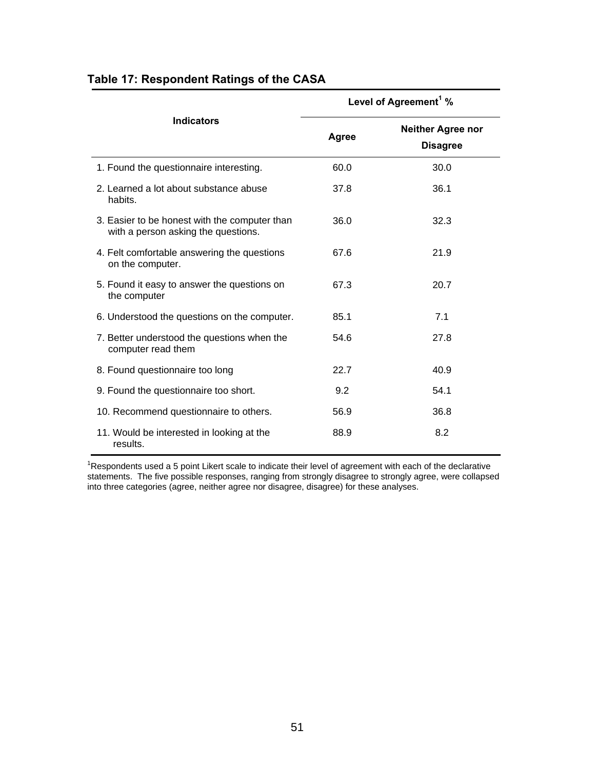### Table 17: Respondent Ratings of the CASA

| Indicators | Level of Agreement[1] % | |
|---|---|---|
| | Agree | Neither Agree nor Disagree |
| 1. Found the questionnaire interesting. | 60.0 | 30.0 |
| 2. Learned a lot about substance abuse habits. | 37.8 | 36.1 |
| 3. Easier to be honest with the computer than with a person asking the questions. | 36.0 | 32.3 |
| 4. Felt comfortable answering the questions on the computer. | 67.6 | 21.9 |
| 5. Found it easy to answer the questions on the computer | 67.3 | 20.7 |
| 6. Understood the questions on the computer. | 85.1 | 7.1 |
| 7. Better understood the questions when the computer read them | 54.6 | 27.8 |
| 8. Found questionnaire too long | 22.7 | 40.9 |
| 9. Found the questionnaire too short. | 9.2 | 54.1 |
| 10. Recommend questionnaire to others. | 56.9 | 36.8 |
| 11. Would be interested in looking at the results. | 88.9 | 8.2 |

[1]Respondents used a 5 point Likert scale to indicate their level of agreement with each of the declarative statements. The five possible responses, ranging from strongly disagree to strongly agree, were collapsed into three categories (agree, neither agree nor disagree, disagree) for these analyses.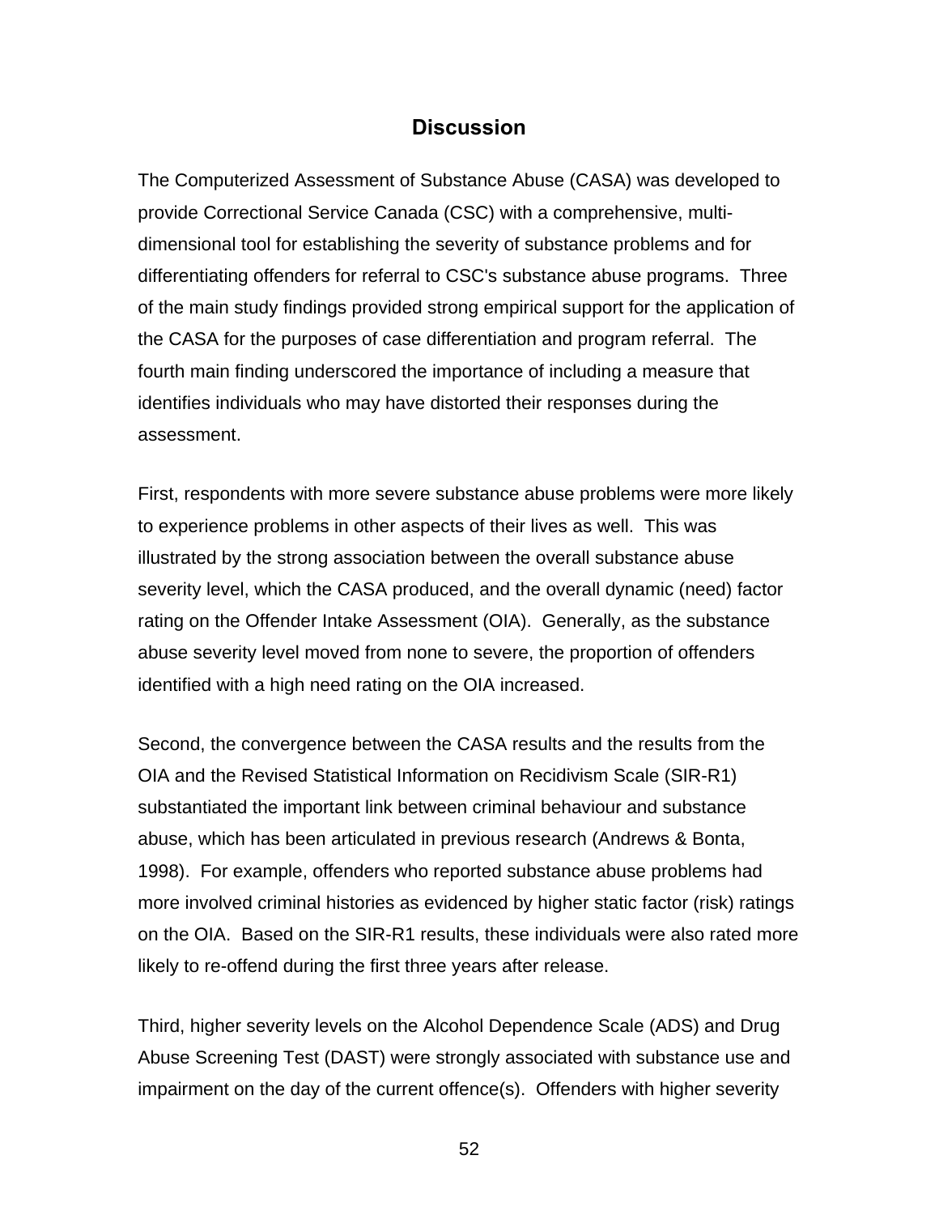## Discussion

The Computerized Assessment of Substance Abuse (CASA) was developed to provide Correctional Service Canada (CSC) with a comprehensive, multi-dimensional tool for establishing the severity of substance problems and for differentiating offenders for referral to CSC's substance abuse programs. Three of the main study findings provided strong empirical support for the application of the CASA for the purposes of case differentiation and program referral. The fourth main finding underscored the importance of including a measure that identifies individuals who may have distorted their responses during the assessment.

First, respondents with more severe substance abuse problems were more likely to experience problems in other aspects of their lives as well. This was illustrated by the strong association between the overall substance abuse severity level, which the CASA produced, and the overall dynamic (need) factor rating on the Offender Intake Assessment (OIA). Generally, as the substance abuse severity level moved from none to severe, the proportion of offenders identified with a high need rating on the OIA increased.

Second, the convergence between the CASA results and the results from the OIA and the Revised Statistical Information on Recidivism Scale (SIR-R1) substantiated the important link between criminal behaviour and substance abuse, which has been articulated in previous research (Andrews & Bonta, 1998). For example, offenders who reported substance abuse problems had more involved criminal histories as evidenced by higher static factor (risk) ratings on the OIA. Based on the SIR-R1 results, these individuals were also rated more likely to re-offend during the first three years after release.

Third, higher severity levels on the Alcohol Dependence Scale (ADS) and Drug Abuse Screening Test (DAST) were strongly associated with substance use and impairment on the day of the current offence(s). Offenders with higher severity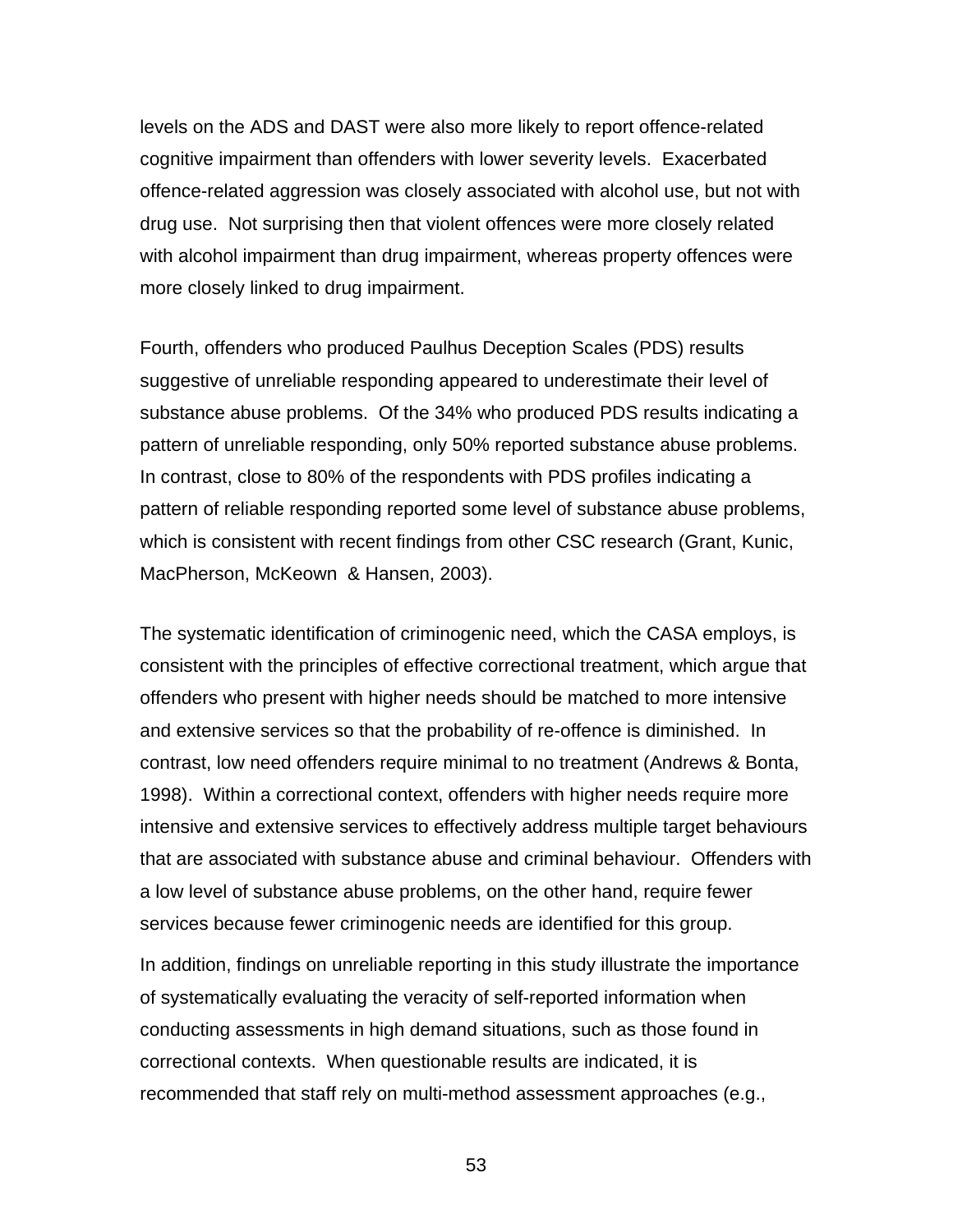levels on the ADS and DAST were also more likely to report offence-related cognitive impairment than offenders with lower severity levels. Exacerbated offence-related aggression was closely associated with alcohol use, but not with drug use. Not surprising then that violent offences were more closely related with alcohol impairment than drug impairment, whereas property offences were more closely linked to drug impairment.

Fourth, offenders who produced Paulhus Deception Scales (PDS) results suggestive of unreliable responding appeared to underestimate their level of substance abuse problems. Of the 34% who produced PDS results indicating a pattern of unreliable responding, only 50% reported substance abuse problems. In contrast, close to 80% of the respondents with PDS profiles indicating a pattern of reliable responding reported some level of substance abuse problems, which is consistent with recent findings from other CSC research (Grant, Kunic, MacPherson, McKeown & Hansen, 2003).

The systematic identification of criminogenic need, which the CASA employs, is consistent with the principles of effective correctional treatment, which argue that offenders who present with higher needs should be matched to more intensive and extensive services so that the probability of re-offence is diminished. In contrast, low need offenders require minimal to no treatment (Andrews & Bonta, 1998). Within a correctional context, offenders with higher needs require more intensive and extensive services to effectively address multiple target behaviours that are associated with substance abuse and criminal behaviour. Offenders with a low level of substance abuse problems, on the other hand, require fewer services because fewer criminogenic needs are identified for this group.

In addition, findings on unreliable reporting in this study illustrate the importance of systematically evaluating the veracity of self-reported information when conducting assessments in high demand situations, such as those found in correctional contexts. When questionable results are indicated, it is recommended that staff rely on multi-method assessment approaches (e.g.,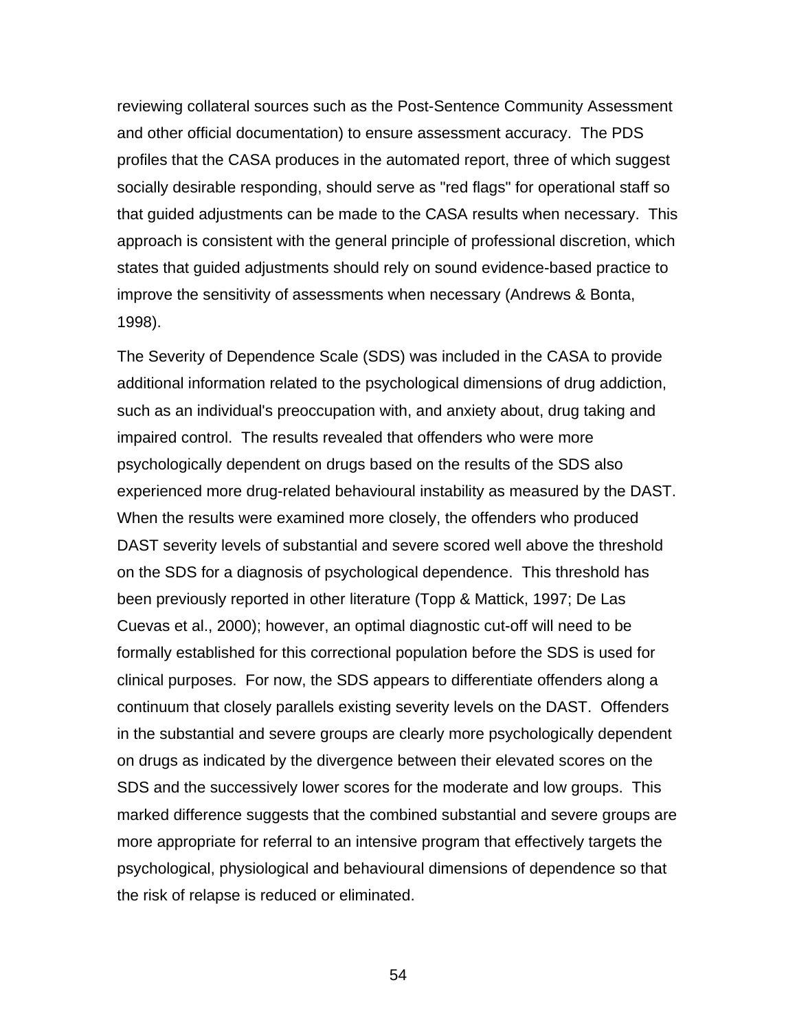reviewing collateral sources such as the Post-Sentence Community Assessment and other official documentation) to ensure assessment accuracy. The PDS profiles that the CASA produces in the automated report, three of which suggest socially desirable responding, should serve as "red flags" for operational staff so that guided adjustments can be made to the CASA results when necessary. This approach is consistent with the general principle of professional discretion, which states that guided adjustments should rely on sound evidence-based practice to improve the sensitivity of assessments when necessary (Andrews & Bonta, 1998).

The Severity of Dependence Scale (SDS) was included in the CASA to provide additional information related to the psychological dimensions of drug addiction, such as an individual's preoccupation with, and anxiety about, drug taking and impaired control. The results revealed that offenders who were more psychologically dependent on drugs based on the results of the SDS also experienced more drug-related behavioural instability as measured by the DAST. When the results were examined more closely, the offenders who produced DAST severity levels of substantial and severe scored well above the threshold on the SDS for a diagnosis of psychological dependence. This threshold has been previously reported in other literature (Topp & Mattick, 1997; De Las Cuevas et al., 2000); however, an optimal diagnostic cut-off will need to be formally established for this correctional population before the SDS is used for clinical purposes. For now, the SDS appears to differentiate offenders along a continuum that closely parallels existing severity levels on the DAST. Offenders in the substantial and severe groups are clearly more psychologically dependent on drugs as indicated by the divergence between their elevated scores on the SDS and the successively lower scores for the moderate and low groups. This marked difference suggests that the combined substantial and severe groups are more appropriate for referral to an intensive program that effectively targets the psychological, physiological and behavioural dimensions of dependence so that the risk of relapse is reduced or eliminated.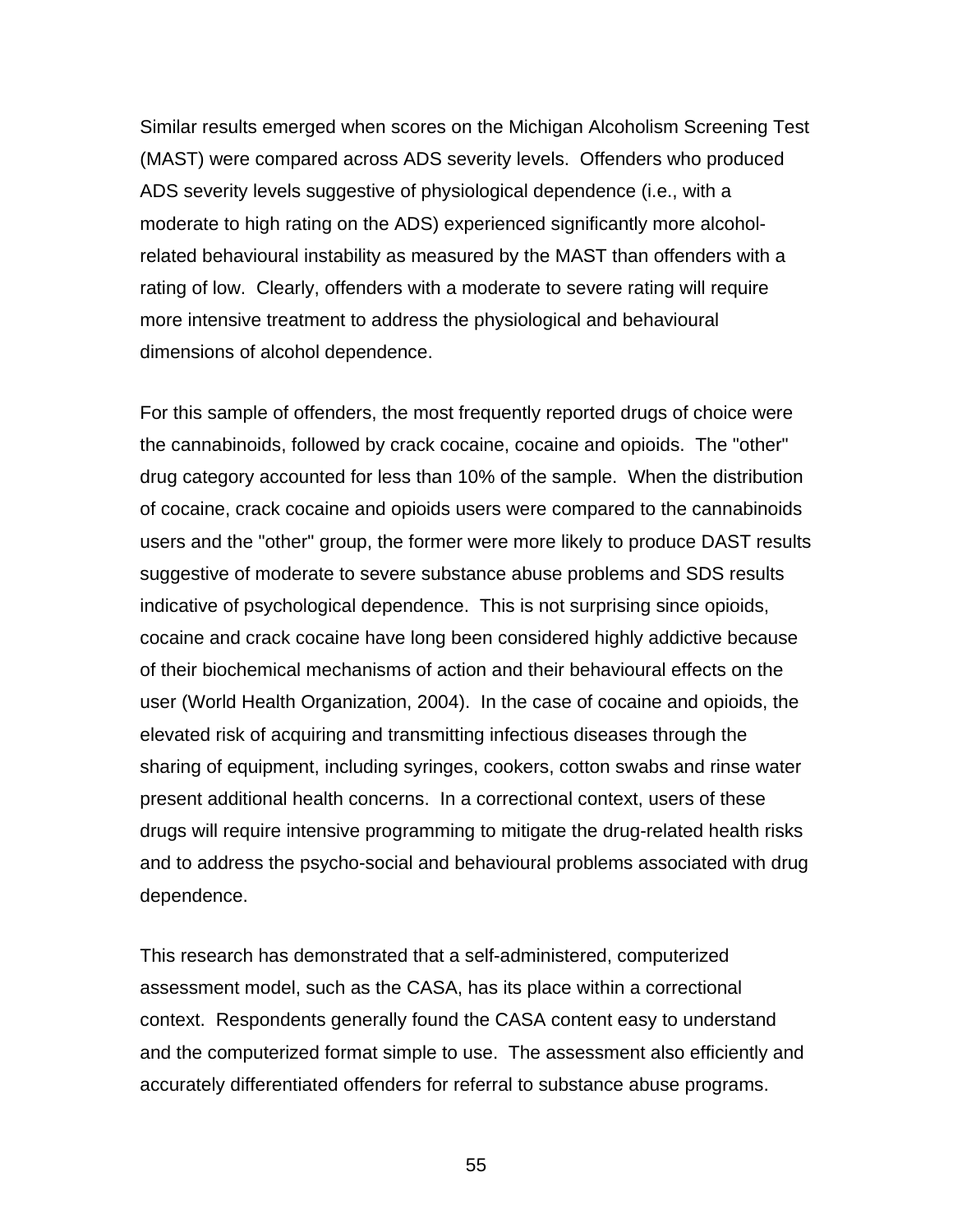Similar results emerged when scores on the Michigan Alcoholism Screening Test (MAST) were compared across ADS severity levels. Offenders who produced ADS severity levels suggestive of physiological dependence (i.e., with a moderate to high rating on the ADS) experienced significantly more alcohol-related behavioural instability as measured by the MAST than offenders with a rating of low. Clearly, offenders with a moderate to severe rating will require more intensive treatment to address the physiological and behavioural dimensions of alcohol dependence.

For this sample of offenders, the most frequently reported drugs of choice were the cannabinoids, followed by crack cocaine, cocaine and opioids. The "other" drug category accounted for less than 10% of the sample. When the distribution of cocaine, crack cocaine and opioids users were compared to the cannabinoids users and the "other" group, the former were more likely to produce DAST results suggestive of moderate to severe substance abuse problems and SDS results indicative of psychological dependence. This is not surprising since opioids, cocaine and crack cocaine have long been considered highly addictive because of their biochemical mechanisms of action and their behavioural effects on the user (World Health Organization, 2004). In the case of cocaine and opioids, the elevated risk of acquiring and transmitting infectious diseases through the sharing of equipment, including syringes, cookers, cotton swabs and rinse water present additional health concerns. In a correctional context, users of these drugs will require intensive programming to mitigate the drug-related health risks and to address the psycho-social and behavioural problems associated with drug dependence.

This research has demonstrated that a self-administered, computerized assessment model, such as the CASA, has its place within a correctional context. Respondents generally found the CASA content easy to understand and the computerized format simple to use. The assessment also efficiently and accurately differentiated offenders for referral to substance abuse programs.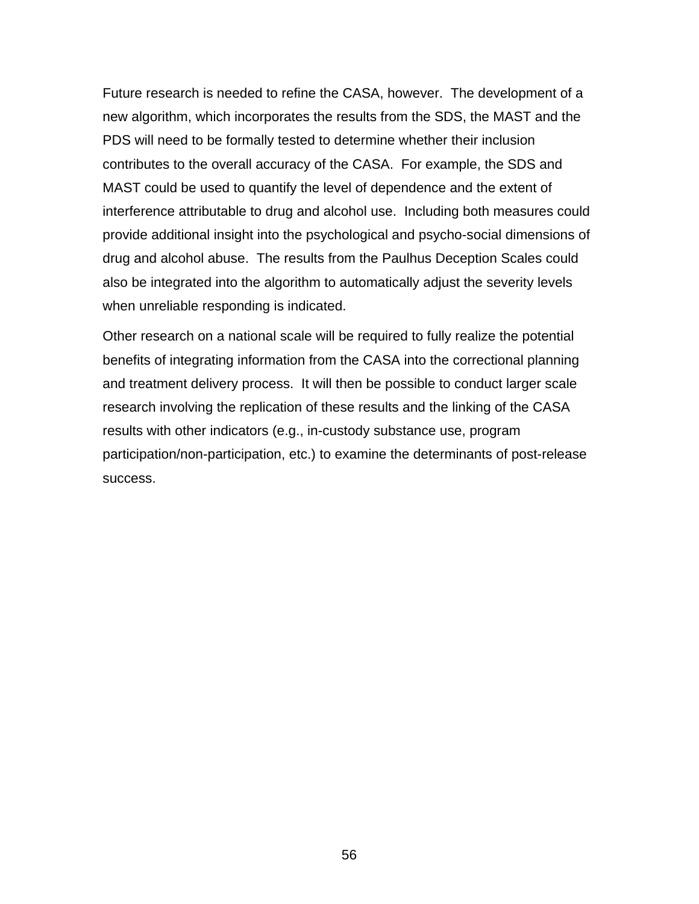Future research is needed to refine the CASA, however.  The development of a new algorithm, which incorporates the results from the SDS, the MAST and the PDS will need to be formally tested to determine whether their inclusion contributes to the overall accuracy of the CASA.  For example, the SDS and MAST could be used to quantify the level of dependence and the extent of interference attributable to drug and alcohol use.  Including both measures could provide additional insight into the psychological and psycho-social dimensions of drug and alcohol abuse.  The results from the Paulhus Deception Scales could also be integrated into the algorithm to automatically adjust the severity levels when unreliable responding is indicated.

Other research on a national scale will be required to fully realize the potential benefits of integrating information from the CASA into the correctional planning and treatment delivery process.  It will then be possible to conduct larger scale research involving the replication of these results and the linking of the CASA results with other indicators (e.g., in-custody substance use, program participation/non-participation, etc.) to examine the determinants of post-release success.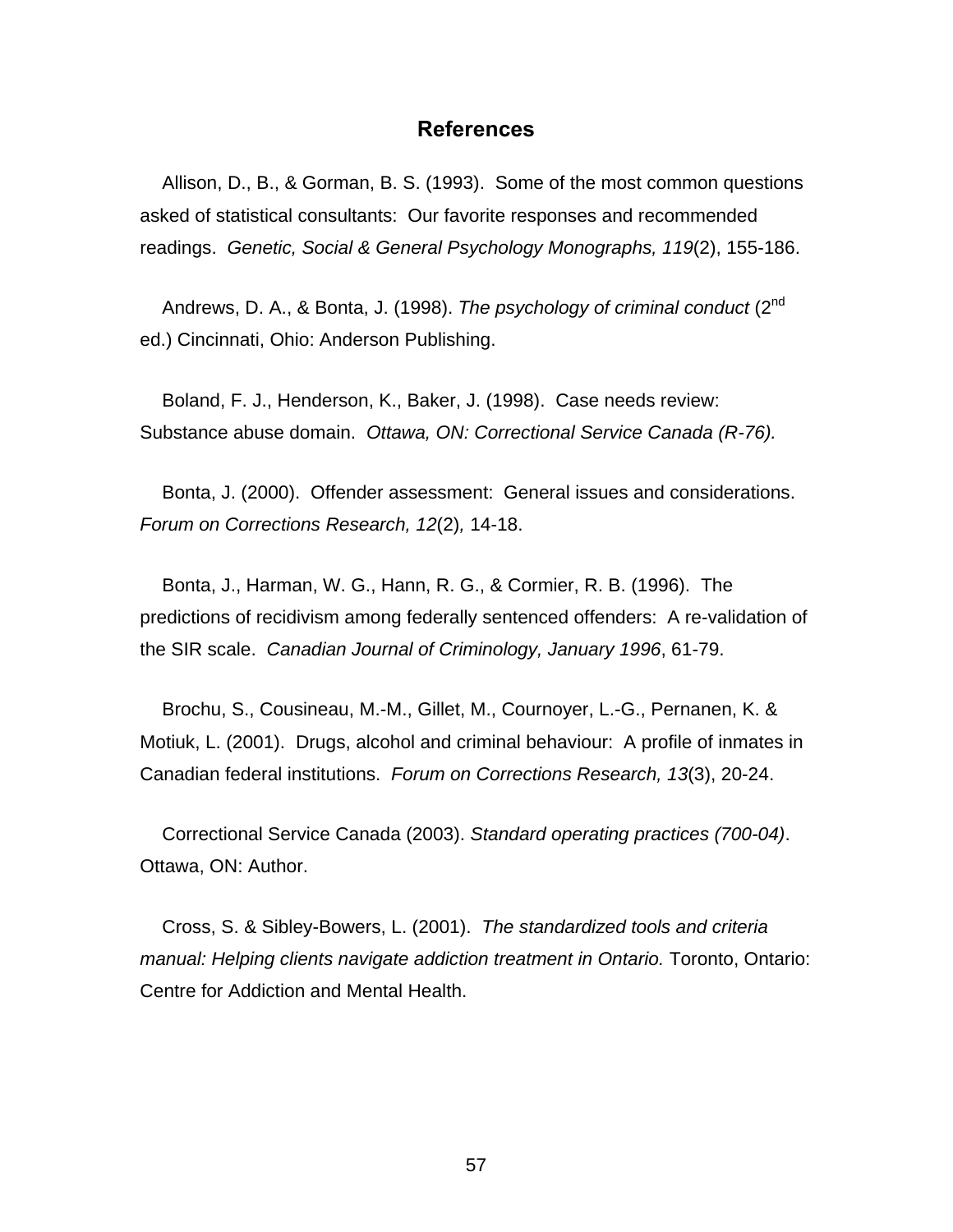# References

Allison, D., B., & Gorman, B. S. (1993). Some of the most common questions asked of statistical consultants: Our favorite responses and recommended readings. *Genetic, Social & General Psychology Monographs, 119*(2), 155-186.

Andrews, D. A., & Bonta, J. (1998). *The psychology of criminal conduct* (2nd ed.) Cincinnati, Ohio: Anderson Publishing.

Boland, F. J., Henderson, K., Baker, J. (1998). Case needs review: Substance abuse domain. *Ottawa, ON: Correctional Service Canada (R-76).*

Bonta, J. (2000). Offender assessment: General issues and considerations. *Forum on Corrections Research, 12*(2)*,* 14-18.

Bonta, J., Harman, W. G., Hann, R. G., & Cormier, R. B. (1996). The predictions of recidivism among federally sentenced offenders: A re-validation of the SIR scale. *Canadian Journal of Criminology, January 1996*, 61-79.

Brochu, S., Cousineau, M.-M., Gillet, M., Cournoyer, L.-G., Pernanen, K. & Motiuk, L. (2001). Drugs, alcohol and criminal behaviour: A profile of inmates in Canadian federal institutions. *Forum on Corrections Research, 13*(3), 20-24.

Correctional Service Canada (2003). *Standard operating practices (700-04)*. Ottawa, ON: Author.

Cross, S. & Sibley-Bowers, L. (2001). *The standardized tools and criteria manual: Helping clients navigate addiction treatment in Ontario.* Toronto, Ontario: Centre for Addiction and Mental Health.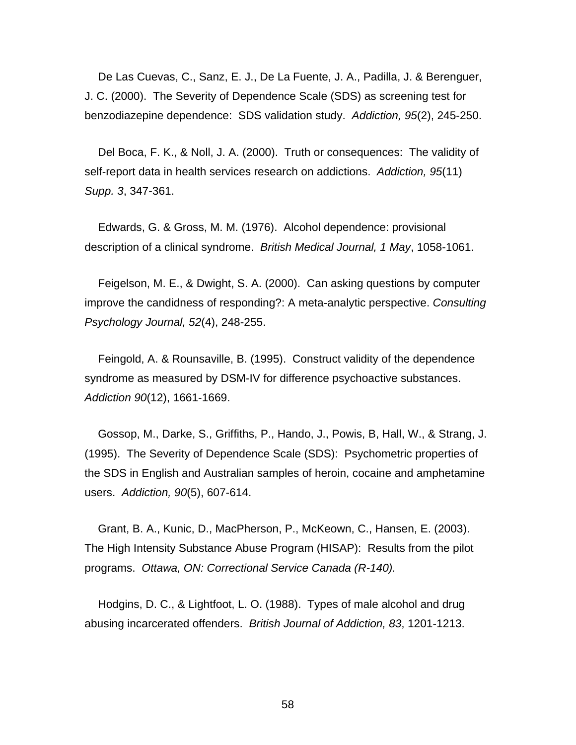De Las Cuevas, C., Sanz, E. J., De La Fuente, J. A., Padilla, J. & Berenguer, J. C. (2000). The Severity of Dependence Scale (SDS) as screening test for benzodiazepine dependence: SDS validation study. *Addiction, 95*(2), 245-250.

Del Boca, F. K., & Noll, J. A. (2000). Truth or consequences: The validity of self-report data in health services research on addictions. *Addiction, 95*(11) *Supp. 3*, 347-361.

Edwards, G. & Gross, M. M. (1976). Alcohol dependence: provisional description of a clinical syndrome. *British Medical Journal, 1 May*, 1058-1061.

Feigelson, M. E., & Dwight, S. A. (2000). Can asking questions by computer improve the candidness of responding?: A meta-analytic perspective. *Consulting Psychology Journal, 52*(4), 248-255.

Feingold, A. & Rounsaville, B. (1995). Construct validity of the dependence syndrome as measured by DSM-IV for difference psychoactive substances. *Addiction 90*(12), 1661-1669.

Gossop, M., Darke, S., Griffiths, P., Hando, J., Powis, B, Hall, W., & Strang, J. (1995). The Severity of Dependence Scale (SDS): Psychometric properties of the SDS in English and Australian samples of heroin, cocaine and amphetamine users. *Addiction, 90*(5), 607-614.

Grant, B. A., Kunic, D., MacPherson, P., McKeown, C., Hansen, E. (2003). The High Intensity Substance Abuse Program (HISAP): Results from the pilot programs. *Ottawa, ON: Correctional Service Canada (R-140).*

Hodgins, D. C., & Lightfoot, L. O. (1988). Types of male alcohol and drug abusing incarcerated offenders. *British Journal of Addiction, 83*, 1201-1213.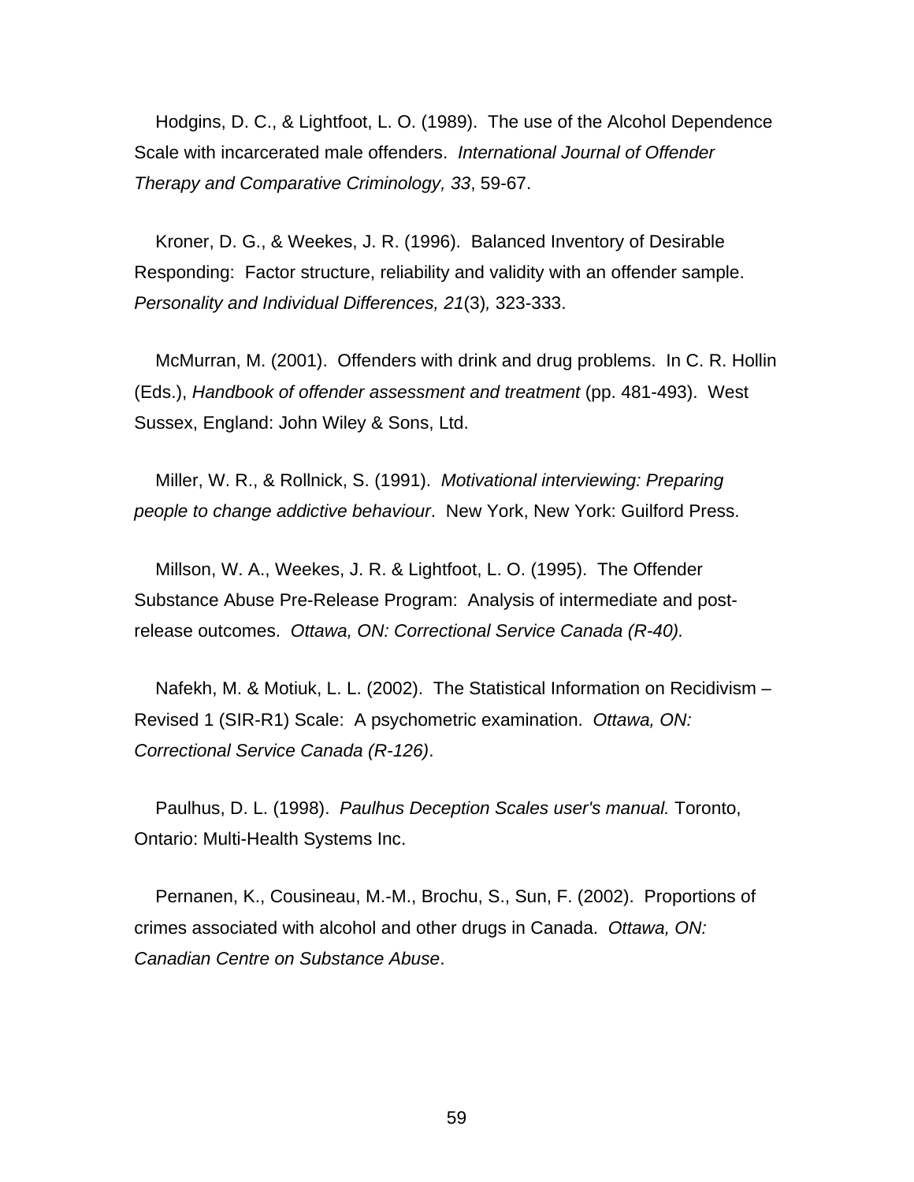Hodgins, D. C., & Lightfoot, L. O. (1989). The use of the Alcohol Dependence Scale with incarcerated male offenders. *International Journal of Offender Therapy and Comparative Criminology, 33*, 59-67.

Kroner, D. G., & Weekes, J. R. (1996). Balanced Inventory of Desirable Responding: Factor structure, reliability and validity with an offender sample. *Personality and Individual Differences, 21*(3)*,* 323-333.

McMurran, M. (2001). Offenders with drink and drug problems. In C. R. Hollin (Eds.), *Handbook of offender assessment and treatment* (pp. 481-493). West Sussex, England: John Wiley & Sons, Ltd.

Miller, W. R., & Rollnick, S. (1991). *Motivational interviewing: Preparing people to change addictive behaviour*. New York, New York: Guilford Press.

Millson, W. A., Weekes, J. R. & Lightfoot, L. O. (1995). The Offender Substance Abuse Pre-Release Program: Analysis of intermediate and post-release outcomes. *Ottawa, ON: Correctional Service Canada (R-40).*

Nafekh, M. & Motiuk, L. L. (2002). The Statistical Information on Recidivism – Revised 1 (SIR-R1) Scale: A psychometric examination. *Ottawa, ON: Correctional Service Canada (R-126)*.

Paulhus, D. L. (1998). *Paulhus Deception Scales user's manual.* Toronto, Ontario: Multi-Health Systems Inc.

Pernanen, K., Cousineau, M.-M., Brochu, S., Sun, F. (2002). Proportions of crimes associated with alcohol and other drugs in Canada. *Ottawa, ON: Canadian Centre on Substance Abuse*.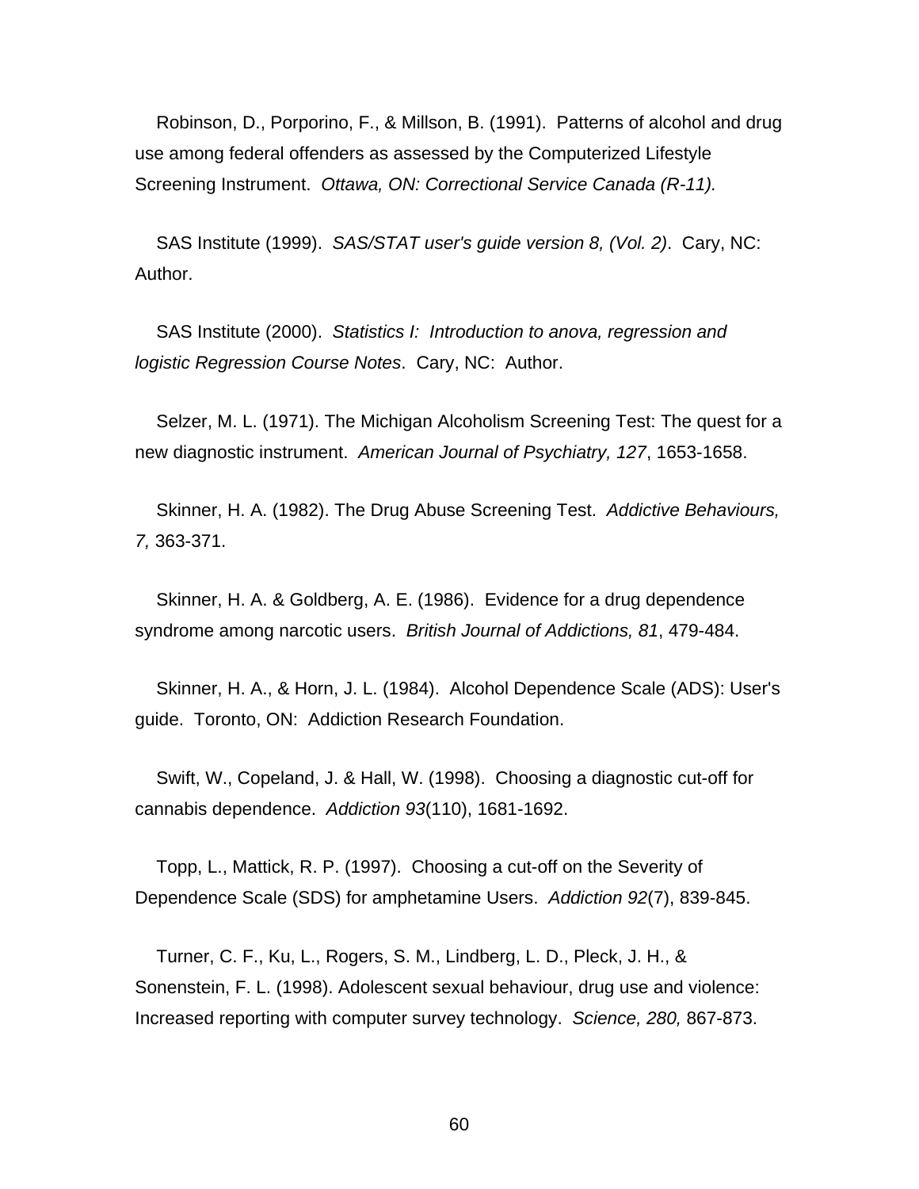Robinson, D., Porporino, F., & Millson, B. (1991). Patterns of alcohol and drug use among federal offenders as assessed by the Computerized Lifestyle Screening Instrument. *Ottawa, ON: Correctional Service Canada (R-11).*

SAS Institute (1999). *SAS/STAT user's guide version 8, (Vol. 2)*. Cary, NC: Author.

SAS Institute (2000). *Statistics I: Introduction to anova, regression and logistic Regression Course Notes*. Cary, NC: Author.

Selzer, M. L. (1971). The Michigan Alcoholism Screening Test: The quest for a new diagnostic instrument. *American Journal of Psychiatry, 127*, 1653-1658.

Skinner, H. A. (1982). The Drug Abuse Screening Test. *Addictive Behaviours, 7,* 363-371.

Skinner, H. A. & Goldberg, A. E. (1986). Evidence for a drug dependence syndrome among narcotic users. *British Journal of Addictions, 81*, 479-484.

Skinner, H. A., & Horn, J. L. (1984). Alcohol Dependence Scale (ADS): User's guide. Toronto, ON: Addiction Research Foundation.

Swift, W., Copeland, J. & Hall, W. (1998). Choosing a diagnostic cut-off for cannabis dependence. *Addiction 93*(110), 1681-1692.

Topp, L., Mattick, R. P. (1997). Choosing a cut-off on the Severity of Dependence Scale (SDS) for amphetamine Users. *Addiction 92*(7), 839-845.

Turner, C. F., Ku, L., Rogers, S. M., Lindberg, L. D., Pleck, J. H., & Sonenstein, F. L. (1998). Adolescent sexual behaviour, drug use and violence: Increased reporting with computer survey technology. *Science, 280,* 867-873.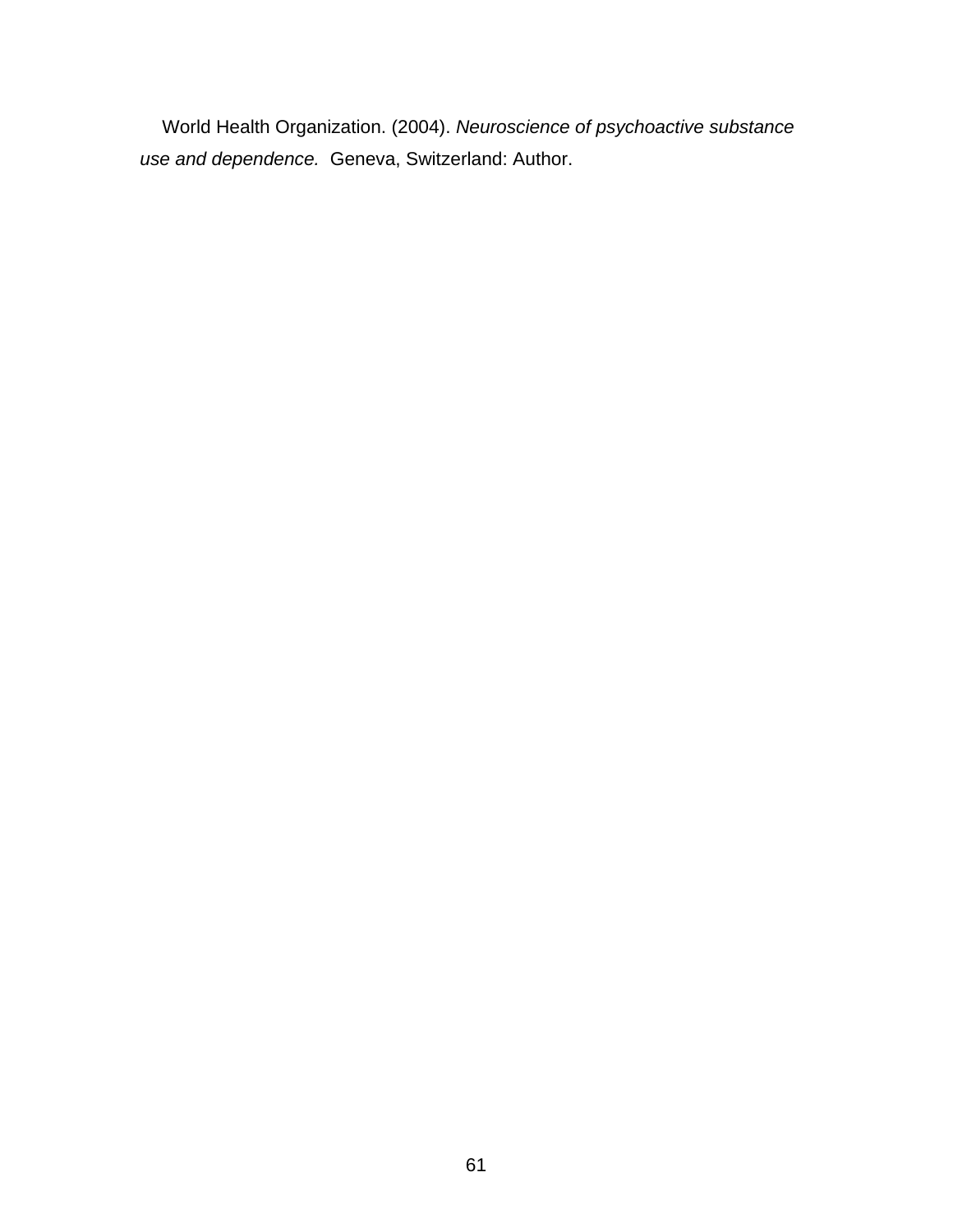World Health Organization. (2004). *Neuroscience of psychoactive substance use and dependence.* Geneva, Switzerland: Author.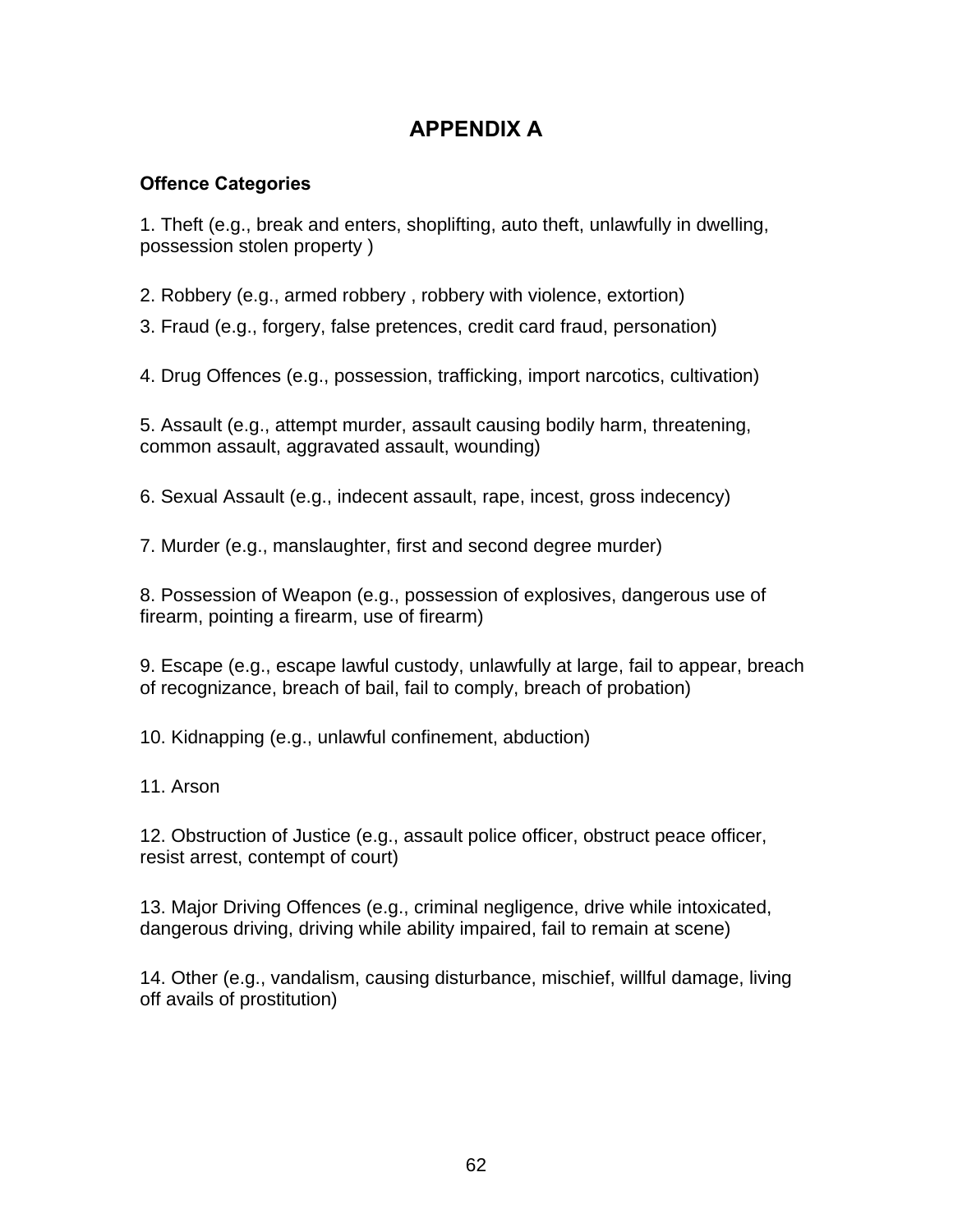# APPENDIX A

**Offence Categories**

1. Theft (e.g., break and enters, shoplifting, auto theft, unlawfully in dwelling, possession stolen property )

2. Robbery (e.g., armed robbery , robbery with violence, extortion)

3. Fraud (e.g., forgery, false pretences, credit card fraud, personation)

4. Drug Offences (e.g., possession, trafficking, import narcotics, cultivation)

5. Assault (e.g., attempt murder, assault causing bodily harm, threatening, common assault, aggravated assault, wounding)

6. Sexual Assault (e.g., indecent assault, rape, incest, gross indecency)

7. Murder (e.g., manslaughter, first and second degree murder)

8. Possession of Weapon (e.g., possession of explosives, dangerous use of firearm, pointing a firearm, use of firearm)

9. Escape (e.g., escape lawful custody, unlawfully at large, fail to appear, breach of recognizance, breach of bail, fail to comply, breach of probation)

10. Kidnapping (e.g., unlawful confinement, abduction)

11. Arson

12. Obstruction of Justice (e.g., assault police officer, obstruct peace officer, resist arrest, contempt of court)

13. Major Driving Offences (e.g., criminal negligence, drive while intoxicated, dangerous driving, driving while ability impaired, fail to remain at scene)

14. Other (e.g., vandalism, causing disturbance, mischief, willful damage, living off avails of prostitution)